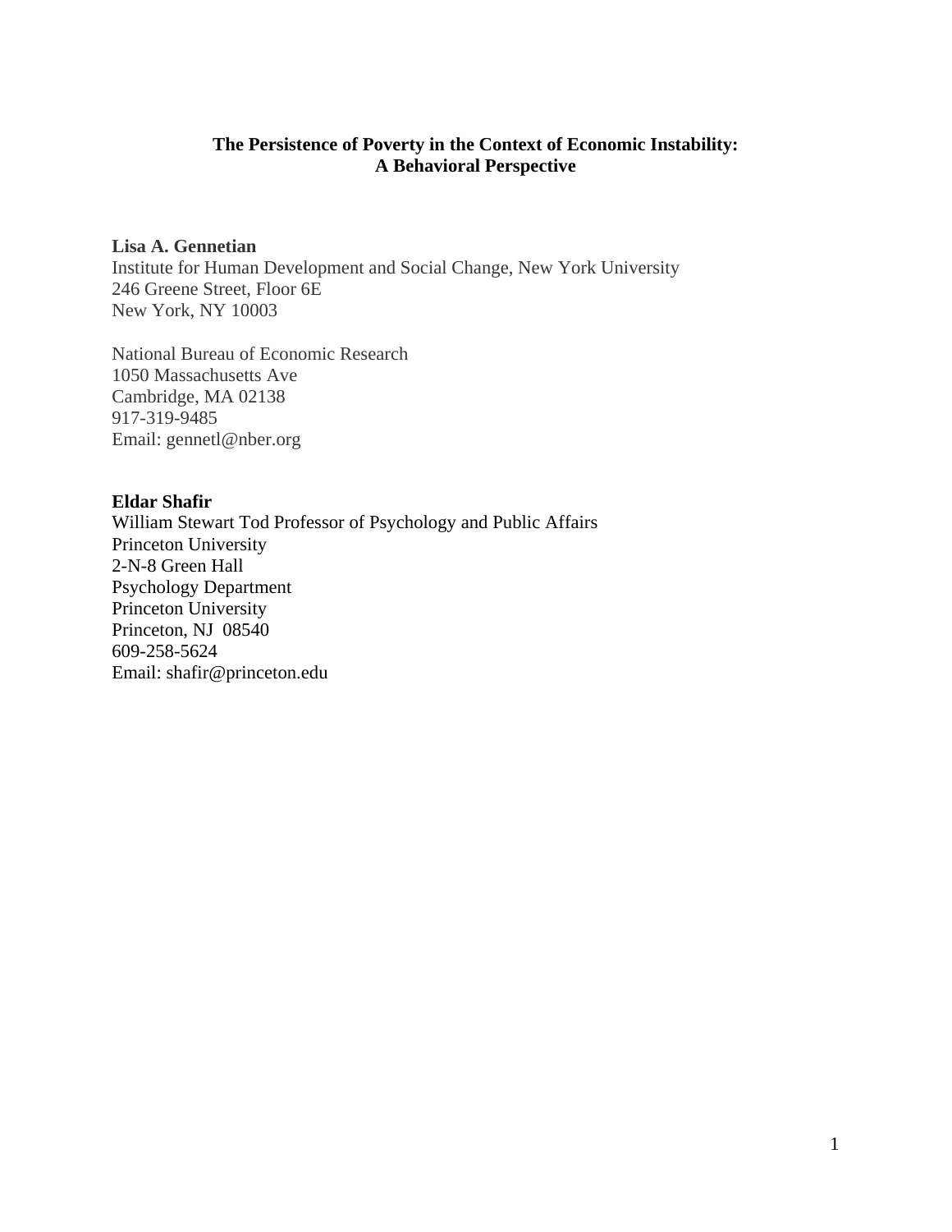# The Persistence of Poverty in the Context of Economic Instability: A Behavioral Perspective

**Lisa A. Gennetian**
Institute for Human Development and Social Change, New York University
246 Greene Street, Floor 6E
New York, NY 10003

National Bureau of Economic Research
1050 Massachusetts Ave
Cambridge, MA 02138
917-319-9485
Email: gennetl@nber.org

**Eldar Shafir**
William Stewart Tod Professor of Psychology and Public Affairs
Princeton University
2-N-8 Green Hall
Psychology Department
Princeton University
Princeton, NJ 08540
609-258-5624
Email: shafir@princeton.edu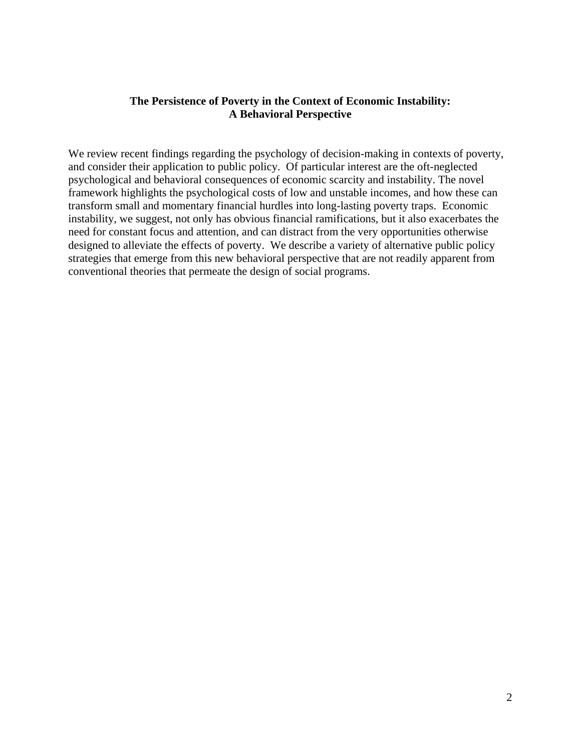**The Persistence of Poverty in the Context of Economic Instability: A Behavioral Perspective**

We review recent findings regarding the psychology of decision-making in contexts of poverty, and consider their application to public policy. Of particular interest are the oft-neglected psychological and behavioral consequences of economic scarcity and instability. The novel framework highlights the psychological costs of low and unstable incomes, and how these can transform small and momentary financial hurdles into long-lasting poverty traps. Economic instability, we suggest, not only has obvious financial ramifications, but it also exacerbates the need for constant focus and attention, and can distract from the very opportunities otherwise designed to alleviate the effects of poverty. We describe a variety of alternative public policy strategies that emerge from this new behavioral perspective that are not readily apparent from conventional theories that permeate the design of social programs.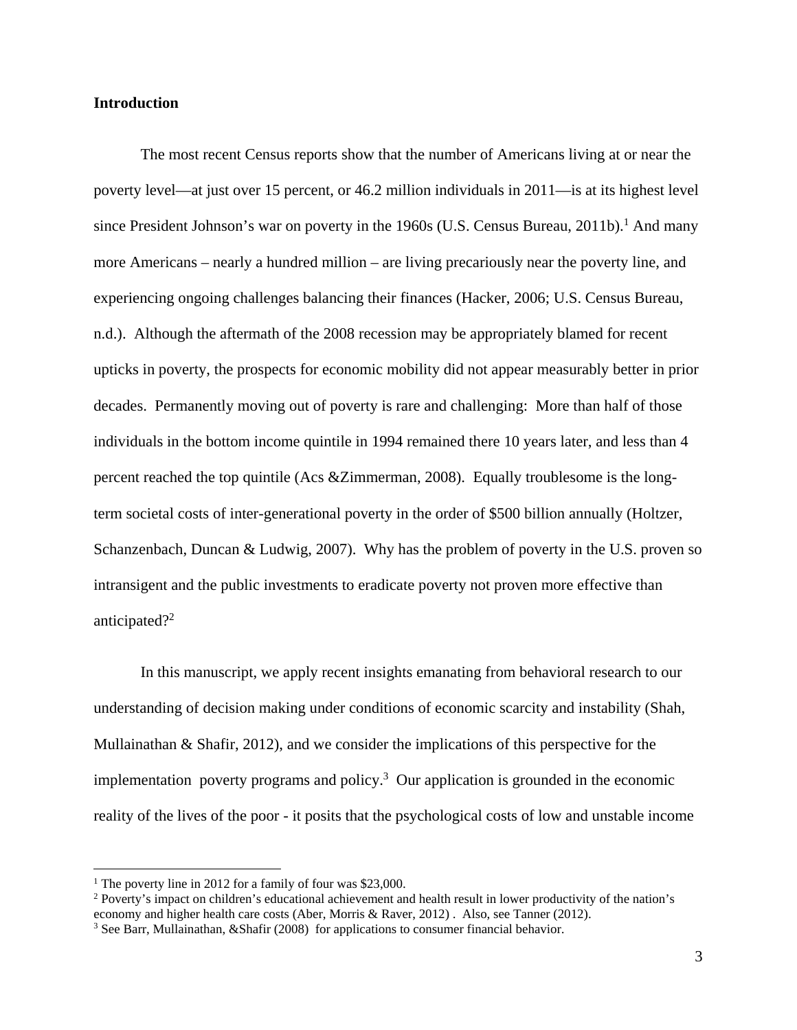**Introduction**

The most recent Census reports show that the number of Americans living at or near the poverty level—at just over 15 percent, or 46.2 million individuals in 2011—is at its highest level since President Johnson's war on poverty in the 1960s (U.S. Census Bureau, 2011b).[1] And many more Americans – nearly a hundred million – are living precariously near the poverty line, and experiencing ongoing challenges balancing their finances (Hacker, 2006; U.S. Census Bureau, n.d.). Although the aftermath of the 2008 recession may be appropriately blamed for recent upticks in poverty, the prospects for economic mobility did not appear measurably better in prior decades. Permanently moving out of poverty is rare and challenging: More than half of those individuals in the bottom income quintile in 1994 remained there 10 years later, and less than 4 percent reached the top quintile (Acs &Zimmerman, 2008). Equally troublesome is the long-term societal costs of inter-generational poverty in the order of $500 billion annually (Holtzer, Schanzenbach, Duncan & Ludwig, 2007). Why has the problem of poverty in the U.S. proven so intransigent and the public investments to eradicate poverty not proven more effective than anticipated?[2]

In this manuscript, we apply recent insights emanating from behavioral research to our understanding of decision making under conditions of economic scarcity and instability (Shah, Mullainathan & Shafir, 2012), and we consider the implications of this perspective for the implementation poverty programs and policy.[3] Our application is grounded in the economic reality of the lives of the poor - it posits that the psychological costs of low and unstable income

[1] The poverty line in 2012 for a family of four was $23,000.

[2] Poverty's impact on children's educational achievement and health result in lower productivity of the nation's economy and higher health care costs (Aber, Morris & Raver, 2012) . Also, see Tanner (2012).

[3] See Barr, Mullainathan, &Shafir (2008) for applications to consumer financial behavior.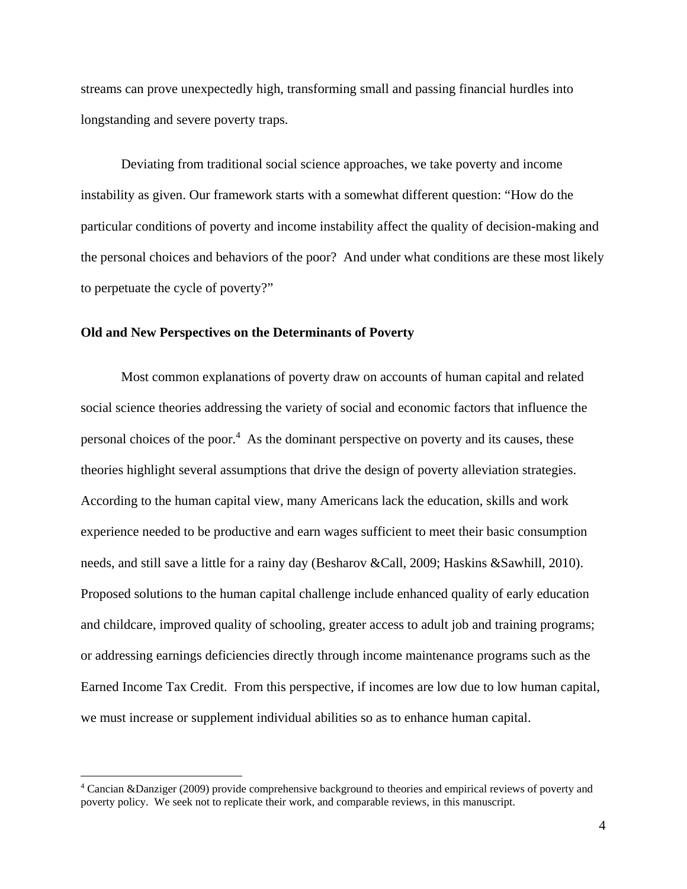streams can prove unexpectedly high, transforming small and passing financial hurdles into longstanding and severe poverty traps.

Deviating from traditional social science approaches, we take poverty and income instability as given. Our framework starts with a somewhat different question: "How do the particular conditions of poverty and income instability affect the quality of decision-making and the personal choices and behaviors of the poor? And under what conditions are these most likely to perpetuate the cycle of poverty?"

**Old and New Perspectives on the Determinants of Poverty**

Most common explanations of poverty draw on accounts of human capital and related social science theories addressing the variety of social and economic factors that influence the personal choices of the poor.[4] As the dominant perspective on poverty and its causes, these theories highlight several assumptions that drive the design of poverty alleviation strategies. According to the human capital view, many Americans lack the education, skills and work experience needed to be productive and earn wages sufficient to meet their basic consumption needs, and still save a little for a rainy day (Besharov &Call, 2009; Haskins &Sawhill, 2010). Proposed solutions to the human capital challenge include enhanced quality of early education and childcare, improved quality of schooling, greater access to adult job and training programs; or addressing earnings deficiencies directly through income maintenance programs such as the Earned Income Tax Credit. From this perspective, if incomes are low due to low human capital, we must increase or supplement individual abilities so as to enhance human capital.

[4] Cancian &Danziger (2009) provide comprehensive background to theories and empirical reviews of poverty and poverty policy. We seek not to replicate their work, and comparable reviews, in this manuscript.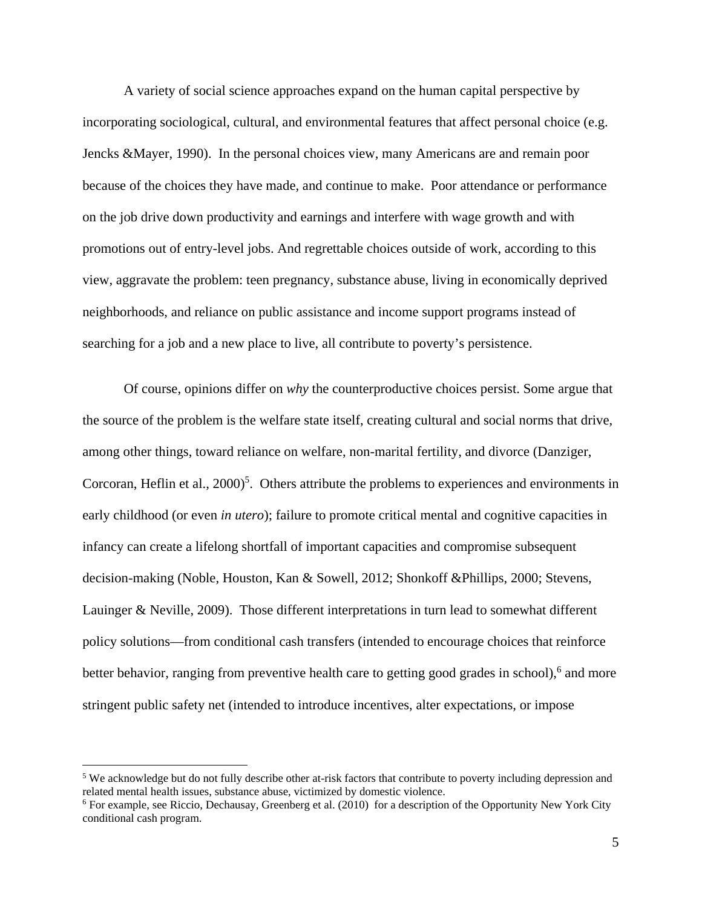A variety of social science approaches expand on the human capital perspective by incorporating sociological, cultural, and environmental features that affect personal choice (e.g. Jencks &Mayer, 1990). In the personal choices view, many Americans are and remain poor because of the choices they have made, and continue to make. Poor attendance or performance on the job drive down productivity and earnings and interfere with wage growth and with promotions out of entry-level jobs. And regrettable choices outside of work, according to this view, aggravate the problem: teen pregnancy, substance abuse, living in economically deprived neighborhoods, and reliance on public assistance and income support programs instead of searching for a job and a new place to live, all contribute to poverty's persistence.

Of course, opinions differ on *why* the counterproductive choices persist. Some argue that the source of the problem is the welfare state itself, creating cultural and social norms that drive, among other things, toward reliance on welfare, non-marital fertility, and divorce (Danziger, Corcoran, Heflin et al., 2000)[5]. Others attribute the problems to experiences and environments in early childhood (or even *in utero*); failure to promote critical mental and cognitive capacities in infancy can create a lifelong shortfall of important capacities and compromise subsequent decision-making (Noble, Houston, Kan & Sowell, 2012; Shonkoff &Phillips, 2000; Stevens, Lauinger & Neville, 2009). Those different interpretations in turn lead to somewhat different policy solutions—from conditional cash transfers (intended to encourage choices that reinforce better behavior, ranging from preventive health care to getting good grades in school),[6] and more stringent public safety net (intended to introduce incentives, alter expectations, or impose

[5] We acknowledge but do not fully describe other at-risk factors that contribute to poverty including depression and related mental health issues, substance abuse, victimized by domestic violence.

[6] For example, see Riccio, Dechausay, Greenberg et al. (2010) for a description of the Opportunity New York City conditional cash program.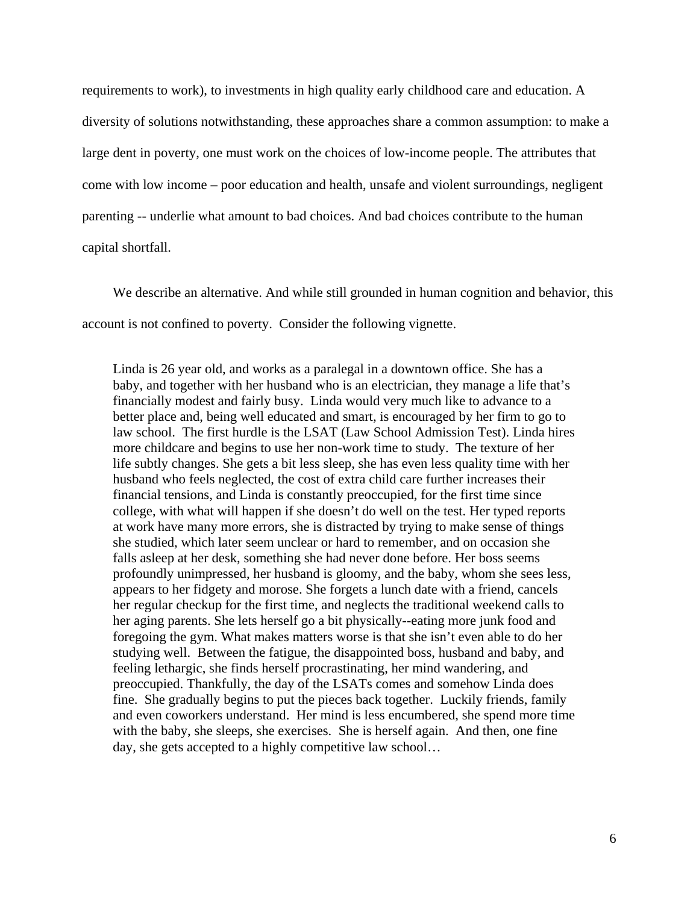requirements to work), to investments in high quality early childhood care and education. A diversity of solutions notwithstanding, these approaches share a common assumption: to make a large dent in poverty, one must work on the choices of low-income people. The attributes that come with low income – poor education and health, unsafe and violent surroundings, negligent parenting -- underlie what amount to bad choices. And bad choices contribute to the human capital shortfall.

We describe an alternative. And while still grounded in human cognition and behavior, this account is not confined to poverty. Consider the following vignette.

> Linda is 26 year old, and works as a paralegal in a downtown office. She has a baby, and together with her husband who is an electrician, they manage a life that's financially modest and fairly busy. Linda would very much like to advance to a better place and, being well educated and smart, is encouraged by her firm to go to law school. The first hurdle is the LSAT (Law School Admission Test). Linda hires more childcare and begins to use her non-work time to study. The texture of her life subtly changes. She gets a bit less sleep, she has even less quality time with her husband who feels neglected, the cost of extra child care further increases their financial tensions, and Linda is constantly preoccupied, for the first time since college, with what will happen if she doesn't do well on the test. Her typed reports at work have many more errors, she is distracted by trying to make sense of things she studied, which later seem unclear or hard to remember, and on occasion she falls asleep at her desk, something she had never done before. Her boss seems profoundly unimpressed, her husband is gloomy, and the baby, whom she sees less, appears to her fidgety and morose. She forgets a lunch date with a friend, cancels her regular checkup for the first time, and neglects the traditional weekend calls to her aging parents. She lets herself go a bit physically--eating more junk food and foregoing the gym. What makes matters worse is that she isn't even able to do her studying well. Between the fatigue, the disappointed boss, husband and baby, and feeling lethargic, she finds herself procrastinating, her mind wandering, and preoccupied. Thankfully, the day of the LSATs comes and somehow Linda does fine. She gradually begins to put the pieces back together. Luckily friends, family and even coworkers understand. Her mind is less encumbered, she spend more time with the baby, she sleeps, she exercises. She is herself again. And then, one fine day, she gets accepted to a highly competitive law school…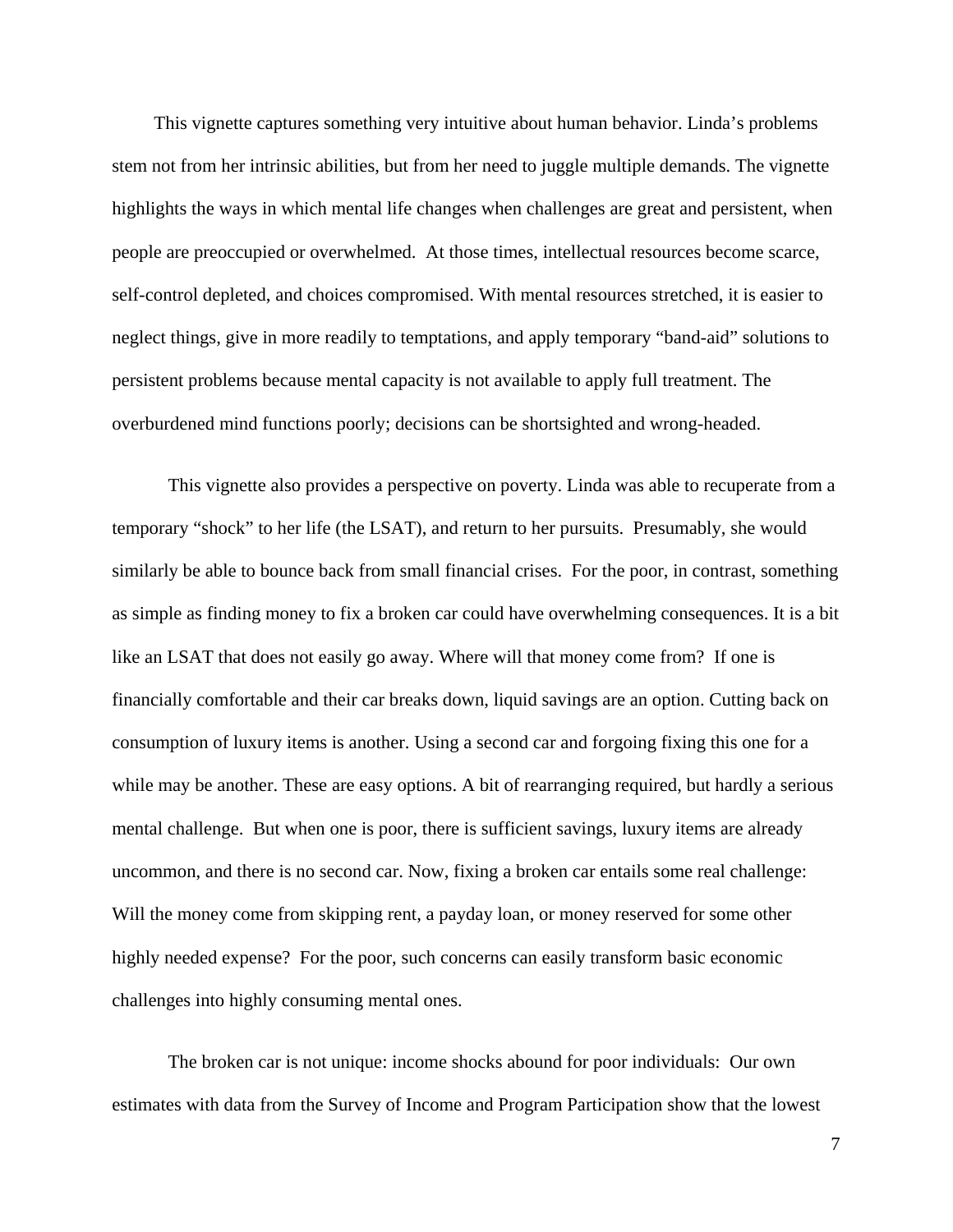This vignette captures something very intuitive about human behavior. Linda's problems stem not from her intrinsic abilities, but from her need to juggle multiple demands. The vignette highlights the ways in which mental life changes when challenges are great and persistent, when people are preoccupied or overwhelmed. At those times, intellectual resources become scarce, self-control depleted, and choices compromised. With mental resources stretched, it is easier to neglect things, give in more readily to temptations, and apply temporary "band-aid" solutions to persistent problems because mental capacity is not available to apply full treatment. The overburdened mind functions poorly; decisions can be shortsighted and wrong-headed.

This vignette also provides a perspective on poverty. Linda was able to recuperate from a temporary "shock" to her life (the LSAT), and return to her pursuits. Presumably, she would similarly be able to bounce back from small financial crises. For the poor, in contrast, something as simple as finding money to fix a broken car could have overwhelming consequences. It is a bit like an LSAT that does not easily go away. Where will that money come from? If one is financially comfortable and their car breaks down, liquid savings are an option. Cutting back on consumption of luxury items is another. Using a second car and forgoing fixing this one for a while may be another. These are easy options. A bit of rearranging required, but hardly a serious mental challenge. But when one is poor, there is sufficient savings, luxury items are already uncommon, and there is no second car. Now, fixing a broken car entails some real challenge: Will the money come from skipping rent, a payday loan, or money reserved for some other highly needed expense? For the poor, such concerns can easily transform basic economic challenges into highly consuming mental ones.

The broken car is not unique: income shocks abound for poor individuals: Our own estimates with data from the Survey of Income and Program Participation show that the lowest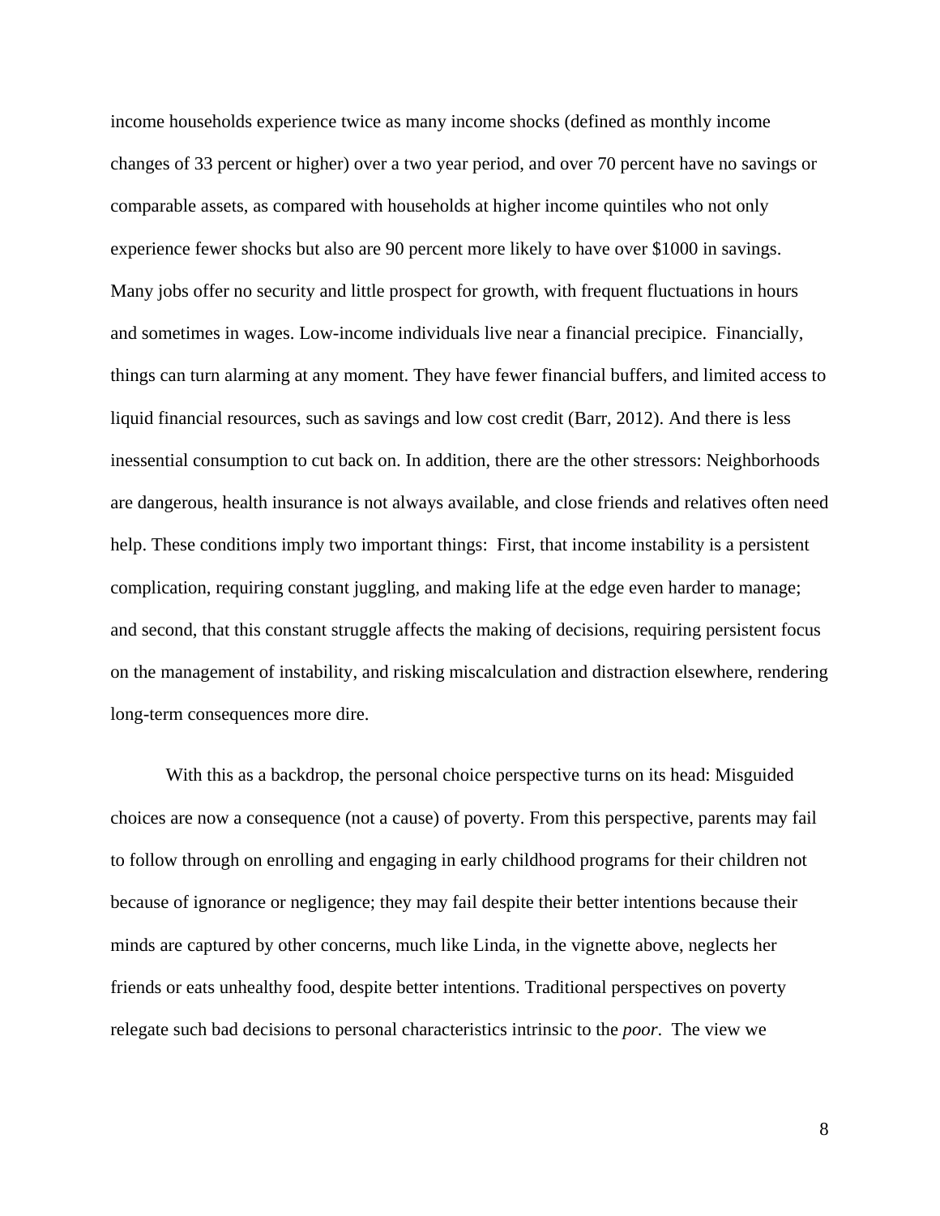income households experience twice as many income shocks (defined as monthly income changes of 33 percent or higher) over a two year period, and over 70 percent have no savings or comparable assets, as compared with households at higher income quintiles who not only experience fewer shocks but also are 90 percent more likely to have over $1000 in savings. Many jobs offer no security and little prospect for growth, with frequent fluctuations in hours and sometimes in wages. Low-income individuals live near a financial precipice. Financially, things can turn alarming at any moment. They have fewer financial buffers, and limited access to liquid financial resources, such as savings and low cost credit (Barr, 2012). And there is less inessential consumption to cut back on. In addition, there are the other stressors: Neighborhoods are dangerous, health insurance is not always available, and close friends and relatives often need help. These conditions imply two important things: First, that income instability is a persistent complication, requiring constant juggling, and making life at the edge even harder to manage; and second, that this constant struggle affects the making of decisions, requiring persistent focus on the management of instability, and risking miscalculation and distraction elsewhere, rendering long-term consequences more dire.

With this as a backdrop, the personal choice perspective turns on its head: Misguided choices are now a consequence (not a cause) of poverty. From this perspective, parents may fail to follow through on enrolling and engaging in early childhood programs for their children not because of ignorance or negligence; they may fail despite their better intentions because their minds are captured by other concerns, much like Linda, in the vignette above, neglects her friends or eats unhealthy food, despite better intentions. Traditional perspectives on poverty relegate such bad decisions to personal characteristics intrinsic to the *poor*. The view we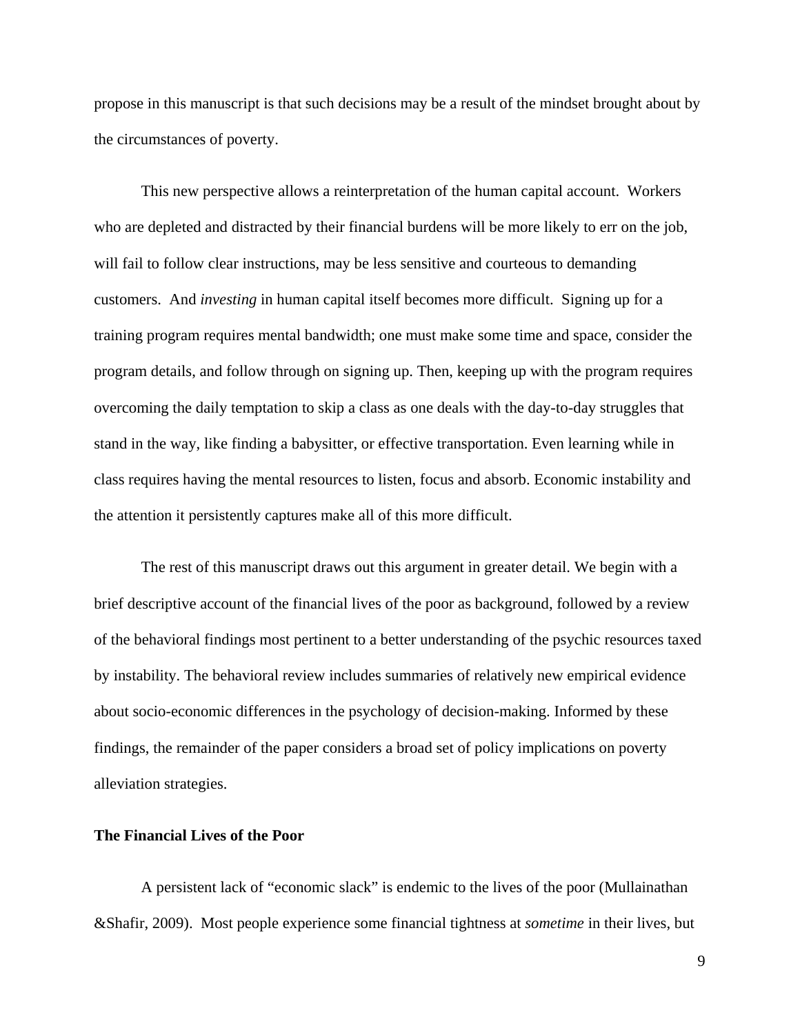propose in this manuscript is that such decisions may be a result of the mindset brought about by the circumstances of poverty.

This new perspective allows a reinterpretation of the human capital account. Workers who are depleted and distracted by their financial burdens will be more likely to err on the job, will fail to follow clear instructions, may be less sensitive and courteous to demanding customers. And *investing* in human capital itself becomes more difficult. Signing up for a training program requires mental bandwidth; one must make some time and space, consider the program details, and follow through on signing up. Then, keeping up with the program requires overcoming the daily temptation to skip a class as one deals with the day-to-day struggles that stand in the way, like finding a babysitter, or effective transportation. Even learning while in class requires having the mental resources to listen, focus and absorb. Economic instability and the attention it persistently captures make all of this more difficult.

The rest of this manuscript draws out this argument in greater detail. We begin with a brief descriptive account of the financial lives of the poor as background, followed by a review of the behavioral findings most pertinent to a better understanding of the psychic resources taxed by instability. The behavioral review includes summaries of relatively new empirical evidence about socio-economic differences in the psychology of decision-making. Informed by these findings, the remainder of the paper considers a broad set of policy implications on poverty alleviation strategies.

## The Financial Lives of the Poor

A persistent lack of "economic slack" is endemic to the lives of the poor (Mullainathan &Shafir, 2009). Most people experience some financial tightness at *sometime* in their lives, but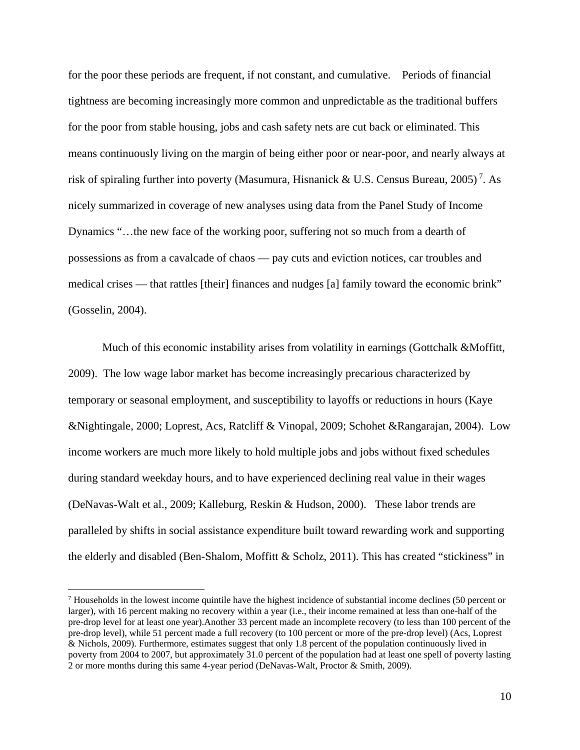for the poor these periods are frequent, if not constant, and cumulative.  Periods of financial tightness are becoming increasingly more common and unpredictable as the traditional buffers for the poor from stable housing, jobs and cash safety nets are cut back or eliminated. This means continuously living on the margin of being either poor or near-poor, and nearly always at risk of spiraling further into poverty (Masumura, Hisnanick & U.S. Census Bureau, 2005)[7]. As nicely summarized in coverage of new analyses using data from the Panel Study of Income Dynamics "…the new face of the working poor, suffering not so much from a dearth of possessions as from a cavalcade of chaos — pay cuts and eviction notices, car troubles and medical crises — that rattles [their] finances and nudges [a] family toward the economic brink" (Gosselin, 2004).

Much of this economic instability arises from volatility in earnings (Gottchalk &Moffitt, 2009).  The low wage labor market has become increasingly precarious characterized by temporary or seasonal employment, and susceptibility to layoffs or reductions in hours (Kaye &Nightingale, 2000; Loprest, Acs, Ratcliff & Vinopal, 2009; Schohet &Rangarajan, 2004).  Low income workers are much more likely to hold multiple jobs and jobs without fixed schedules during standard weekday hours, and to have experienced declining real value in their wages (DeNavas-Walt et al., 2009; Kalleburg, Reskin & Hudson, 2000).  These labor trends are paralleled by shifts in social assistance expenditure built toward rewarding work and supporting the elderly and disabled (Ben-Shalom, Moffitt & Scholz, 2011). This has created "stickiness" in

[7] Households in the lowest income quintile have the highest incidence of substantial income declines (50 percent or larger), with 16 percent making no recovery within a year (i.e., their income remained at less than one-half of the pre-drop level for at least one year).Another 33 percent made an incomplete recovery (to less than 100 percent of the pre-drop level), while 51 percent made a full recovery (to 100 percent or more of the pre-drop level) (Acs, Loprest & Nichols, 2009). Furthermore, estimates suggest that only 1.8 percent of the population continuously lived in poverty from 2004 to 2007, but approximately 31.0 percent of the population had at least one spell of poverty lasting 2 or more months during this same 4-year period (DeNavas-Walt, Proctor & Smith, 2009).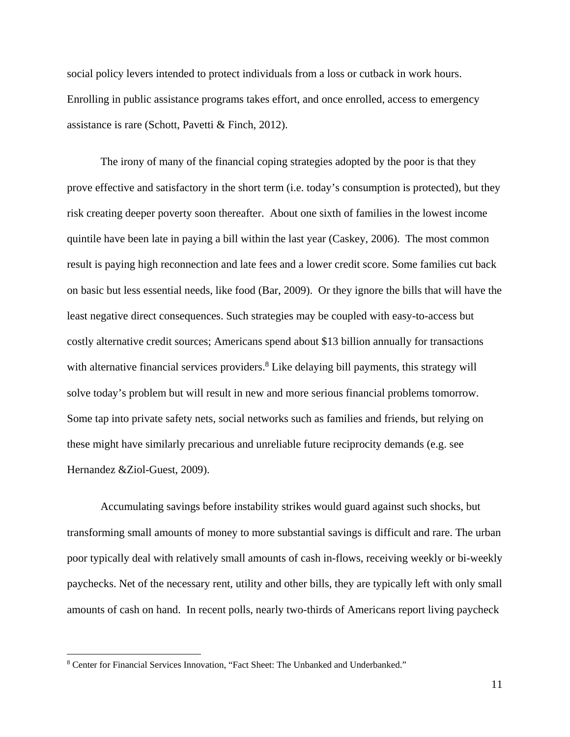social policy levers intended to protect individuals from a loss or cutback in work hours. Enrolling in public assistance programs takes effort, and once enrolled, access to emergency assistance is rare (Schott, Pavetti & Finch, 2012).

The irony of many of the financial coping strategies adopted by the poor is that they prove effective and satisfactory in the short term (i.e. today's consumption is protected), but they risk creating deeper poverty soon thereafter. About one sixth of families in the lowest income quintile have been late in paying a bill within the last year (Caskey, 2006). The most common result is paying high reconnection and late fees and a lower credit score. Some families cut back on basic but less essential needs, like food (Bar, 2009). Or they ignore the bills that will have the least negative direct consequences. Such strategies may be coupled with easy-to-access but costly alternative credit sources; Americans spend about $13 billion annually for transactions with alternative financial services providers.[8] Like delaying bill payments, this strategy will solve today's problem but will result in new and more serious financial problems tomorrow. Some tap into private safety nets, social networks such as families and friends, but relying on these might have similarly precarious and unreliable future reciprocity demands (e.g. see Hernandez &Ziol-Guest, 2009).

Accumulating savings before instability strikes would guard against such shocks, but transforming small amounts of money to more substantial savings is difficult and rare. The urban poor typically deal with relatively small amounts of cash in-flows, receiving weekly or bi-weekly paychecks. Net of the necessary rent, utility and other bills, they are typically left with only small amounts of cash on hand. In recent polls, nearly two-thirds of Americans report living paycheck

[8] Center for Financial Services Innovation, "Fact Sheet: The Unbanked and Underbanked."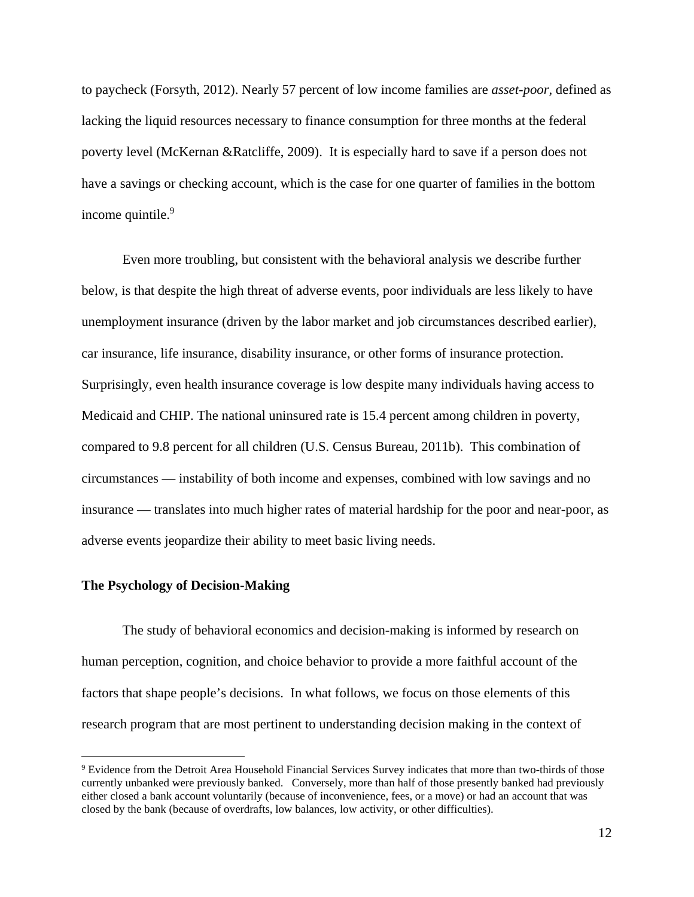to paycheck (Forsyth, 2012). Nearly 57 percent of low income families are *asset-poor*, defined as lacking the liquid resources necessary to finance consumption for three months at the federal poverty level (McKernan &Ratcliffe, 2009). It is especially hard to save if a person does not have a savings or checking account, which is the case for one quarter of families in the bottom income quintile.[9]

Even more troubling, but consistent with the behavioral analysis we describe further below, is that despite the high threat of adverse events, poor individuals are less likely to have unemployment insurance (driven by the labor market and job circumstances described earlier), car insurance, life insurance, disability insurance, or other forms of insurance protection. Surprisingly, even health insurance coverage is low despite many individuals having access to Medicaid and CHIP. The national uninsured rate is 15.4 percent among children in poverty, compared to 9.8 percent for all children (U.S. Census Bureau, 2011b). This combination of circumstances — instability of both income and expenses, combined with low savings and no insurance — translates into much higher rates of material hardship for the poor and near-poor, as adverse events jeopardize their ability to meet basic living needs.

**The Psychology of Decision-Making**

The study of behavioral economics and decision-making is informed by research on human perception, cognition, and choice behavior to provide a more faithful account of the factors that shape people's decisions. In what follows, we focus on those elements of this research program that are most pertinent to understanding decision making in the context of

[9] Evidence from the Detroit Area Household Financial Services Survey indicates that more than two-thirds of those currently unbanked were previously banked. Conversely, more than half of those presently banked had previously either closed a bank account voluntarily (because of inconvenience, fees, or a move) or had an account that was closed by the bank (because of overdrafts, low balances, low activity, or other difficulties).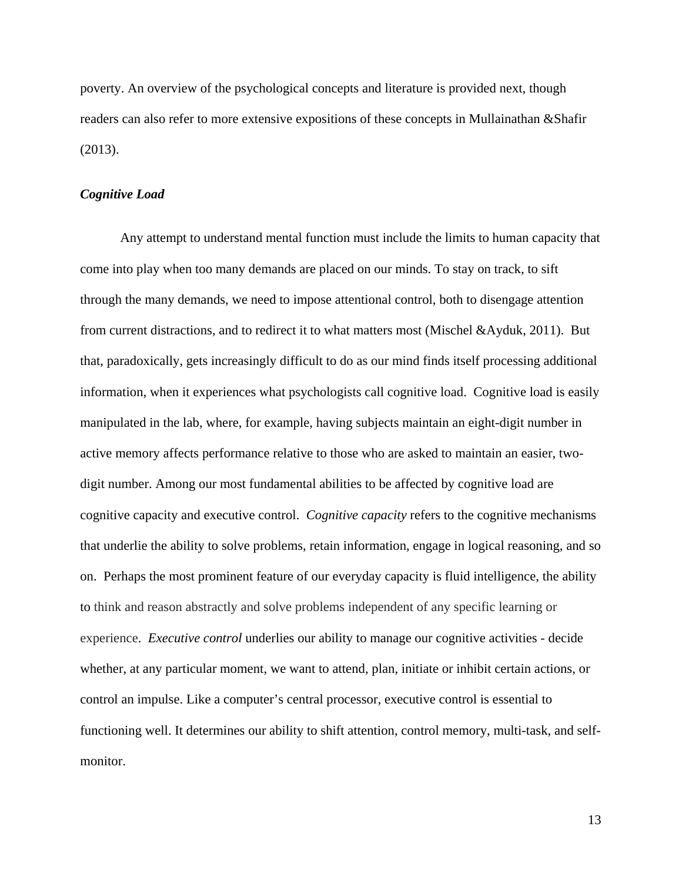poverty. An overview of the psychological concepts and literature is provided next, though readers can also refer to more extensive expositions of these concepts in Mullainathan &Shafir (2013).

### *Cognitive Load*

Any attempt to understand mental function must include the limits to human capacity that come into play when too many demands are placed on our minds. To stay on track, to sift through the many demands, we need to impose attentional control, both to disengage attention from current distractions, and to redirect it to what matters most (Mischel &Ayduk, 2011). But that, paradoxically, gets increasingly difficult to do as our mind finds itself processing additional information, when it experiences what psychologists call cognitive load. Cognitive load is easily manipulated in the lab, where, for example, having subjects maintain an eight-digit number in active memory affects performance relative to those who are asked to maintain an easier, two-digit number. Among our most fundamental abilities to be affected by cognitive load are cognitive capacity and executive control. *Cognitive capacity* refers to the cognitive mechanisms that underlie the ability to solve problems, retain information, engage in logical reasoning, and so on. Perhaps the most prominent feature of our everyday capacity is fluid intelligence, the ability to think and reason abstractly and solve problems independent of any specific learning or experience. *Executive control* underlies our ability to manage our cognitive activities - decide whether, at any particular moment, we want to attend, plan, initiate or inhibit certain actions, or control an impulse. Like a computer's central processor, executive control is essential to functioning well. It determines our ability to shift attention, control memory, multi-task, and self-monitor.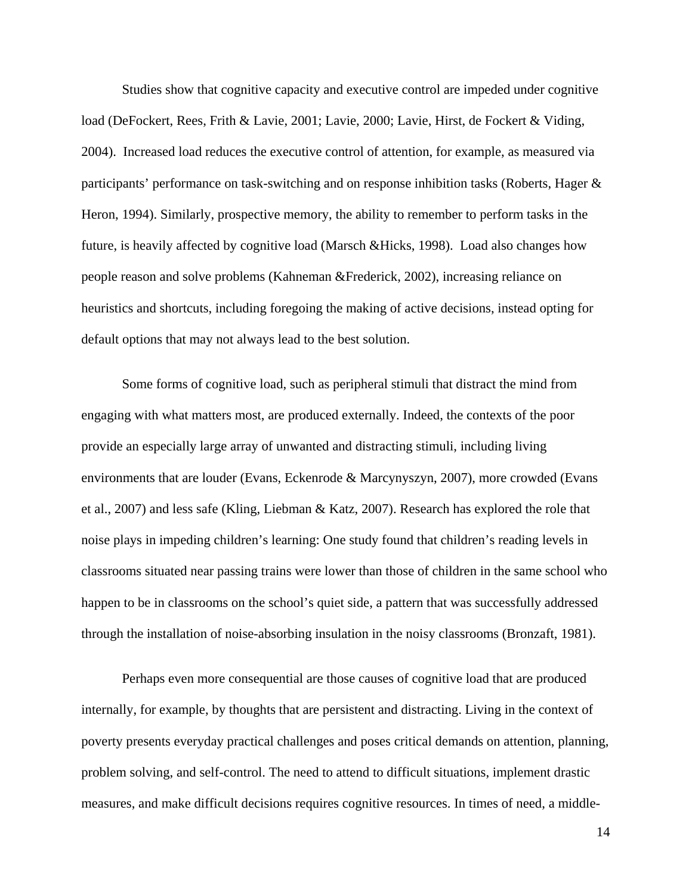Studies show that cognitive capacity and executive control are impeded under cognitive load (DeFockert, Rees, Frith & Lavie, 2001; Lavie, 2000; Lavie, Hirst, de Fockert & Viding, 2004). Increased load reduces the executive control of attention, for example, as measured via participants' performance on task-switching and on response inhibition tasks (Roberts, Hager & Heron, 1994). Similarly, prospective memory, the ability to remember to perform tasks in the future, is heavily affected by cognitive load (Marsch &Hicks, 1998). Load also changes how people reason and solve problems (Kahneman &Frederick, 2002), increasing reliance on heuristics and shortcuts, including foregoing the making of active decisions, instead opting for default options that may not always lead to the best solution.

Some forms of cognitive load, such as peripheral stimuli that distract the mind from engaging with what matters most, are produced externally. Indeed, the contexts of the poor provide an especially large array of unwanted and distracting stimuli, including living environments that are louder (Evans, Eckenrode & Marcynyszyn, 2007), more crowded (Evans et al., 2007) and less safe (Kling, Liebman & Katz, 2007). Research has explored the role that noise plays in impeding children's learning: One study found that children's reading levels in classrooms situated near passing trains were lower than those of children in the same school who happen to be in classrooms on the school's quiet side, a pattern that was successfully addressed through the installation of noise-absorbing insulation in the noisy classrooms (Bronzaft, 1981).

Perhaps even more consequential are those causes of cognitive load that are produced internally, for example, by thoughts that are persistent and distracting. Living in the context of poverty presents everyday practical challenges and poses critical demands on attention, planning, problem solving, and self-control. The need to attend to difficult situations, implement drastic measures, and make difficult decisions requires cognitive resources. In times of need, a middle-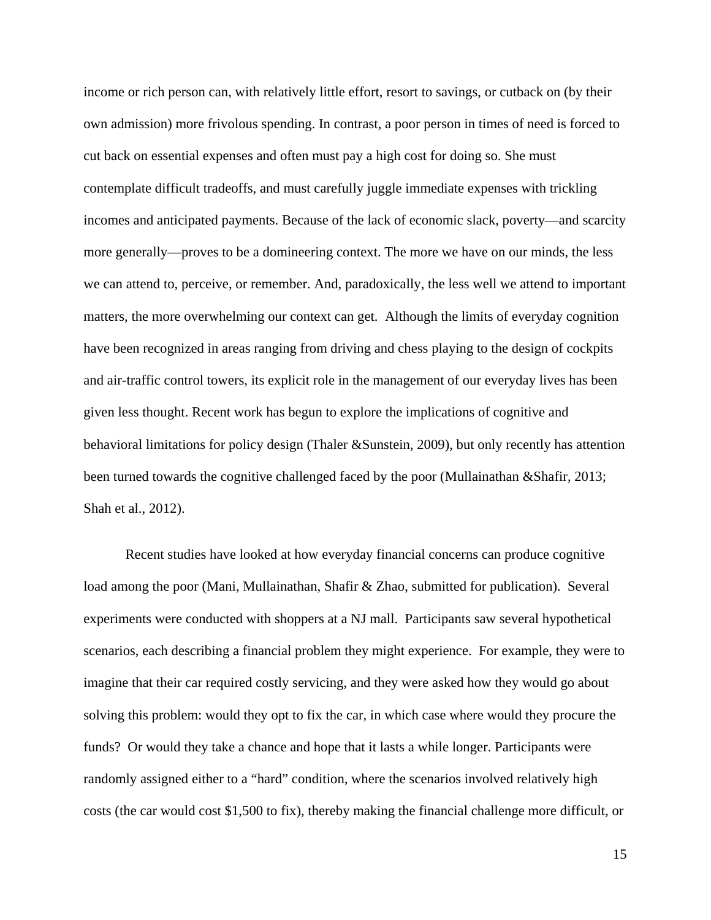income or rich person can, with relatively little effort, resort to savings, or cutback on (by their own admission) more frivolous spending. In contrast, a poor person in times of need is forced to cut back on essential expenses and often must pay a high cost for doing so. She must contemplate difficult tradeoffs, and must carefully juggle immediate expenses with trickling incomes and anticipated payments. Because of the lack of economic slack, poverty—and scarcity more generally—proves to be a domineering context. The more we have on our minds, the less we can attend to, perceive, or remember. And, paradoxically, the less well we attend to important matters, the more overwhelming our context can get. Although the limits of everyday cognition have been recognized in areas ranging from driving and chess playing to the design of cockpits and air-traffic control towers, its explicit role in the management of our everyday lives has been given less thought. Recent work has begun to explore the implications of cognitive and behavioral limitations for policy design (Thaler &Sunstein, 2009), but only recently has attention been turned towards the cognitive challenged faced by the poor (Mullainathan &Shafir, 2013; Shah et al., 2012).

Recent studies have looked at how everyday financial concerns can produce cognitive load among the poor (Mani, Mullainathan, Shafir & Zhao, submitted for publication). Several experiments were conducted with shoppers at a NJ mall. Participants saw several hypothetical scenarios, each describing a financial problem they might experience. For example, they were to imagine that their car required costly servicing, and they were asked how they would go about solving this problem: would they opt to fix the car, in which case where would they procure the funds? Or would they take a chance and hope that it lasts a while longer. Participants were randomly assigned either to a "hard" condition, where the scenarios involved relatively high costs (the car would cost $1,500 to fix), thereby making the financial challenge more difficult, or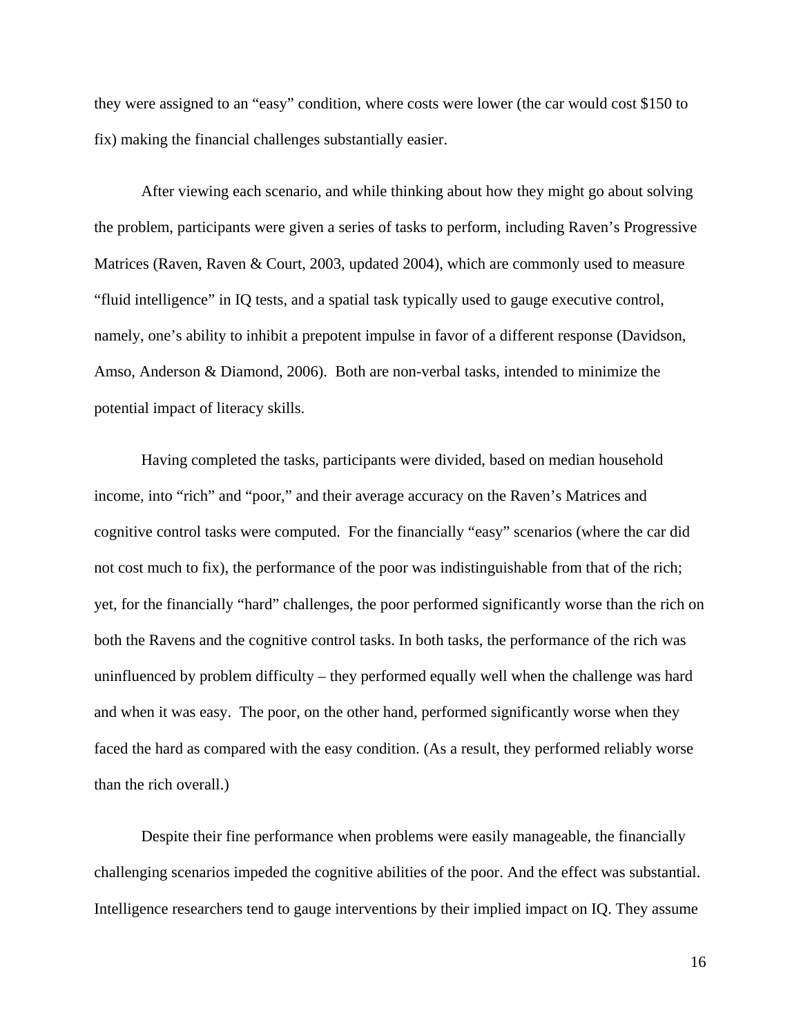they were assigned to an "easy" condition, where costs were lower (the car would cost $150 to fix) making the financial challenges substantially easier.

After viewing each scenario, and while thinking about how they might go about solving the problem, participants were given a series of tasks to perform, including Raven's Progressive Matrices (Raven, Raven & Court, 2003, updated 2004), which are commonly used to measure "fluid intelligence" in IQ tests, and a spatial task typically used to gauge executive control, namely, one's ability to inhibit a prepotent impulse in favor of a different response (Davidson, Amso, Anderson & Diamond, 2006). Both are non-verbal tasks, intended to minimize the potential impact of literacy skills.

Having completed the tasks, participants were divided, based on median household income, into "rich" and "poor," and their average accuracy on the Raven's Matrices and cognitive control tasks were computed. For the financially "easy" scenarios (where the car did not cost much to fix), the performance of the poor was indistinguishable from that of the rich; yet, for the financially "hard" challenges, the poor performed significantly worse than the rich on both the Ravens and the cognitive control tasks. In both tasks, the performance of the rich was uninfluenced by problem difficulty – they performed equally well when the challenge was hard and when it was easy. The poor, on the other hand, performed significantly worse when they faced the hard as compared with the easy condition. (As a result, they performed reliably worse than the rich overall.)

Despite their fine performance when problems were easily manageable, the financially challenging scenarios impeded the cognitive abilities of the poor. And the effect was substantial. Intelligence researchers tend to gauge interventions by their implied impact on IQ. They assume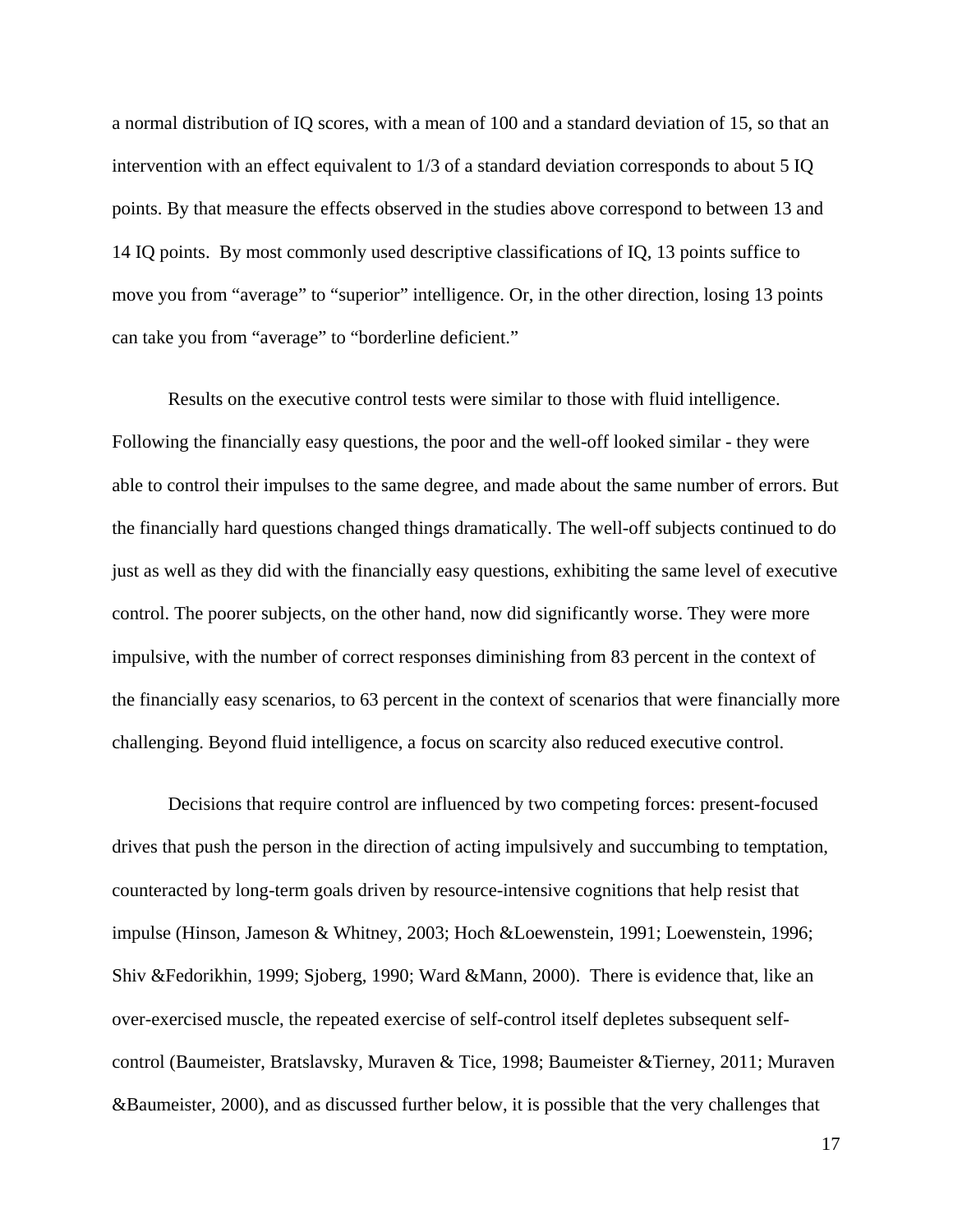a normal distribution of IQ scores, with a mean of 100 and a standard deviation of 15, so that an intervention with an effect equivalent to 1/3 of a standard deviation corresponds to about 5 IQ points. By that measure the effects observed in the studies above correspond to between 13 and 14 IQ points. By most commonly used descriptive classifications of IQ, 13 points suffice to move you from "average" to "superior" intelligence. Or, in the other direction, losing 13 points can take you from "average" to "borderline deficient."

Results on the executive control tests were similar to those with fluid intelligence. Following the financially easy questions, the poor and the well-off looked similar - they were able to control their impulses to the same degree, and made about the same number of errors. But the financially hard questions changed things dramatically. The well-off subjects continued to do just as well as they did with the financially easy questions, exhibiting the same level of executive control. The poorer subjects, on the other hand, now did significantly worse. They were more impulsive, with the number of correct responses diminishing from 83 percent in the context of the financially easy scenarios, to 63 percent in the context of scenarios that were financially more challenging. Beyond fluid intelligence, a focus on scarcity also reduced executive control.

Decisions that require control are influenced by two competing forces: present-focused drives that push the person in the direction of acting impulsively and succumbing to temptation, counteracted by long-term goals driven by resource-intensive cognitions that help resist that impulse (Hinson, Jameson & Whitney, 2003; Hoch &Loewenstein, 1991; Loewenstein, 1996; Shiv &Fedorikhin, 1999; Sjoberg, 1990; Ward &Mann, 2000). There is evidence that, like an over-exercised muscle, the repeated exercise of self-control itself depletes subsequent self-control (Baumeister, Bratslavsky, Muraven & Tice, 1998; Baumeister &Tierney, 2011; Muraven &Baumeister, 2000), and as discussed further below, it is possible that the very challenges that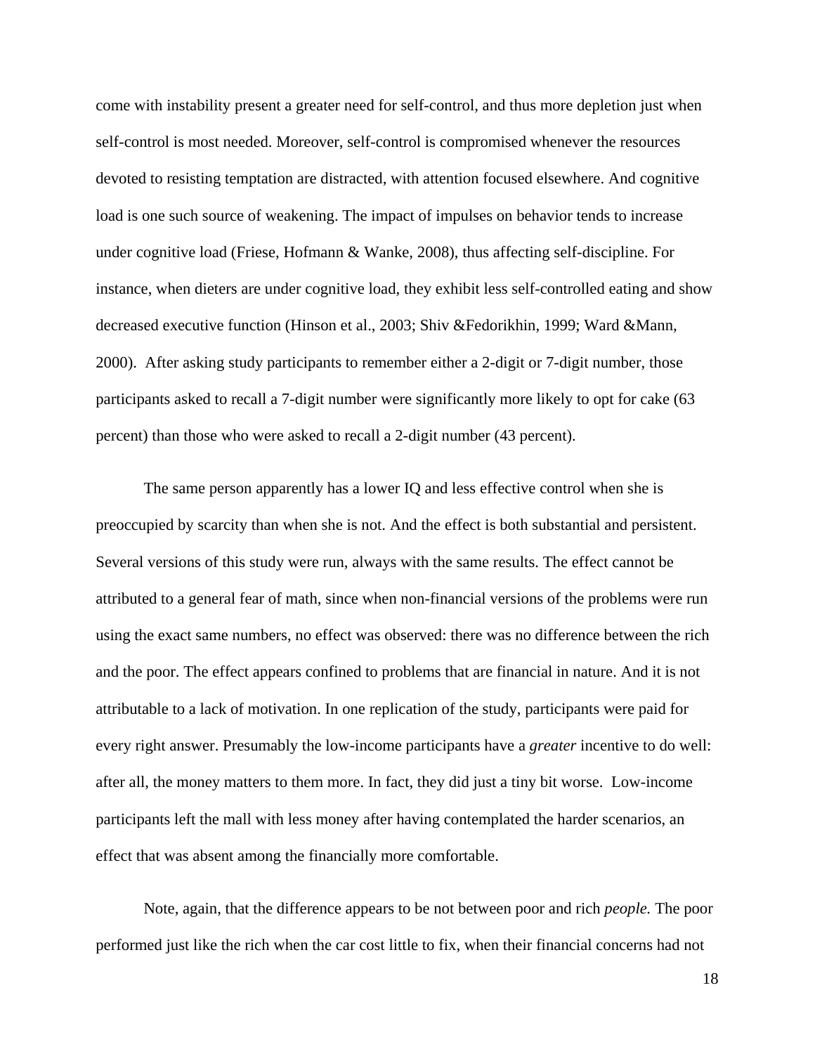come with instability present a greater need for self-control, and thus more depletion just when self-control is most needed. Moreover, self-control is compromised whenever the resources devoted to resisting temptation are distracted, with attention focused elsewhere. And cognitive load is one such source of weakening. The impact of impulses on behavior tends to increase under cognitive load (Friese, Hofmann & Wanke, 2008), thus affecting self-discipline. For instance, when dieters are under cognitive load, they exhibit less self-controlled eating and show decreased executive function (Hinson et al., 2003; Shiv &Fedorikhin, 1999; Ward &Mann, 2000). After asking study participants to remember either a 2-digit or 7-digit number, those participants asked to recall a 7-digit number were significantly more likely to opt for cake (63 percent) than those who were asked to recall a 2-digit number (43 percent).

The same person apparently has a lower IQ and less effective control when she is preoccupied by scarcity than when she is not. And the effect is both substantial and persistent. Several versions of this study were run, always with the same results. The effect cannot be attributed to a general fear of math, since when non-financial versions of the problems were run using the exact same numbers, no effect was observed: there was no difference between the rich and the poor. The effect appears confined to problems that are financial in nature. And it is not attributable to a lack of motivation. In one replication of the study, participants were paid for every right answer. Presumably the low-income participants have a *greater* incentive to do well: after all, the money matters to them more. In fact, they did just a tiny bit worse. Low-income participants left the mall with less money after having contemplated the harder scenarios, an effect that was absent among the financially more comfortable.

Note, again, that the difference appears to be not between poor and rich *people.* The poor performed just like the rich when the car cost little to fix, when their financial concerns had not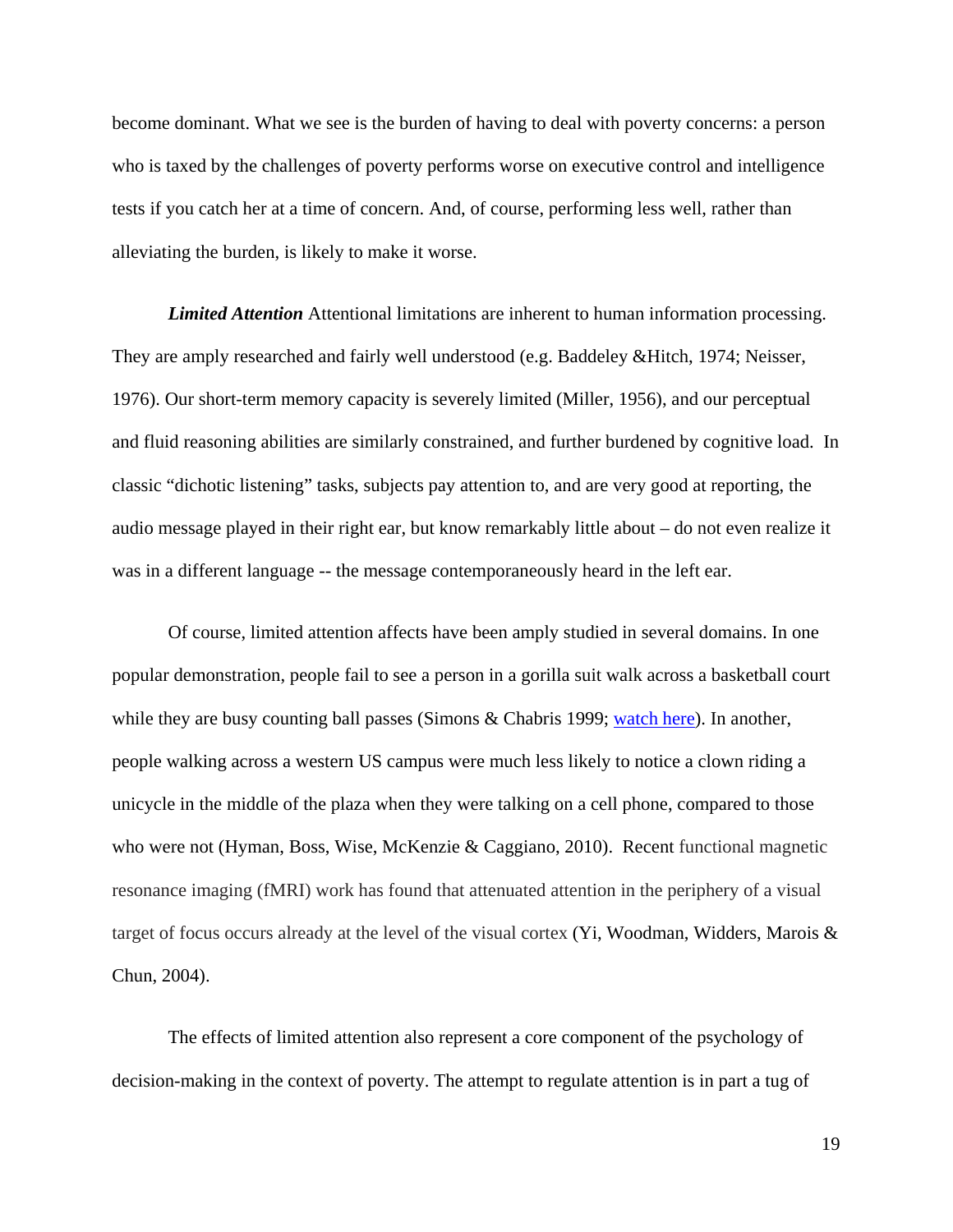become dominant. What we see is the burden of having to deal with poverty concerns: a person who is taxed by the challenges of poverty performs worse on executive control and intelligence tests if you catch her at a time of concern. And, of course, performing less well, rather than alleviating the burden, is likely to make it worse.

***Limited Attention*** Attentional limitations are inherent to human information processing. They are amply researched and fairly well understood (e.g. Baddeley &Hitch, 1974; Neisser, 1976). Our short-term memory capacity is severely limited (Miller, 1956), and our perceptual and fluid reasoning abilities are similarly constrained, and further burdened by cognitive load. In classic "dichotic listening" tasks, subjects pay attention to, and are very good at reporting, the audio message played in their right ear, but know remarkably little about – do not even realize it was in a different language -- the message contemporaneously heard in the left ear.

Of course, limited attention affects have been amply studied in several domains. In one popular demonstration, people fail to see a person in a gorilla suit walk across a basketball court while they are busy counting ball passes (Simons & Chabris 1999; watch here). In another, people walking across a western US campus were much less likely to notice a clown riding a unicycle in the middle of the plaza when they were talking on a cell phone, compared to those who were not (Hyman, Boss, Wise, McKenzie & Caggiano, 2010). Recent functional magnetic resonance imaging (fMRI) work has found that attenuated attention in the periphery of a visual target of focus occurs already at the level of the visual cortex (Yi, Woodman, Widders, Marois & Chun, 2004).

The effects of limited attention also represent a core component of the psychology of decision-making in the context of poverty. The attempt to regulate attention is in part a tug of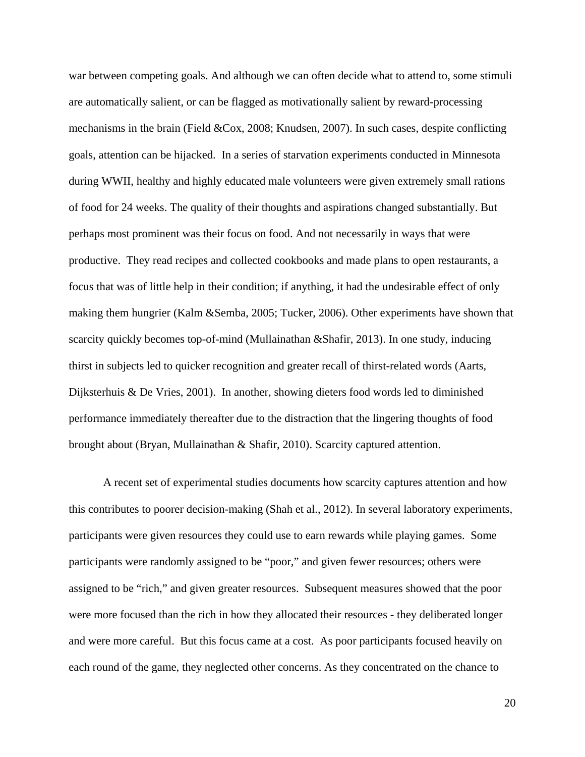war between competing goals. And although we can often decide what to attend to, some stimuli are automatically salient, or can be flagged as motivationally salient by reward-processing mechanisms in the brain (Field &Cox, 2008; Knudsen, 2007). In such cases, despite conflicting goals, attention can be hijacked. In a series of starvation experiments conducted in Minnesota during WWII, healthy and highly educated male volunteers were given extremely small rations of food for 24 weeks. The quality of their thoughts and aspirations changed substantially. But perhaps most prominent was their focus on food. And not necessarily in ways that were productive. They read recipes and collected cookbooks and made plans to open restaurants, a focus that was of little help in their condition; if anything, it had the undesirable effect of only making them hungrier (Kalm &Semba, 2005; Tucker, 2006). Other experiments have shown that scarcity quickly becomes top-of-mind (Mullainathan &Shafir, 2013). In one study, inducing thirst in subjects led to quicker recognition and greater recall of thirst-related words (Aarts, Dijksterhuis & De Vries, 2001). In another, showing dieters food words led to diminished performance immediately thereafter due to the distraction that the lingering thoughts of food brought about (Bryan, Mullainathan & Shafir, 2010). Scarcity captured attention.

A recent set of experimental studies documents how scarcity captures attention and how this contributes to poorer decision-making (Shah et al., 2012). In several laboratory experiments, participants were given resources they could use to earn rewards while playing games. Some participants were randomly assigned to be "poor," and given fewer resources; others were assigned to be "rich," and given greater resources. Subsequent measures showed that the poor were more focused than the rich in how they allocated their resources - they deliberated longer and were more careful. But this focus came at a cost. As poor participants focused heavily on each round of the game, they neglected other concerns. As they concentrated on the chance to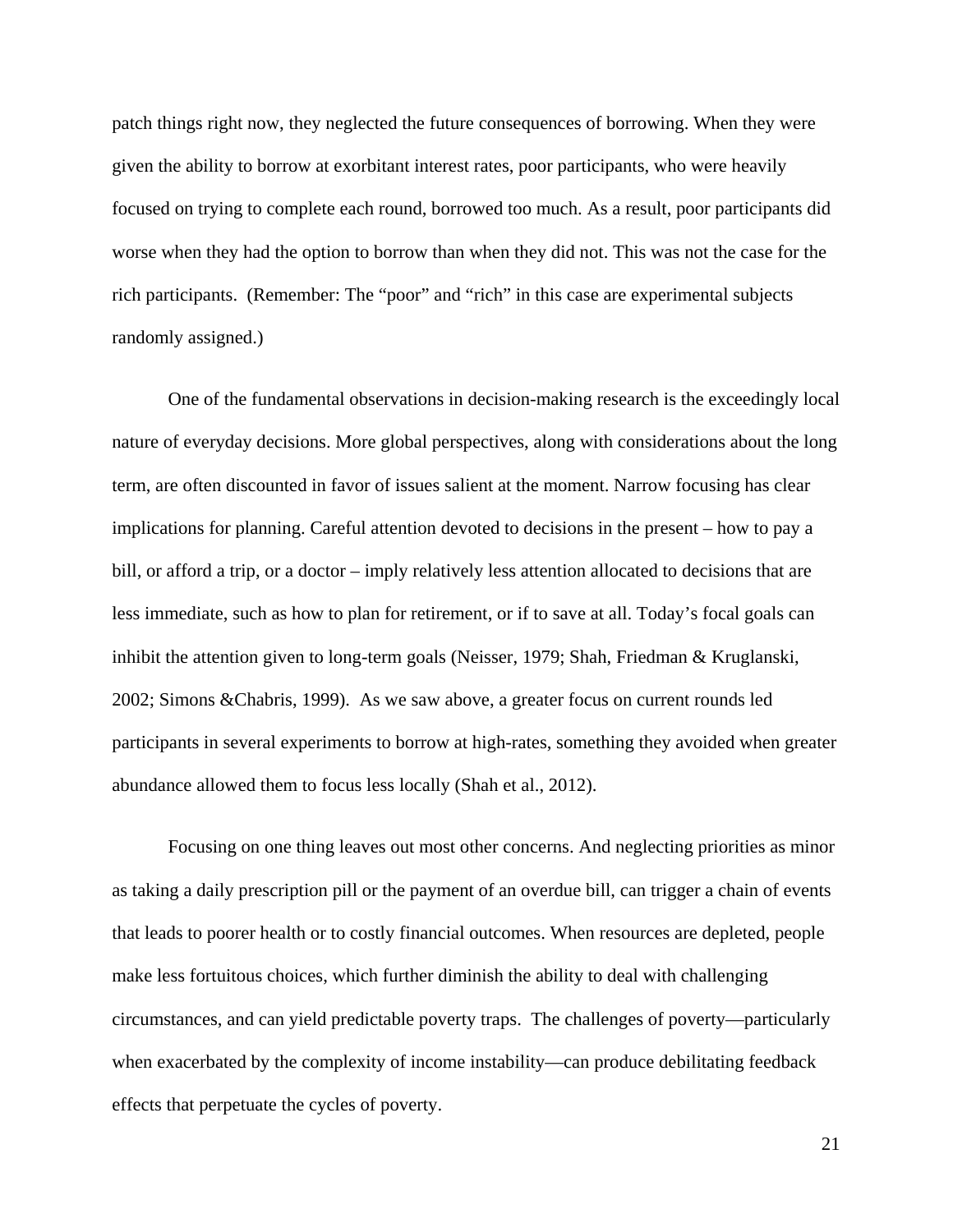patch things right now, they neglected the future consequences of borrowing. When they were given the ability to borrow at exorbitant interest rates, poor participants, who were heavily focused on trying to complete each round, borrowed too much. As a result, poor participants did worse when they had the option to borrow than when they did not. This was not the case for the rich participants.  (Remember: The "poor" and "rich" in this case are experimental subjects randomly assigned.)

One of the fundamental observations in decision-making research is the exceedingly local nature of everyday decisions. More global perspectives, along with considerations about the long term, are often discounted in favor of issues salient at the moment. Narrow focusing has clear implications for planning. Careful attention devoted to decisions in the present – how to pay a bill, or afford a trip, or a doctor – imply relatively less attention allocated to decisions that are less immediate, such as how to plan for retirement, or if to save at all. Today's focal goals can inhibit the attention given to long-term goals (Neisser, 1979; Shah, Friedman & Kruglanski, 2002; Simons &Chabris, 1999).  As we saw above, a greater focus on current rounds led participants in several experiments to borrow at high-rates, something they avoided when greater abundance allowed them to focus less locally (Shah et al., 2012).

Focusing on one thing leaves out most other concerns. And neglecting priorities as minor as taking a daily prescription pill or the payment of an overdue bill, can trigger a chain of events that leads to poorer health or to costly financial outcomes. When resources are depleted, people make less fortuitous choices, which further diminish the ability to deal with challenging circumstances, and can yield predictable poverty traps.  The challenges of poverty—particularly when exacerbated by the complexity of income instability—can produce debilitating feedback effects that perpetuate the cycles of poverty.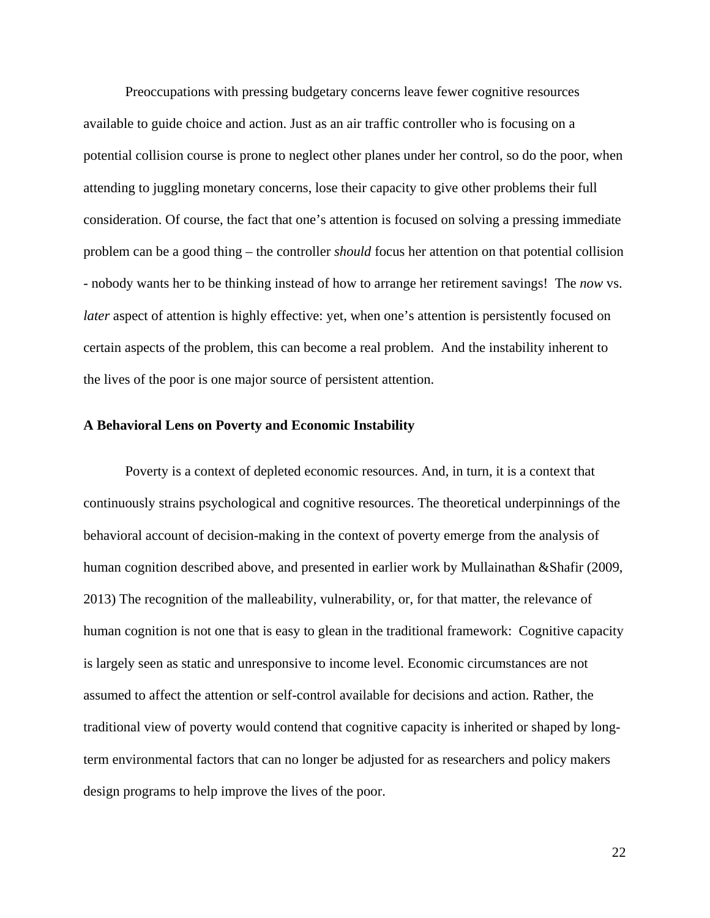Preoccupations with pressing budgetary concerns leave fewer cognitive resources available to guide choice and action. Just as an air traffic controller who is focusing on a potential collision course is prone to neglect other planes under her control, so do the poor, when attending to juggling monetary concerns, lose their capacity to give other problems their full consideration. Of course, the fact that one's attention is focused on solving a pressing immediate problem can be a good thing – the controller *should* focus her attention on that potential collision - nobody wants her to be thinking instead of how to arrange her retirement savings! The *now* vs. *later* aspect of attention is highly effective: yet, when one's attention is persistently focused on certain aspects of the problem, this can become a real problem. And the instability inherent to the lives of the poor is one major source of persistent attention.

## A Behavioral Lens on Poverty and Economic Instability

Poverty is a context of depleted economic resources. And, in turn, it is a context that continuously strains psychological and cognitive resources. The theoretical underpinnings of the behavioral account of decision-making in the context of poverty emerge from the analysis of human cognition described above, and presented in earlier work by Mullainathan &Shafir (2009, 2013) The recognition of the malleability, vulnerability, or, for that matter, the relevance of human cognition is not one that is easy to glean in the traditional framework: Cognitive capacity is largely seen as static and unresponsive to income level. Economic circumstances are not assumed to affect the attention or self-control available for decisions and action. Rather, the traditional view of poverty would contend that cognitive capacity is inherited or shaped by long-term environmental factors that can no longer be adjusted for as researchers and policy makers design programs to help improve the lives of the poor.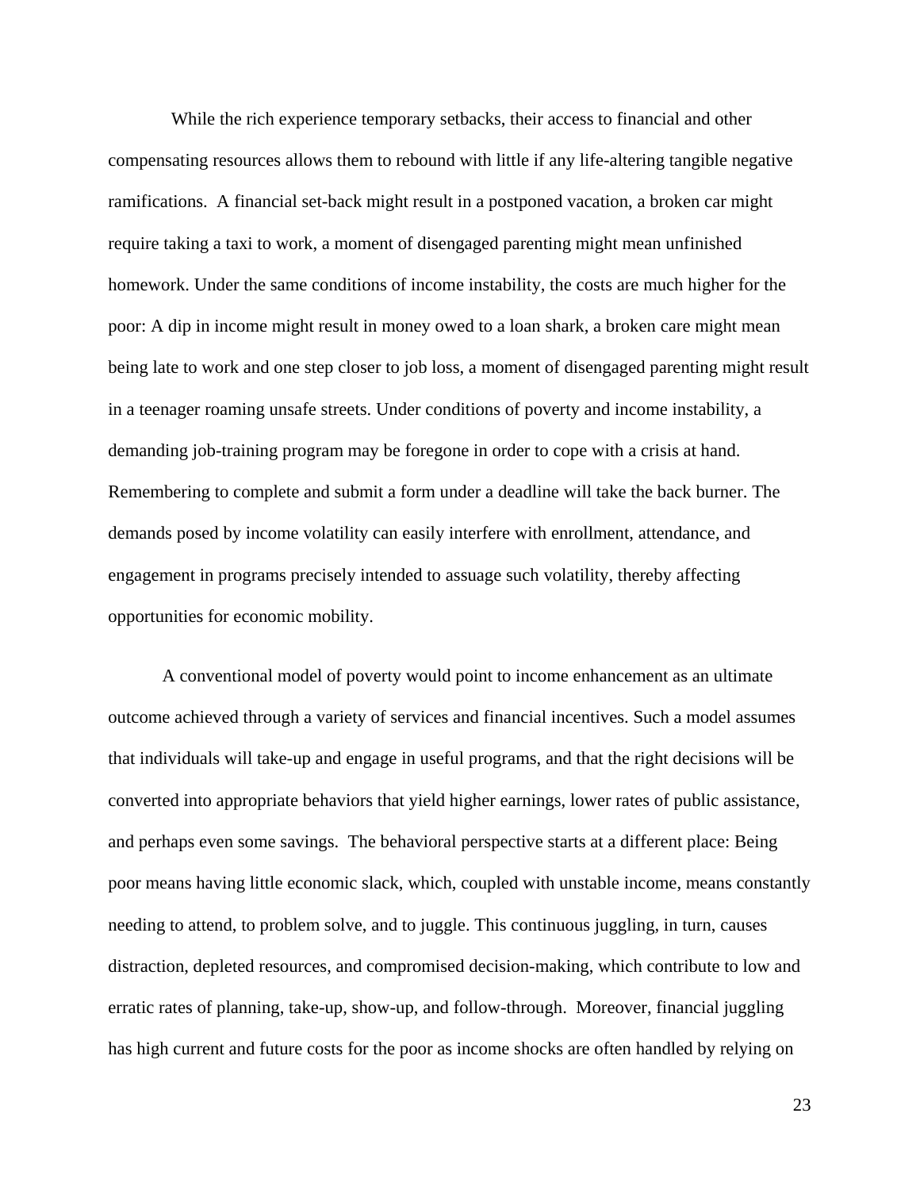While the rich experience temporary setbacks, their access to financial and other compensating resources allows them to rebound with little if any life-altering tangible negative ramifications. A financial set-back might result in a postponed vacation, a broken car might require taking a taxi to work, a moment of disengaged parenting might mean unfinished homework. Under the same conditions of income instability, the costs are much higher for the poor: A dip in income might result in money owed to a loan shark, a broken care might mean being late to work and one step closer to job loss, a moment of disengaged parenting might result in a teenager roaming unsafe streets. Under conditions of poverty and income instability, a demanding job-training program may be foregone in order to cope with a crisis at hand. Remembering to complete and submit a form under a deadline will take the back burner. The demands posed by income volatility can easily interfere with enrollment, attendance, and engagement in programs precisely intended to assuage such volatility, thereby affecting opportunities for economic mobility.

A conventional model of poverty would point to income enhancement as an ultimate outcome achieved through a variety of services and financial incentives. Such a model assumes that individuals will take-up and engage in useful programs, and that the right decisions will be converted into appropriate behaviors that yield higher earnings, lower rates of public assistance, and perhaps even some savings. The behavioral perspective starts at a different place: Being poor means having little economic slack, which, coupled with unstable income, means constantly needing to attend, to problem solve, and to juggle. This continuous juggling, in turn, causes distraction, depleted resources, and compromised decision-making, which contribute to low and erratic rates of planning, take-up, show-up, and follow-through. Moreover, financial juggling has high current and future costs for the poor as income shocks are often handled by relying on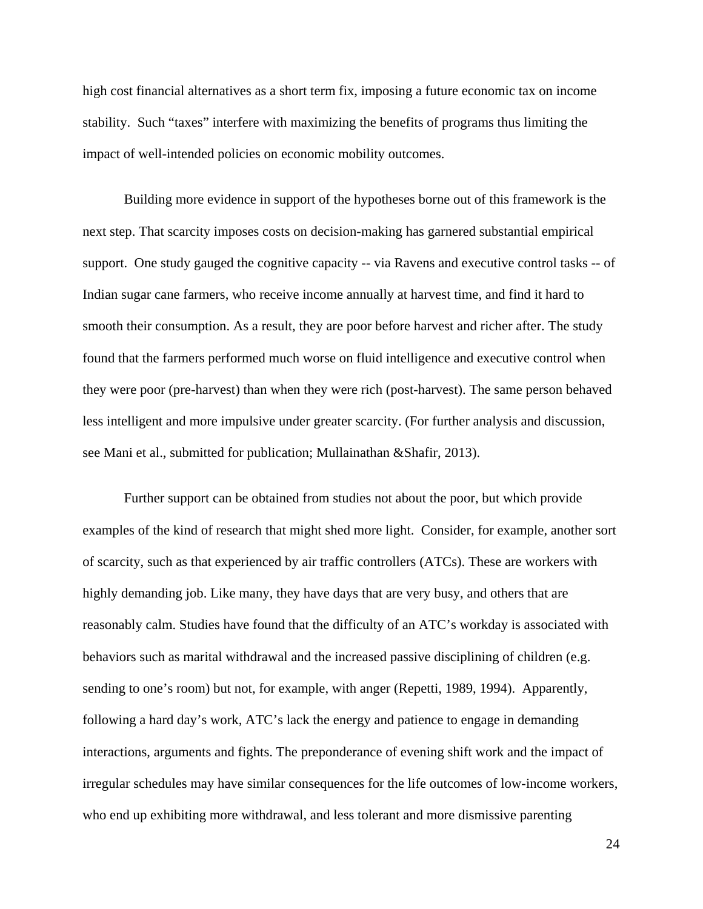high cost financial alternatives as a short term fix, imposing a future economic tax on income stability. Such "taxes" interfere with maximizing the benefits of programs thus limiting the impact of well-intended policies on economic mobility outcomes.

Building more evidence in support of the hypotheses borne out of this framework is the next step. That scarcity imposes costs on decision-making has garnered substantial empirical support. One study gauged the cognitive capacity -- via Ravens and executive control tasks -- of Indian sugar cane farmers, who receive income annually at harvest time, and find it hard to smooth their consumption. As a result, they are poor before harvest and richer after. The study found that the farmers performed much worse on fluid intelligence and executive control when they were poor (pre-harvest) than when they were rich (post-harvest). The same person behaved less intelligent and more impulsive under greater scarcity. (For further analysis and discussion, see Mani et al., submitted for publication; Mullainathan &Shafir, 2013).

Further support can be obtained from studies not about the poor, but which provide examples of the kind of research that might shed more light. Consider, for example, another sort of scarcity, such as that experienced by air traffic controllers (ATCs). These are workers with highly demanding job. Like many, they have days that are very busy, and others that are reasonably calm. Studies have found that the difficulty of an ATC's workday is associated with behaviors such as marital withdrawal and the increased passive disciplining of children (e.g. sending to one's room) but not, for example, with anger (Repetti, 1989, 1994). Apparently, following a hard day's work, ATC's lack the energy and patience to engage in demanding interactions, arguments and fights. The preponderance of evening shift work and the impact of irregular schedules may have similar consequences for the life outcomes of low-income workers, who end up exhibiting more withdrawal, and less tolerant and more dismissive parenting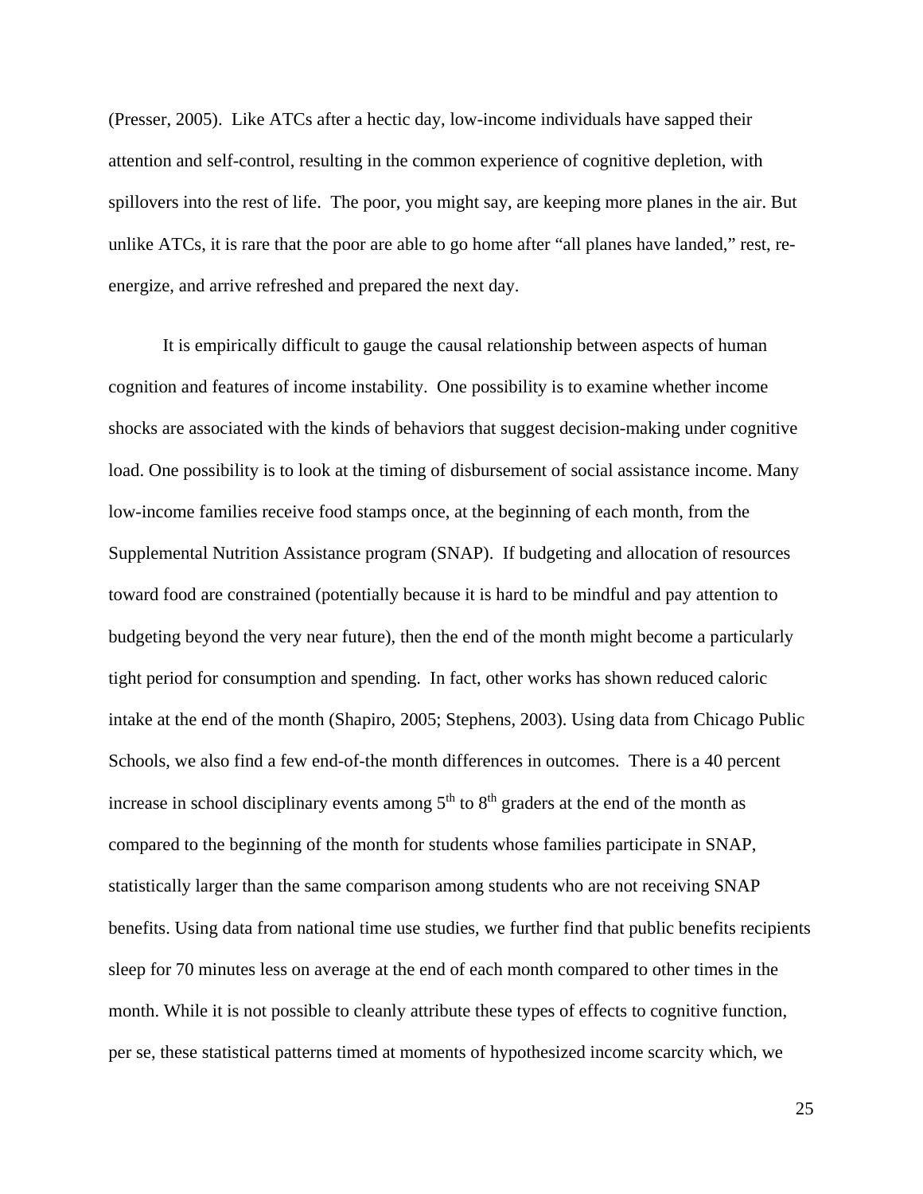(Presser, 2005). Like ATCs after a hectic day, low-income individuals have sapped their attention and self-control, resulting in the common experience of cognitive depletion, with spillovers into the rest of life. The poor, you might say, are keeping more planes in the air. But unlike ATCs, it is rare that the poor are able to go home after "all planes have landed," rest, re-energize, and arrive refreshed and prepared the next day.

It is empirically difficult to gauge the causal relationship between aspects of human cognition and features of income instability. One possibility is to examine whether income shocks are associated with the kinds of behaviors that suggest decision-making under cognitive load. One possibility is to look at the timing of disbursement of social assistance income. Many low-income families receive food stamps once, at the beginning of each month, from the Supplemental Nutrition Assistance program (SNAP). If budgeting and allocation of resources toward food are constrained (potentially because it is hard to be mindful and pay attention to budgeting beyond the very near future), then the end of the month might become a particularly tight period for consumption and spending. In fact, other works has shown reduced caloric intake at the end of the month (Shapiro, 2005; Stephens, 2003). Using data from Chicago Public Schools, we also find a few end-of-the month differences in outcomes. There is a 40 percent increase in school disciplinary events among 5th to 8th graders at the end of the month as compared to the beginning of the month for students whose families participate in SNAP, statistically larger than the same comparison among students who are not receiving SNAP benefits. Using data from national time use studies, we further find that public benefits recipients sleep for 70 minutes less on average at the end of each month compared to other times in the month. While it is not possible to cleanly attribute these types of effects to cognitive function, per se, these statistical patterns timed at moments of hypothesized income scarcity which, we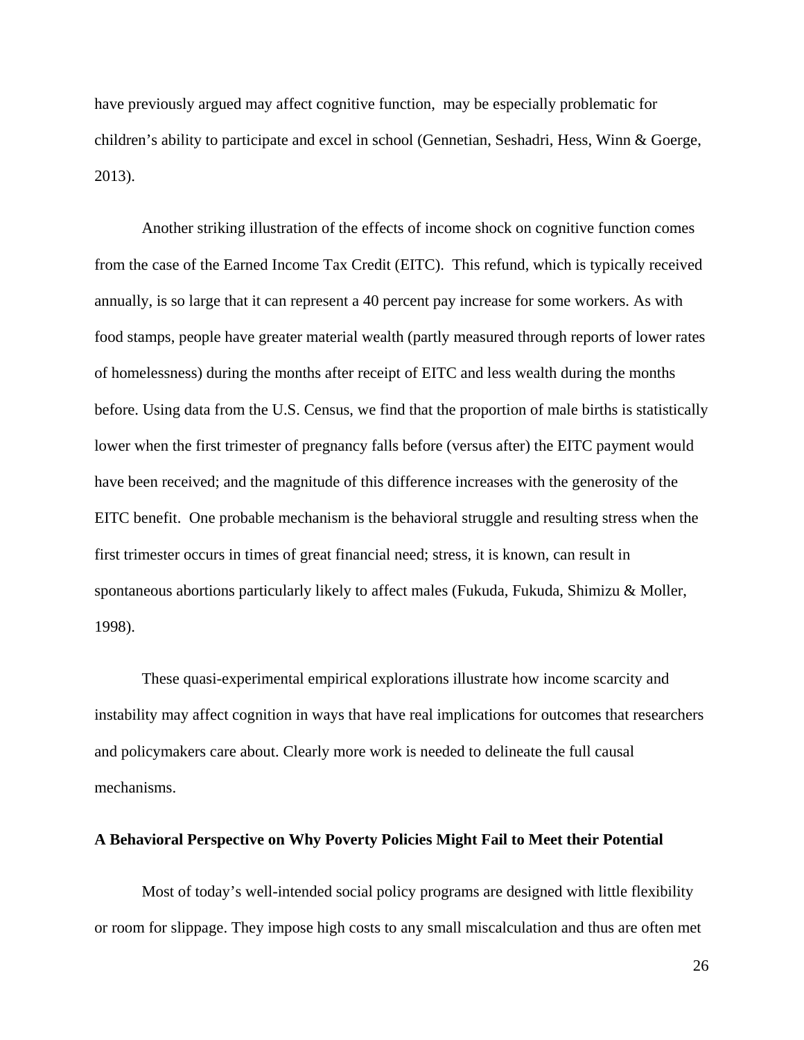have previously argued may affect cognitive function, may be especially problematic for children's ability to participate and excel in school (Gennetian, Seshadri, Hess, Winn & Goerge, 2013).

Another striking illustration of the effects of income shock on cognitive function comes from the case of the Earned Income Tax Credit (EITC). This refund, which is typically received annually, is so large that it can represent a 40 percent pay increase for some workers. As with food stamps, people have greater material wealth (partly measured through reports of lower rates of homelessness) during the months after receipt of EITC and less wealth during the months before. Using data from the U.S. Census, we find that the proportion of male births is statistically lower when the first trimester of pregnancy falls before (versus after) the EITC payment would have been received; and the magnitude of this difference increases with the generosity of the EITC benefit. One probable mechanism is the behavioral struggle and resulting stress when the first trimester occurs in times of great financial need; stress, it is known, can result in spontaneous abortions particularly likely to affect males (Fukuda, Fukuda, Shimizu & Moller, 1998).

These quasi-experimental empirical explorations illustrate how income scarcity and instability may affect cognition in ways that have real implications for outcomes that researchers and policymakers care about. Clearly more work is needed to delineate the full causal mechanisms.

**A Behavioral Perspective on Why Poverty Policies Might Fail to Meet their Potential**

Most of today's well-intended social policy programs are designed with little flexibility or room for slippage. They impose high costs to any small miscalculation and thus are often met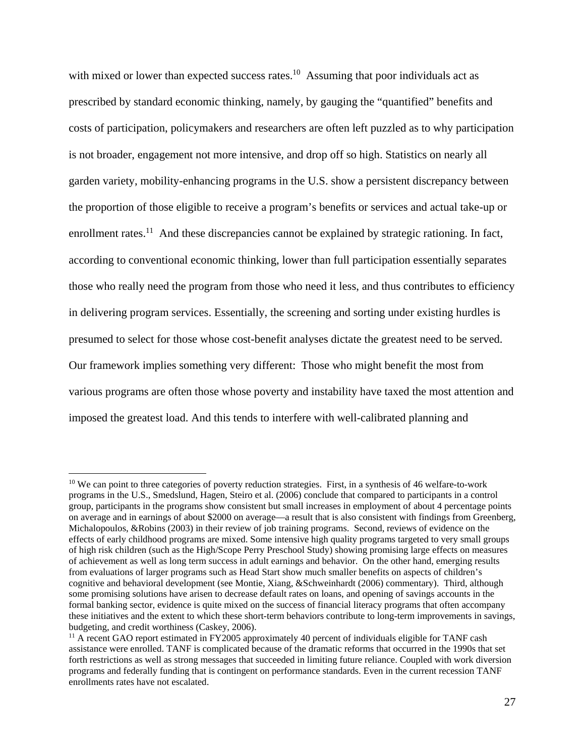with mixed or lower than expected success rates.[10] Assuming that poor individuals act as prescribed by standard economic thinking, namely, by gauging the "quantified" benefits and costs of participation, policymakers and researchers are often left puzzled as to why participation is not broader, engagement not more intensive, and drop off so high. Statistics on nearly all garden variety, mobility-enhancing programs in the U.S. show a persistent discrepancy between the proportion of those eligible to receive a program's benefits or services and actual take-up or enrollment rates.[11] And these discrepancies cannot be explained by strategic rationing. In fact, according to conventional economic thinking, lower than full participation essentially separates those who really need the program from those who need it less, and thus contributes to efficiency in delivering program services. Essentially, the screening and sorting under existing hurdles is presumed to select for those whose cost-benefit analyses dictate the greatest need to be served. Our framework implies something very different: Those who might benefit the most from various programs are often those whose poverty and instability have taxed the most attention and imposed the greatest load. And this tends to interfere with well-calibrated planning and

---

[10] We can point to three categories of poverty reduction strategies. First, in a synthesis of 46 welfare-to-work programs in the U.S., Smedslund, Hagen, Steiro et al. (2006) conclude that compared to participants in a control group, participants in the programs show consistent but small increases in employment of about 4 percentage points on average and in earnings of about $2000 on average—a result that is also consistent with findings from Greenberg, Michalopoulos, &Robins (2003) in their review of job training programs. Second, reviews of evidence on the effects of early childhood programs are mixed. Some intensive high quality programs targeted to very small groups of high risk children (such as the High/Scope Perry Preschool Study) showing promising large effects on measures of achievement as well as long term success in adult earnings and behavior. On the other hand, emerging results from evaluations of larger programs such as Head Start show much smaller benefits on aspects of children's cognitive and behavioral development (see Montie, Xiang, &Schweinhardt (2006) commentary). Third, although some promising solutions have arisen to decrease default rates on loans, and opening of savings accounts in the formal banking sector, evidence is quite mixed on the success of financial literacy programs that often accompany these initiatives and the extent to which these short-term behaviors contribute to long-term improvements in savings, budgeting, and credit worthiness (Caskey, 2006).

[11] A recent GAO report estimated in FY2005 approximately 40 percent of individuals eligible for TANF cash assistance were enrolled. TANF is complicated because of the dramatic reforms that occurred in the 1990s that set forth restrictions as well as strong messages that succeeded in limiting future reliance. Coupled with work diversion programs and federally funding that is contingent on performance standards. Even in the current recession TANF enrollments rates have not escalated.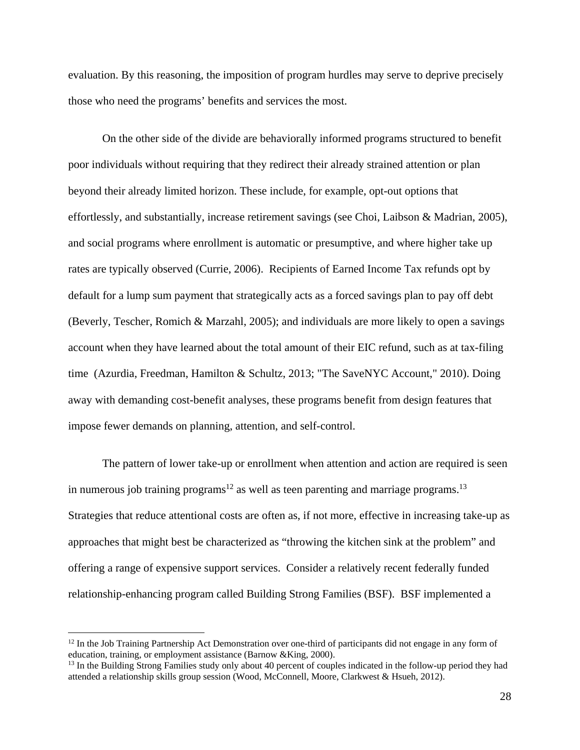evaluation. By this reasoning, the imposition of program hurdles may serve to deprive precisely those who need the programs' benefits and services the most.

On the other side of the divide are behaviorally informed programs structured to benefit poor individuals without requiring that they redirect their already strained attention or plan beyond their already limited horizon. These include, for example, opt-out options that effortlessly, and substantially, increase retirement savings (see Choi, Laibson & Madrian, 2005), and social programs where enrollment is automatic or presumptive, and where higher take up rates are typically observed (Currie, 2006). Recipients of Earned Income Tax refunds opt by default for a lump sum payment that strategically acts as a forced savings plan to pay off debt (Beverly, Tescher, Romich & Marzahl, 2005); and individuals are more likely to open a savings account when they have learned about the total amount of their EIC refund, such as at tax-filing time (Azurdia, Freedman, Hamilton & Schultz, 2013; "The SaveNYC Account," 2010). Doing away with demanding cost-benefit analyses, these programs benefit from design features that impose fewer demands on planning, attention, and self-control.

The pattern of lower take-up or enrollment when attention and action are required is seen in numerous job training programs[12] as well as teen parenting and marriage programs.[13] Strategies that reduce attentional costs are often as, if not more, effective in increasing take-up as approaches that might best be characterized as "throwing the kitchen sink at the problem" and offering a range of expensive support services. Consider a relatively recent federally funded relationship-enhancing program called Building Strong Families (BSF). BSF implemented a

[12] In the Job Training Partnership Act Demonstration over one-third of participants did not engage in any form of education, training, or employment assistance (Barnow &King, 2000).

[13] In the Building Strong Families study only about 40 percent of couples indicated in the follow-up period they had attended a relationship skills group session (Wood, McConnell, Moore, Clarkwest & Hsueh, 2012).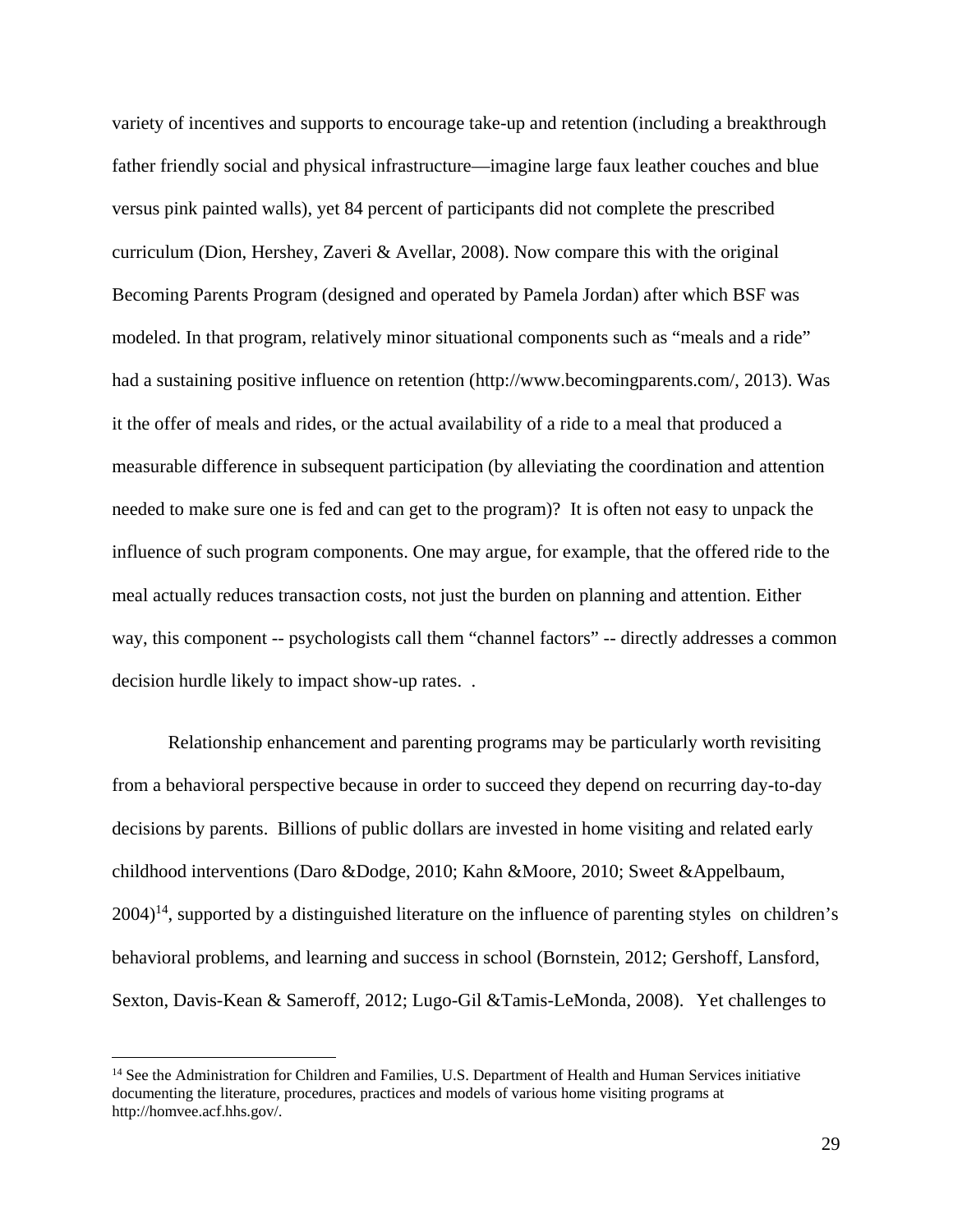variety of incentives and supports to encourage take-up and retention (including a breakthrough father friendly social and physical infrastructure—imagine large faux leather couches and blue versus pink painted walls), yet 84 percent of participants did not complete the prescribed curriculum (Dion, Hershey, Zaveri & Avellar, 2008). Now compare this with the original Becoming Parents Program (designed and operated by Pamela Jordan) after which BSF was modeled. In that program, relatively minor situational components such as "meals and a ride" had a sustaining positive influence on retention (http://www.becomingparents.com/, 2013). Was it the offer of meals and rides, or the actual availability of a ride to a meal that produced a measurable difference in subsequent participation (by alleviating the coordination and attention needed to make sure one is fed and can get to the program)? It is often not easy to unpack the influence of such program components. One may argue, for example, that the offered ride to the meal actually reduces transaction costs, not just the burden on planning and attention. Either way, this component -- psychologists call them "channel factors" -- directly addresses a common decision hurdle likely to impact show-up rates. .

Relationship enhancement and parenting programs may be particularly worth revisiting from a behavioral perspective because in order to succeed they depend on recurring day-to-day decisions by parents. Billions of public dollars are invested in home visiting and related early childhood interventions (Daro &Dodge, 2010; Kahn &Moore, 2010; Sweet &Appelbaum, 2004)[14], supported by a distinguished literature on the influence of parenting styles on children's behavioral problems, and learning and success in school (Bornstein, 2012; Gershoff, Lansford, Sexton, Davis-Kean & Sameroff, 2012; Lugo-Gil &Tamis-LeMonda, 2008). Yet challenges to

---

[14] See the Administration for Children and Families, U.S. Department of Health and Human Services initiative documenting the literature, procedures, practices and models of various home visiting programs at http://homvee.acf.hhs.gov/.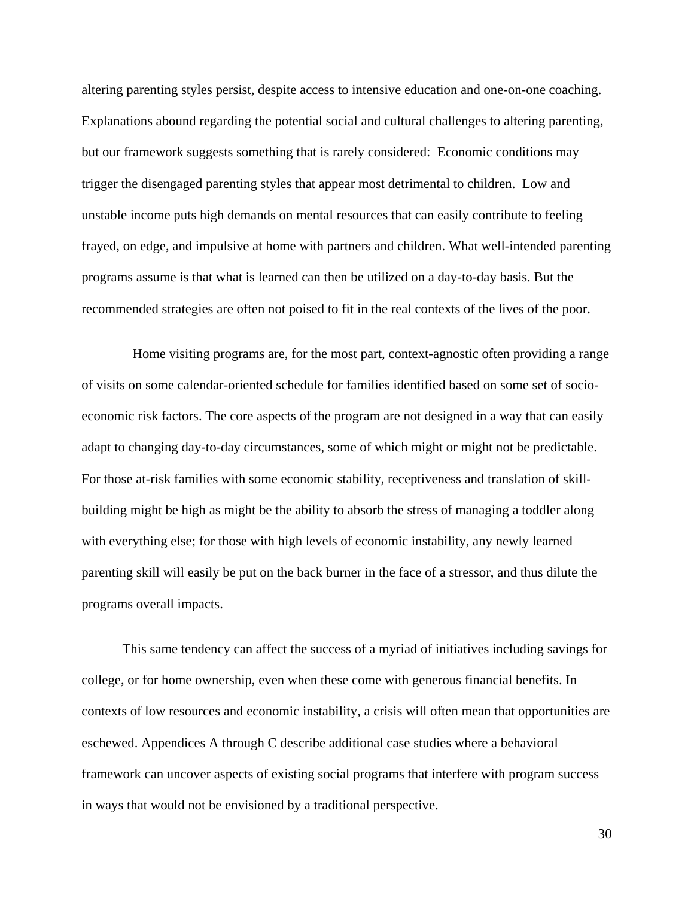altering parenting styles persist, despite access to intensive education and one-on-one coaching. Explanations abound regarding the potential social and cultural challenges to altering parenting, but our framework suggests something that is rarely considered: Economic conditions may trigger the disengaged parenting styles that appear most detrimental to children. Low and unstable income puts high demands on mental resources that can easily contribute to feeling frayed, on edge, and impulsive at home with partners and children. What well-intended parenting programs assume is that what is learned can then be utilized on a day-to-day basis. But the recommended strategies are often not poised to fit in the real contexts of the lives of the poor.

Home visiting programs are, for the most part, context-agnostic often providing a range of visits on some calendar-oriented schedule for families identified based on some set of socio-economic risk factors. The core aspects of the program are not designed in a way that can easily adapt to changing day-to-day circumstances, some of which might or might not be predictable. For those at-risk families with some economic stability, receptiveness and translation of skill-building might be high as might be the ability to absorb the stress of managing a toddler along with everything else; for those with high levels of economic instability, any newly learned parenting skill will easily be put on the back burner in the face of a stressor, and thus dilute the programs overall impacts.

This same tendency can affect the success of a myriad of initiatives including savings for college, or for home ownership, even when these come with generous financial benefits. In contexts of low resources and economic instability, a crisis will often mean that opportunities are eschewed. Appendices A through C describe additional case studies where a behavioral framework can uncover aspects of existing social programs that interfere with program success in ways that would not be envisioned by a traditional perspective.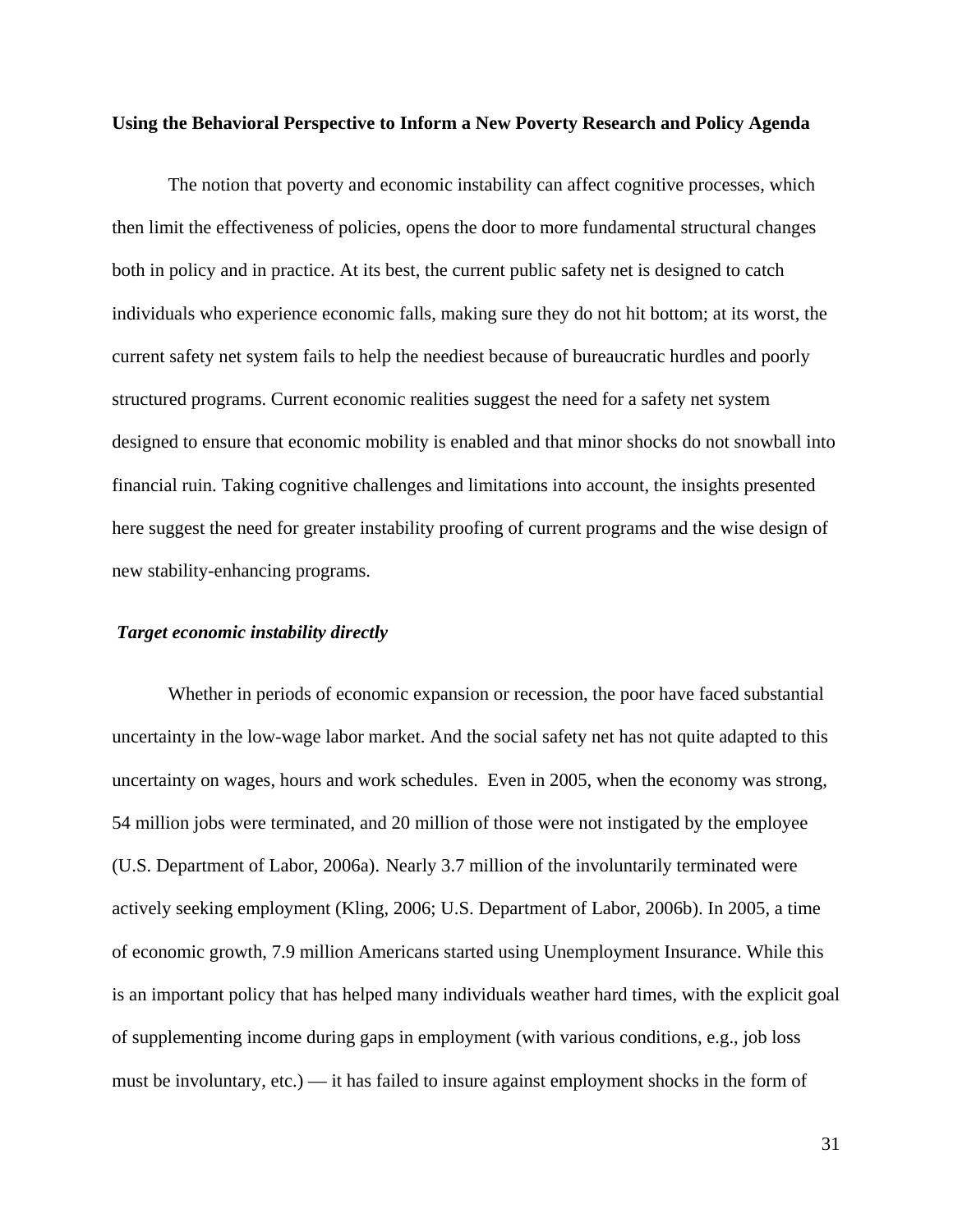**Using the Behavioral Perspective to Inform a New Poverty Research and Policy Agenda**

The notion that poverty and economic instability can affect cognitive processes, which then limit the effectiveness of policies, opens the door to more fundamental structural changes both in policy and in practice. At its best, the current public safety net is designed to catch individuals who experience economic falls, making sure they do not hit bottom; at its worst, the current safety net system fails to help the neediest because of bureaucratic hurdles and poorly structured programs. Current economic realities suggest the need for a safety net system designed to ensure that economic mobility is enabled and that minor shocks do not snowball into financial ruin. Taking cognitive challenges and limitations into account, the insights presented here suggest the need for greater instability proofing of current programs and the wise design of new stability-enhancing programs.

***Target economic instability directly***

Whether in periods of economic expansion or recession, the poor have faced substantial uncertainty in the low-wage labor market. And the social safety net has not quite adapted to this uncertainty on wages, hours and work schedules. Even in 2005, when the economy was strong, 54 million jobs were terminated, and 20 million of those were not instigated by the employee (U.S. Department of Labor, 2006a). Nearly 3.7 million of the involuntarily terminated were actively seeking employment (Kling, 2006; U.S. Department of Labor, 2006b). In 2005, a time of economic growth, 7.9 million Americans started using Unemployment Insurance. While this is an important policy that has helped many individuals weather hard times, with the explicit goal of supplementing income during gaps in employment (with various conditions, e.g., job loss must be involuntary, etc.) — it has failed to insure against employment shocks in the form of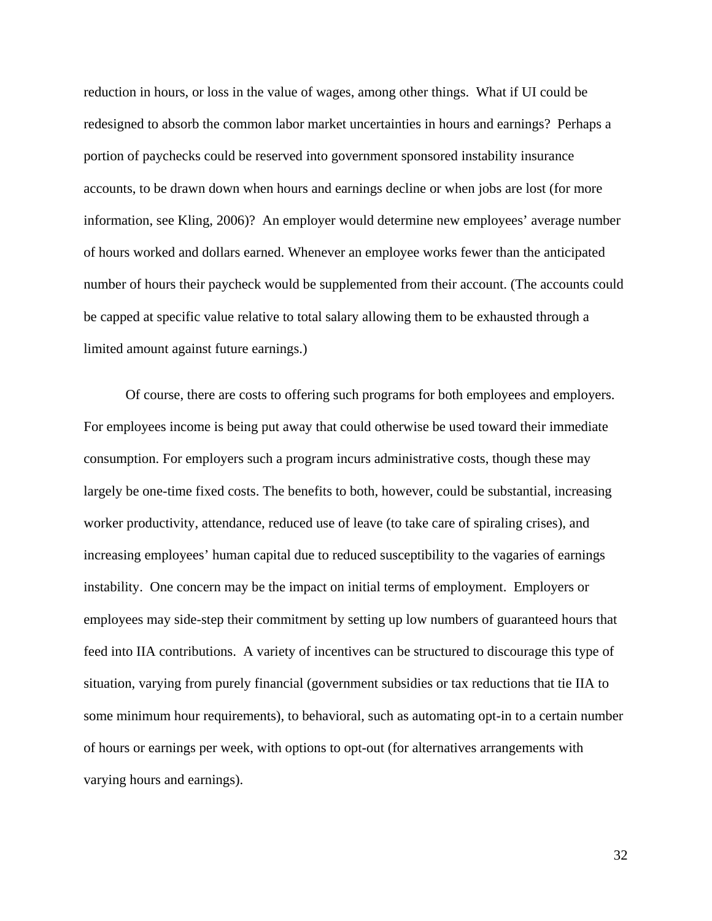reduction in hours, or loss in the value of wages, among other things. What if UI could be redesigned to absorb the common labor market uncertainties in hours and earnings? Perhaps a portion of paychecks could be reserved into government sponsored instability insurance accounts, to be drawn down when hours and earnings decline or when jobs are lost (for more information, see Kling, 2006)? An employer would determine new employees' average number of hours worked and dollars earned. Whenever an employee works fewer than the anticipated number of hours their paycheck would be supplemented from their account. (The accounts could be capped at specific value relative to total salary allowing them to be exhausted through a limited amount against future earnings.)

Of course, there are costs to offering such programs for both employees and employers. For employees income is being put away that could otherwise be used toward their immediate consumption. For employers such a program incurs administrative costs, though these may largely be one-time fixed costs. The benefits to both, however, could be substantial, increasing worker productivity, attendance, reduced use of leave (to take care of spiraling crises), and increasing employees' human capital due to reduced susceptibility to the vagaries of earnings instability. One concern may be the impact on initial terms of employment. Employers or employees may side-step their commitment by setting up low numbers of guaranteed hours that feed into IIA contributions. A variety of incentives can be structured to discourage this type of situation, varying from purely financial (government subsidies or tax reductions that tie IIA to some minimum hour requirements), to behavioral, such as automating opt-in to a certain number of hours or earnings per week, with options to opt-out (for alternatives arrangements with varying hours and earnings).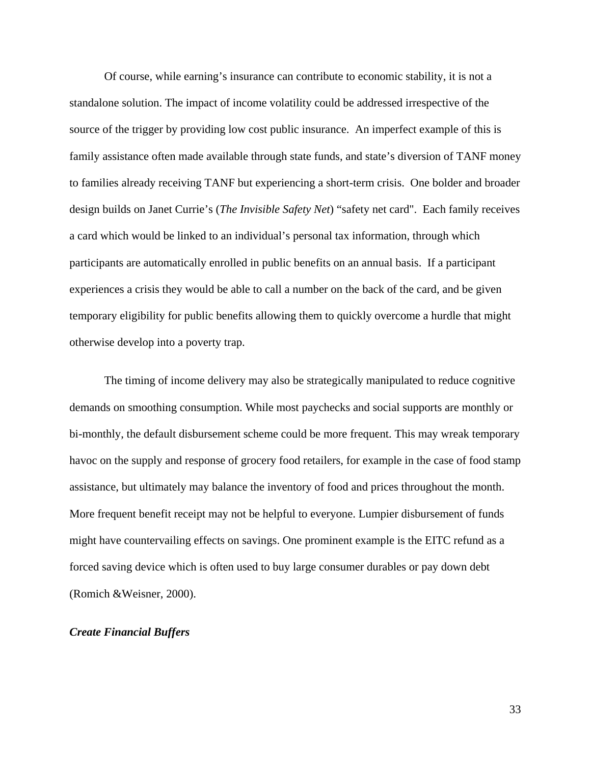Of course, while earning's insurance can contribute to economic stability, it is not a standalone solution. The impact of income volatility could be addressed irrespective of the source of the trigger by providing low cost public insurance.  An imperfect example of this is family assistance often made available through state funds, and state's diversion of TANF money to families already receiving TANF but experiencing a short-term crisis.  One bolder and broader design builds on Janet Currie's (*The Invisible Safety Net*) "safety net card".  Each family receives a card which would be linked to an individual's personal tax information, through which participants are automatically enrolled in public benefits on an annual basis.  If a participant experiences a crisis they would be able to call a number on the back of the card, and be given temporary eligibility for public benefits allowing them to quickly overcome a hurdle that might otherwise develop into a poverty trap.

The timing of income delivery may also be strategically manipulated to reduce cognitive demands on smoothing consumption. While most paychecks and social supports are monthly or bi-monthly, the default disbursement scheme could be more frequent. This may wreak temporary havoc on the supply and response of grocery food retailers, for example in the case of food stamp assistance, but ultimately may balance the inventory of food and prices throughout the month. More frequent benefit receipt may not be helpful to everyone. Lumpier disbursement of funds might have countervailing effects on savings. One prominent example is the EITC refund as a forced saving device which is often used to buy large consumer durables or pay down debt (Romich &Weisner, 2000).

***Create Financial Buffers***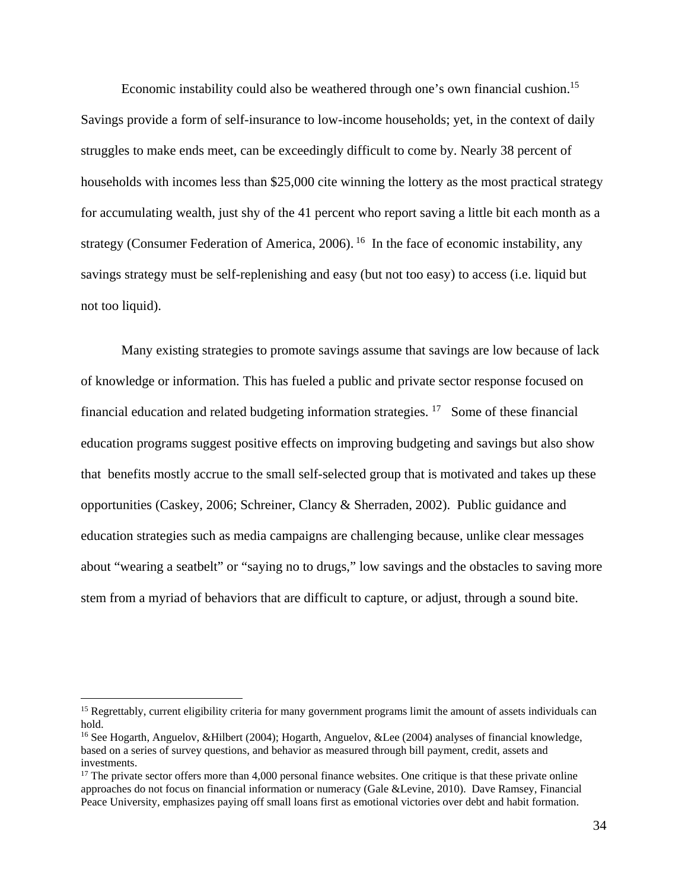Economic instability could also be weathered through one's own financial cushion.[15] Savings provide a form of self-insurance to low-income households; yet, in the context of daily struggles to make ends meet, can be exceedingly difficult to come by. Nearly 38 percent of households with incomes less than $25,000 cite winning the lottery as the most practical strategy for accumulating wealth, just shy of the 41 percent who report saving a little bit each month as a strategy (Consumer Federation of America, 2006).[16] In the face of economic instability, any savings strategy must be self-replenishing and easy (but not too easy) to access (i.e. liquid but not too liquid).

Many existing strategies to promote savings assume that savings are low because of lack of knowledge or information. This has fueled a public and private sector response focused on financial education and related budgeting information strategies.[17] Some of these financial education programs suggest positive effects on improving budgeting and savings but also show that benefits mostly accrue to the small self-selected group that is motivated and takes up these opportunities (Caskey, 2006; Schreiner, Clancy & Sherraden, 2002). Public guidance and education strategies such as media campaigns are challenging because, unlike clear messages about "wearing a seatbelt" or "saying no to drugs," low savings and the obstacles to saving more stem from a myriad of behaviors that are difficult to capture, or adjust, through a sound bite.

---

[15] Regrettably, current eligibility criteria for many government programs limit the amount of assets individuals can hold.

[16] See Hogarth, Anguelov, &Hilbert (2004); Hogarth, Anguelov, &Lee (2004) analyses of financial knowledge, based on a series of survey questions, and behavior as measured through bill payment, credit, assets and investments.

[17] The private sector offers more than 4,000 personal finance websites. One critique is that these private online approaches do not focus on financial information or numeracy (Gale &Levine, 2010). Dave Ramsey, Financial Peace University, emphasizes paying off small loans first as emotional victories over debt and habit formation.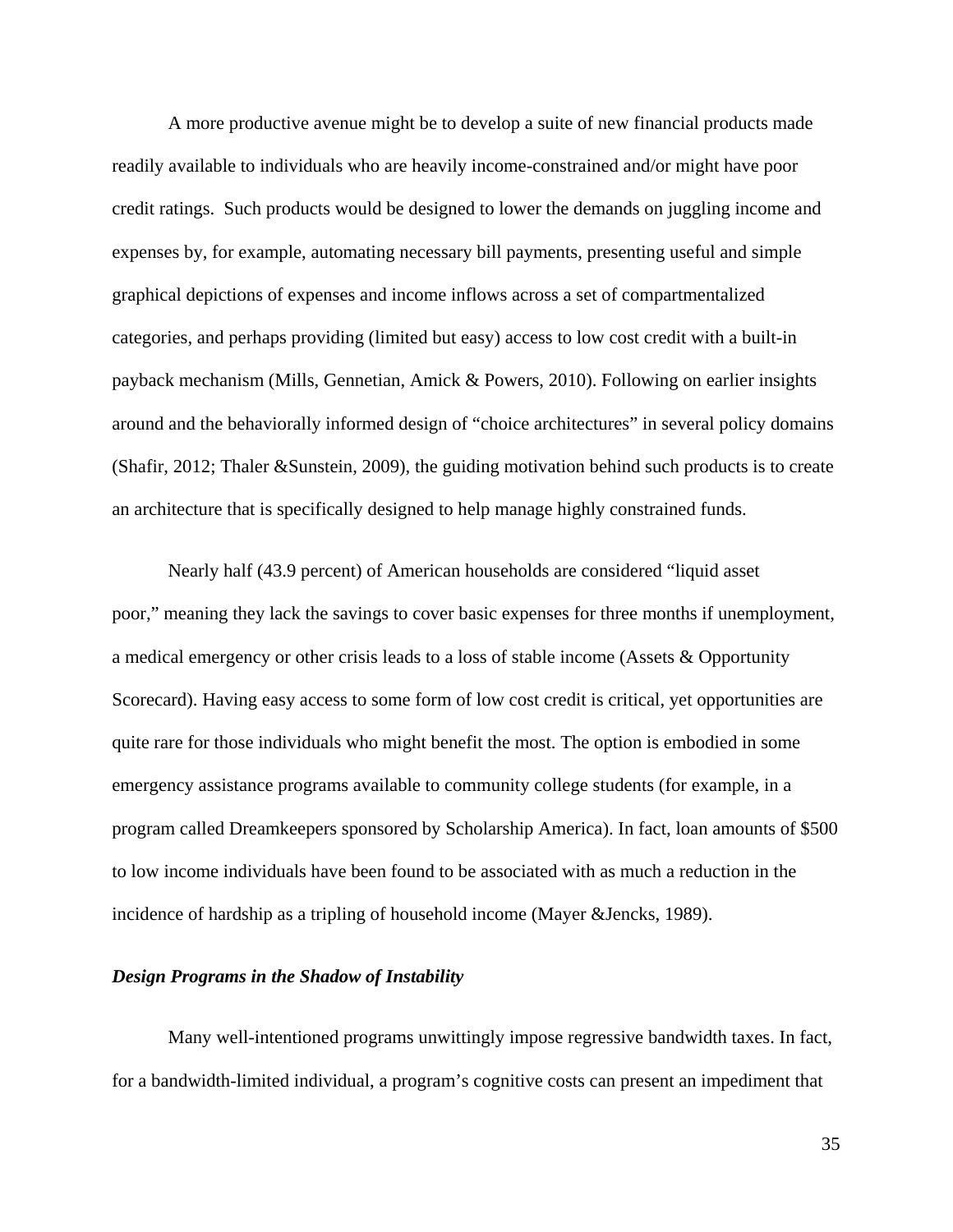A more productive avenue might be to develop a suite of new financial products made readily available to individuals who are heavily income-constrained and/or might have poor credit ratings. Such products would be designed to lower the demands on juggling income and expenses by, for example, automating necessary bill payments, presenting useful and simple graphical depictions of expenses and income inflows across a set of compartmentalized categories, and perhaps providing (limited but easy) access to low cost credit with a built-in payback mechanism (Mills, Gennetian, Amick & Powers, 2010). Following on earlier insights around and the behaviorally informed design of "choice architectures" in several policy domains (Shafir, 2012; Thaler &Sunstein, 2009), the guiding motivation behind such products is to create an architecture that is specifically designed to help manage highly constrained funds.

Nearly half (43.9 percent) of American households are considered "liquid asset poor," meaning they lack the savings to cover basic expenses for three months if unemployment, a medical emergency or other crisis leads to a loss of stable income (Assets & Opportunity Scorecard). Having easy access to some form of low cost credit is critical, yet opportunities are quite rare for those individuals who might benefit the most. The option is embodied in some emergency assistance programs available to community college students (for example, in a program called Dreamkeepers sponsored by Scholarship America). In fact, loan amounts of $500 to low income individuals have been found to be associated with as much a reduction in the incidence of hardship as a tripling of household income (Mayer &Jencks, 1989).

***Design Programs in the Shadow of Instability***

Many well-intentioned programs unwittingly impose regressive bandwidth taxes. In fact, for a bandwidth-limited individual, a program's cognitive costs can present an impediment that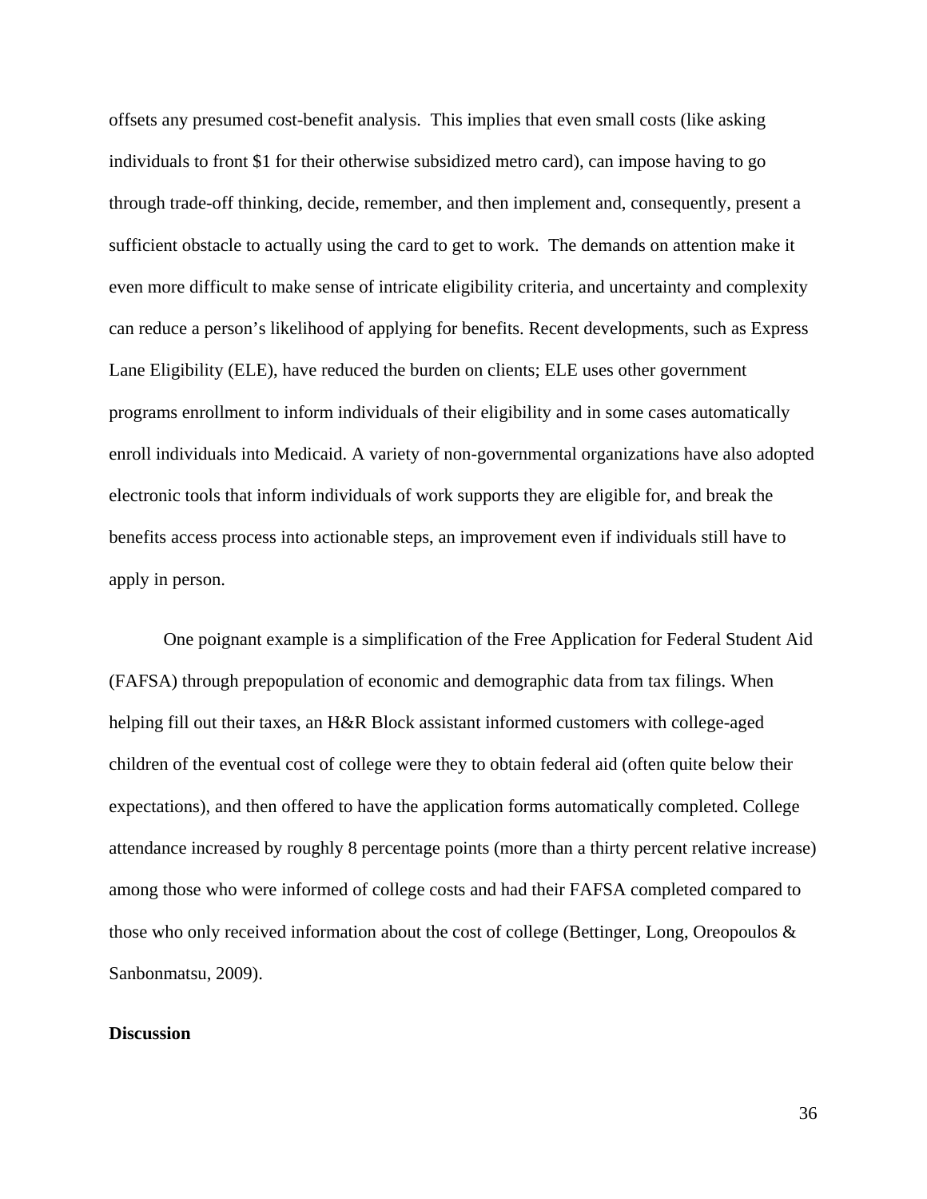offsets any presumed cost-benefit analysis. This implies that even small costs (like asking individuals to front $1 for their otherwise subsidized metro card), can impose having to go through trade-off thinking, decide, remember, and then implement and, consequently, present a sufficient obstacle to actually using the card to get to work. The demands on attention make it even more difficult to make sense of intricate eligibility criteria, and uncertainty and complexity can reduce a person's likelihood of applying for benefits. Recent developments, such as Express Lane Eligibility (ELE), have reduced the burden on clients; ELE uses other government programs enrollment to inform individuals of their eligibility and in some cases automatically enroll individuals into Medicaid. A variety of non-governmental organizations have also adopted electronic tools that inform individuals of work supports they are eligible for, and break the benefits access process into actionable steps, an improvement even if individuals still have to apply in person.

One poignant example is a simplification of the Free Application for Federal Student Aid (FAFSA) through prepopulation of economic and demographic data from tax filings. When helping fill out their taxes, an H&R Block assistant informed customers with college-aged children of the eventual cost of college were they to obtain federal aid (often quite below their expectations), and then offered to have the application forms automatically completed. College attendance increased by roughly 8 percentage points (more than a thirty percent relative increase) among those who were informed of college costs and had their FAFSA completed compared to those who only received information about the cost of college (Bettinger, Long, Oreopoulos & Sanbonmatsu, 2009).

**Discussion**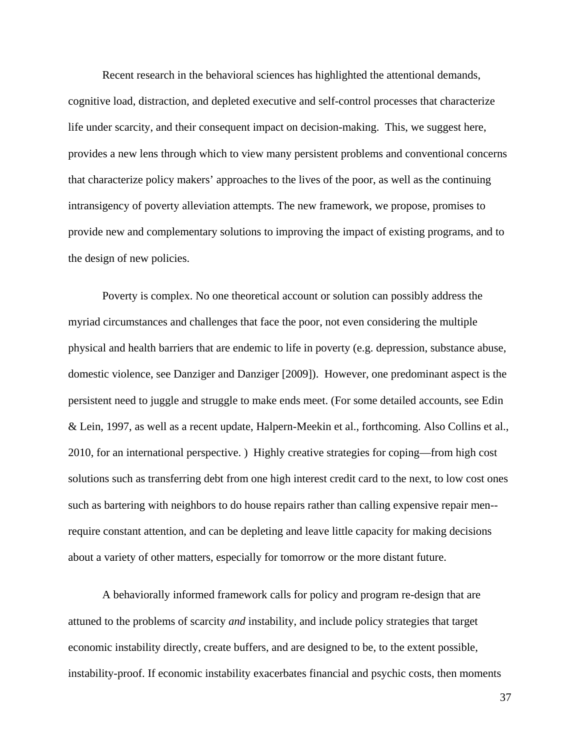Recent research in the behavioral sciences has highlighted the attentional demands, cognitive load, distraction, and depleted executive and self-control processes that characterize life under scarcity, and their consequent impact on decision-making. This, we suggest here, provides a new lens through which to view many persistent problems and conventional concerns that characterize policy makers' approaches to the lives of the poor, as well as the continuing intransigency of poverty alleviation attempts. The new framework, we propose, promises to provide new and complementary solutions to improving the impact of existing programs, and to the design of new policies.

Poverty is complex. No one theoretical account or solution can possibly address the myriad circumstances and challenges that face the poor, not even considering the multiple physical and health barriers that are endemic to life in poverty (e.g. depression, substance abuse, domestic violence, see Danziger and Danziger [2009]). However, one predominant aspect is the persistent need to juggle and struggle to make ends meet. (For some detailed accounts, see Edin & Lein, 1997, as well as a recent update, Halpern-Meekin et al., forthcoming. Also Collins et al., 2010, for an international perspective. ) Highly creative strategies for coping—from high cost solutions such as transferring debt from one high interest credit card to the next, to low cost ones such as bartering with neighbors to do house repairs rather than calling expensive repair men--require constant attention, and can be depleting and leave little capacity for making decisions about a variety of other matters, especially for tomorrow or the more distant future.

A behaviorally informed framework calls for policy and program re-design that are attuned to the problems of scarcity *and* instability, and include policy strategies that target economic instability directly, create buffers, and are designed to be, to the extent possible, instability-proof. If economic instability exacerbates financial and psychic costs, then moments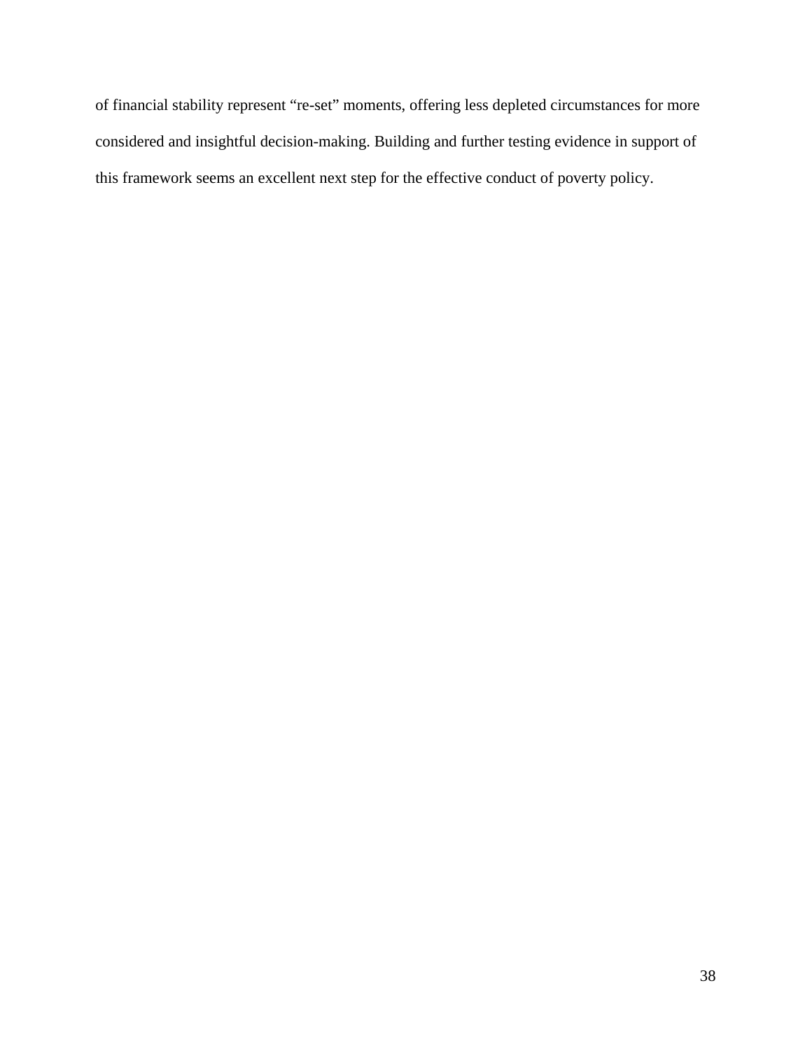of financial stability represent “re-set” moments, offering less depleted circumstances for more considered and insightful decision-making. Building and further testing evidence in support of this framework seems an excellent next step for the effective conduct of poverty policy.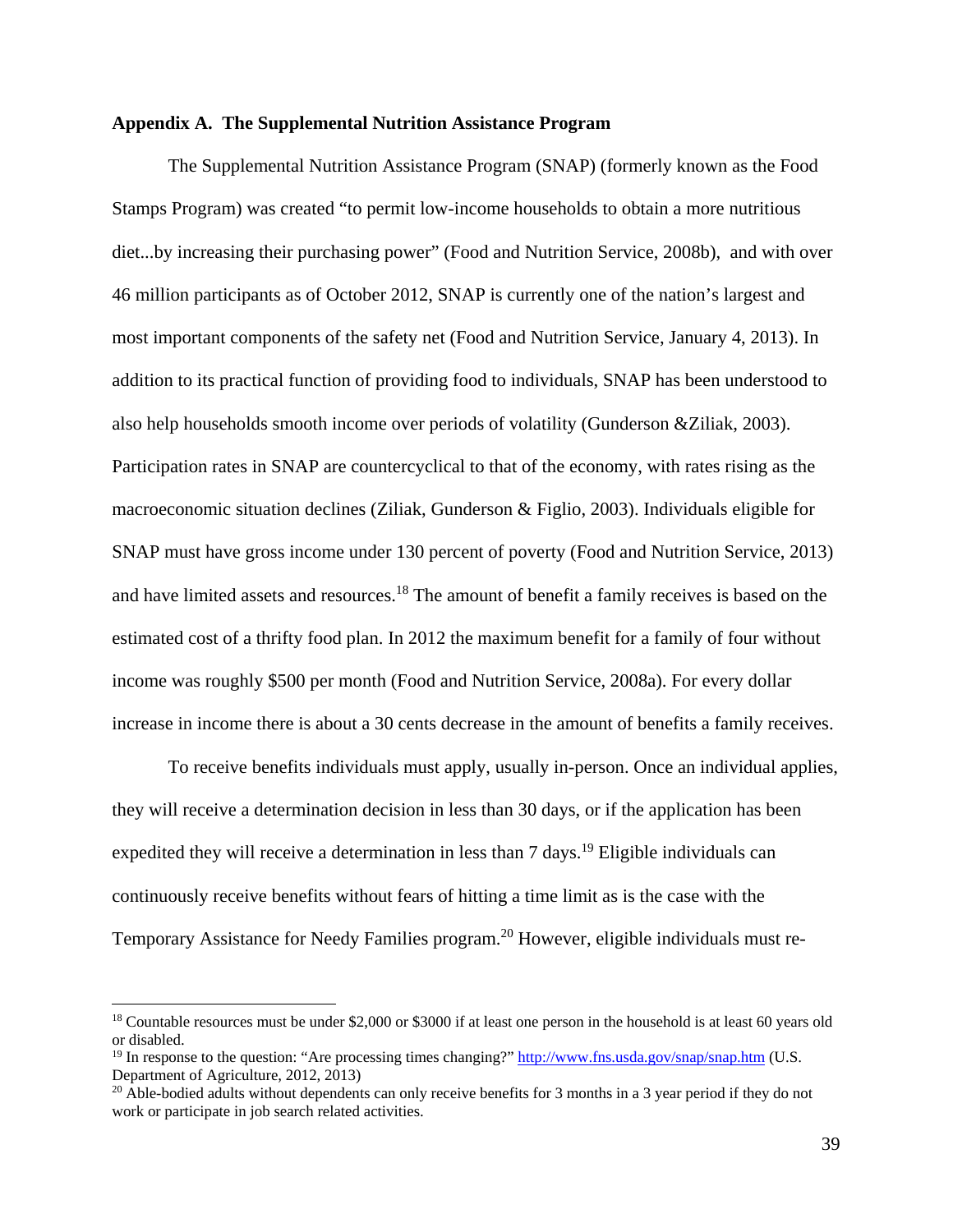**Appendix A. The Supplemental Nutrition Assistance Program**

The Supplemental Nutrition Assistance Program (SNAP) (formerly known as the Food Stamps Program) was created "to permit low-income households to obtain a more nutritious diet...by increasing their purchasing power" (Food and Nutrition Service, 2008b), and with over 46 million participants as of October 2012, SNAP is currently one of the nation's largest and most important components of the safety net (Food and Nutrition Service, January 4, 2013). In addition to its practical function of providing food to individuals, SNAP has been understood to also help households smooth income over periods of volatility (Gunderson &Ziliak, 2003). Participation rates in SNAP are countercyclical to that of the economy, with rates rising as the macroeconomic situation declines (Ziliak, Gunderson & Figlio, 2003). Individuals eligible for SNAP must have gross income under 130 percent of poverty (Food and Nutrition Service, 2013) and have limited assets and resources.[18] The amount of benefit a family receives is based on the estimated cost of a thrifty food plan. In 2012 the maximum benefit for a family of four without income was roughly $500 per month (Food and Nutrition Service, 2008a). For every dollar increase in income there is about a 30 cents decrease in the amount of benefits a family receives.

To receive benefits individuals must apply, usually in-person. Once an individual applies, they will receive a determination decision in less than 30 days, or if the application has been expedited they will receive a determination in less than 7 days.[19] Eligible individuals can continuously receive benefits without fears of hitting a time limit as is the case with the Temporary Assistance for Needy Families program.[20] However, eligible individuals must re-

---

[18] Countable resources must be under $2,000 or $3000 if at least one person in the household is at least 60 years old or disabled.

[19] In response to the question: "Are processing times changing?" http://www.fns.usda.gov/snap/snap.htm (U.S. Department of Agriculture, 2012, 2013)

[20] Able-bodied adults without dependents can only receive benefits for 3 months in a 3 year period if they do not work or participate in job search related activities.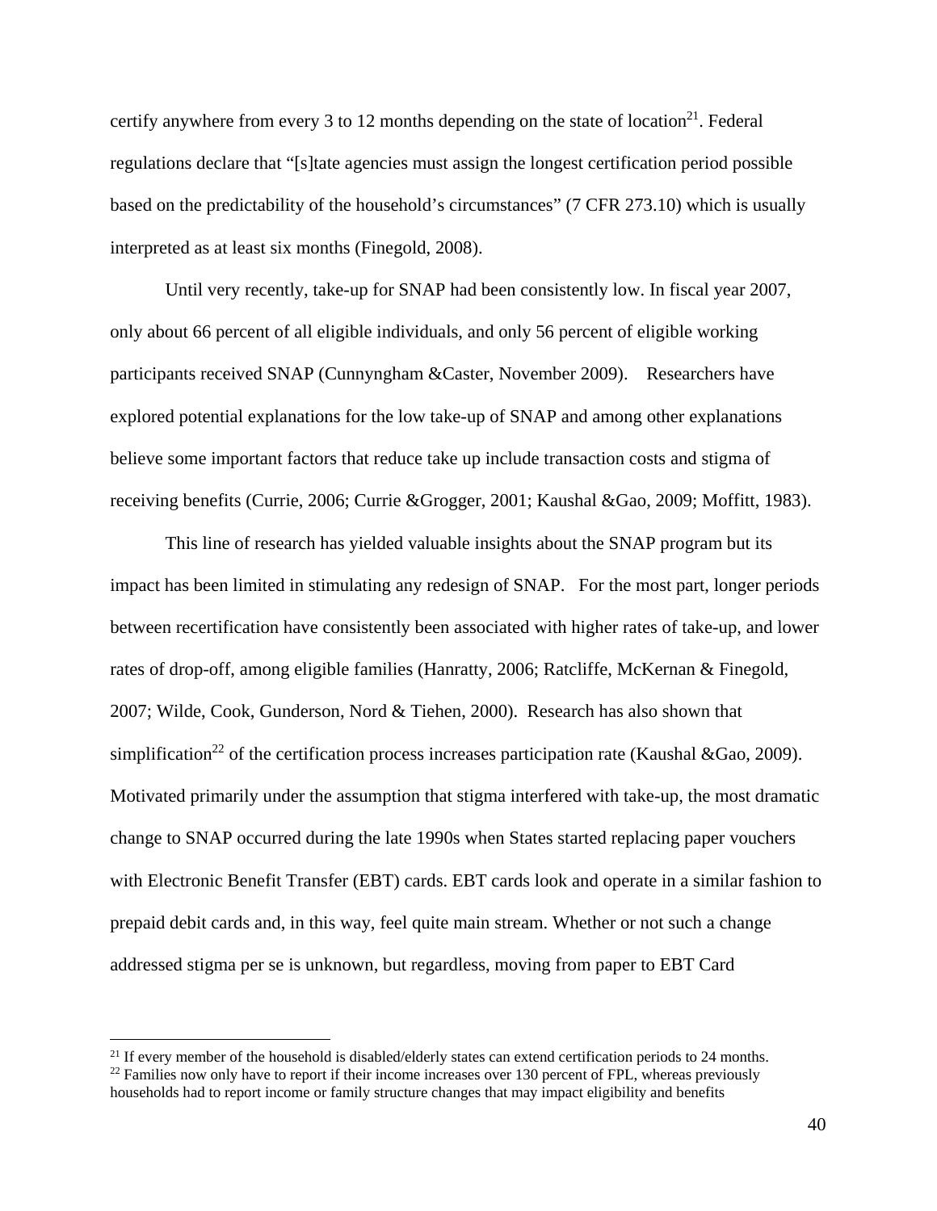certify anywhere from every 3 to 12 months depending on the state of location[21]. Federal regulations declare that "[s]tate agencies must assign the longest certification period possible based on the predictability of the household's circumstances" (7 CFR 273.10) which is usually interpreted as at least six months (Finegold, 2008).

Until very recently, take-up for SNAP had been consistently low. In fiscal year 2007, only about 66 percent of all eligible individuals, and only 56 percent of eligible working participants received SNAP (Cunnyngham &Caster, November 2009). Researchers have explored potential explanations for the low take-up of SNAP and among other explanations believe some important factors that reduce take up include transaction costs and stigma of receiving benefits (Currie, 2006; Currie &Grogger, 2001; Kaushal &Gao, 2009; Moffitt, 1983).

This line of research has yielded valuable insights about the SNAP program but its impact has been limited in stimulating any redesign of SNAP. For the most part, longer periods between recertification have consistently been associated with higher rates of take-up, and lower rates of drop-off, among eligible families (Hanratty, 2006; Ratcliffe, McKernan & Finegold, 2007; Wilde, Cook, Gunderson, Nord & Tiehen, 2000). Research has also shown that simplification[22] of the certification process increases participation rate (Kaushal &Gao, 2009). Motivated primarily under the assumption that stigma interfered with take-up, the most dramatic change to SNAP occurred during the late 1990s when States started replacing paper vouchers with Electronic Benefit Transfer (EBT) cards. EBT cards look and operate in a similar fashion to prepaid debit cards and, in this way, feel quite main stream. Whether or not such a change addressed stigma per se is unknown, but regardless, moving from paper to EBT Card

---

[21] If every member of the household is disabled/elderly states can extend certification periods to 24 months.

[22] Families now only have to report if their income increases over 130 percent of FPL, whereas previously households had to report income or family structure changes that may impact eligibility and benefits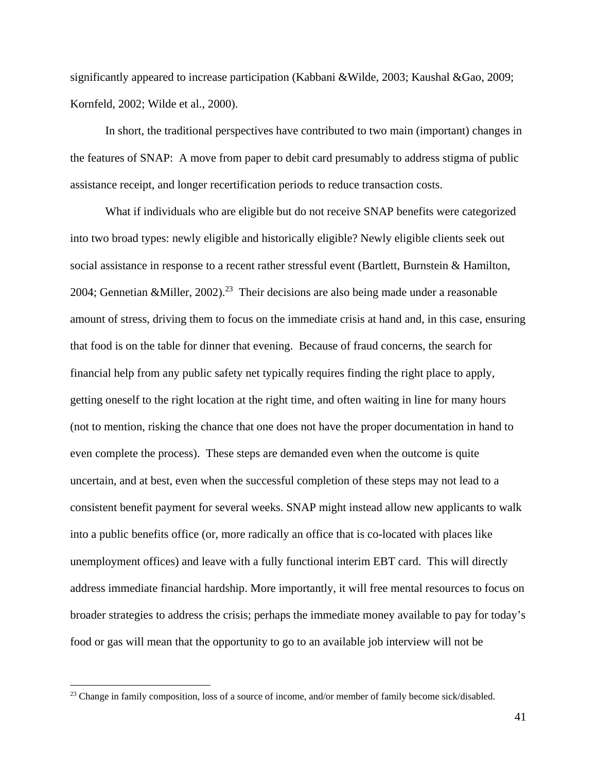significantly appeared to increase participation (Kabbani &Wilde, 2003; Kaushal &Gao, 2009; Kornfeld, 2002; Wilde et al., 2000).

In short, the traditional perspectives have contributed to two main (important) changes in the features of SNAP: A move from paper to debit card presumably to address stigma of public assistance receipt, and longer recertification periods to reduce transaction costs.

What if individuals who are eligible but do not receive SNAP benefits were categorized into two broad types: newly eligible and historically eligible? Newly eligible clients seek out social assistance in response to a recent rather stressful event (Bartlett, Burnstein & Hamilton, 2004; Gennetian &Miller, 2002).[23] Their decisions are also being made under a reasonable amount of stress, driving them to focus on the immediate crisis at hand and, in this case, ensuring that food is on the table for dinner that evening. Because of fraud concerns, the search for financial help from any public safety net typically requires finding the right place to apply, getting oneself to the right location at the right time, and often waiting in line for many hours (not to mention, risking the chance that one does not have the proper documentation in hand to even complete the process). These steps are demanded even when the outcome is quite uncertain, and at best, even when the successful completion of these steps may not lead to a consistent benefit payment for several weeks. SNAP might instead allow new applicants to walk into a public benefits office (or, more radically an office that is co-located with places like unemployment offices) and leave with a fully functional interim EBT card. This will directly address immediate financial hardship. More importantly, it will free mental resources to focus on broader strategies to address the crisis; perhaps the immediate money available to pay for today's food or gas will mean that the opportunity to go to an available job interview will not be

[23] Change in family composition, loss of a source of income, and/or member of family become sick/disabled.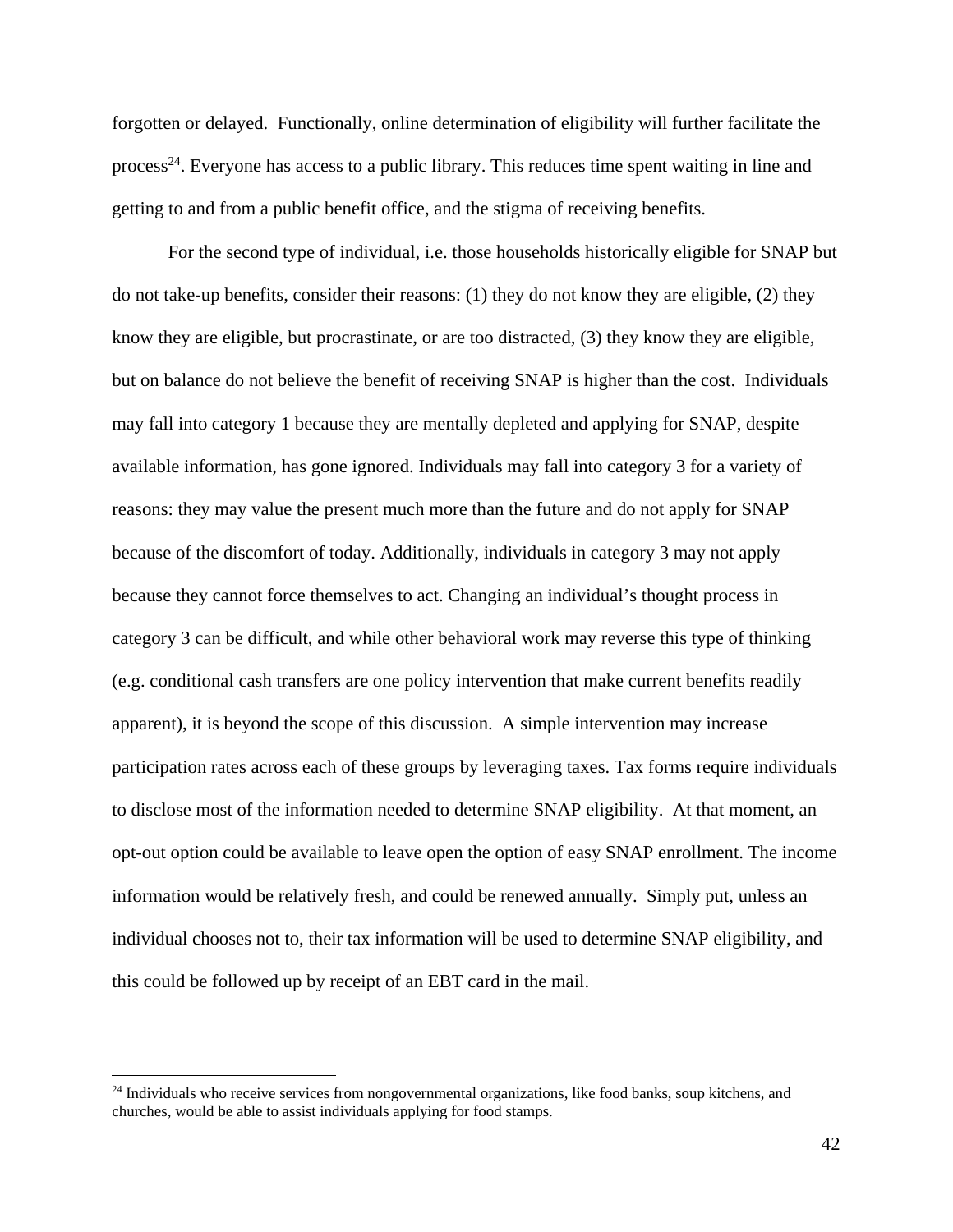forgotten or delayed. Functionally, online determination of eligibility will further facilitate the process[24]. Everyone has access to a public library. This reduces time spent waiting in line and getting to and from a public benefit office, and the stigma of receiving benefits.

For the second type of individual, i.e. those households historically eligible for SNAP but do not take-up benefits, consider their reasons: (1) they do not know they are eligible, (2) they know they are eligible, but procrastinate, or are too distracted, (3) they know they are eligible, but on balance do not believe the benefit of receiving SNAP is higher than the cost. Individuals may fall into category 1 because they are mentally depleted and applying for SNAP, despite available information, has gone ignored. Individuals may fall into category 3 for a variety of reasons: they may value the present much more than the future and do not apply for SNAP because of the discomfort of today. Additionally, individuals in category 3 may not apply because they cannot force themselves to act. Changing an individual's thought process in category 3 can be difficult, and while other behavioral work may reverse this type of thinking (e.g. conditional cash transfers are one policy intervention that make current benefits readily apparent), it is beyond the scope of this discussion. A simple intervention may increase participation rates across each of these groups by leveraging taxes. Tax forms require individuals to disclose most of the information needed to determine SNAP eligibility. At that moment, an opt-out option could be available to leave open the option of easy SNAP enrollment. The income information would be relatively fresh, and could be renewed annually. Simply put, unless an individual chooses not to, their tax information will be used to determine SNAP eligibility, and this could be followed up by receipt of an EBT card in the mail.

---

[24] Individuals who receive services from nongovernmental organizations, like food banks, soup kitchens, and churches, would be able to assist individuals applying for food stamps.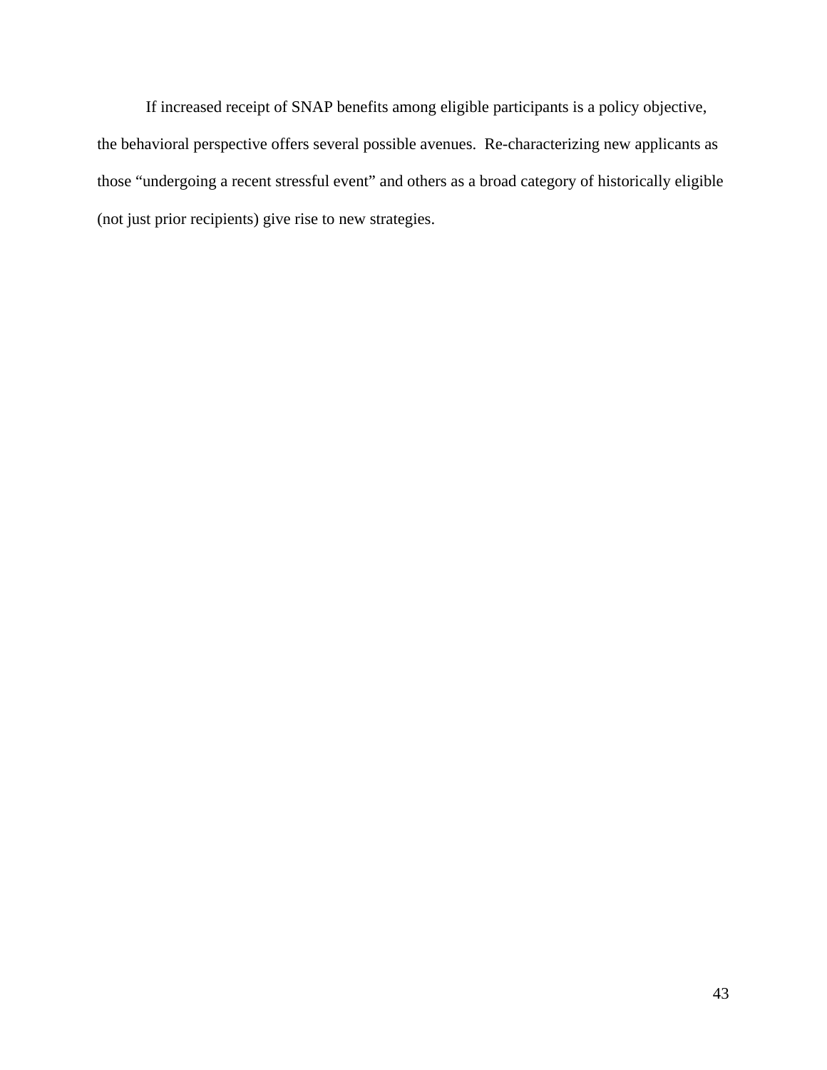If increased receipt of SNAP benefits among eligible participants is a policy objective, the behavioral perspective offers several possible avenues.  Re-characterizing new applicants as those "undergoing a recent stressful event" and others as a broad category of historically eligible (not just prior recipients) give rise to new strategies.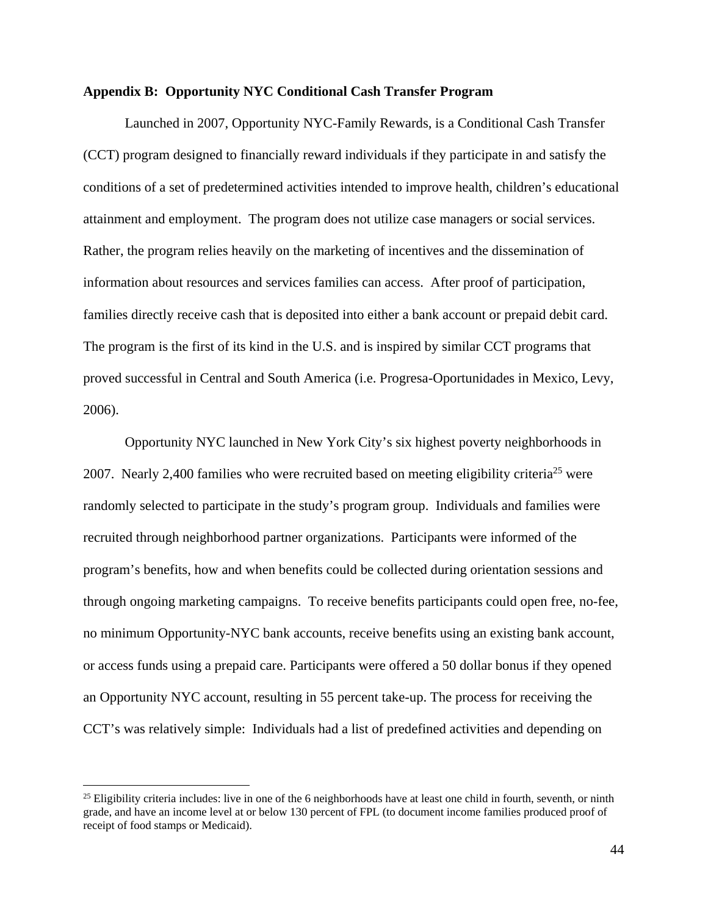**Appendix B: Opportunity NYC Conditional Cash Transfer Program**

Launched in 2007, Opportunity NYC-Family Rewards, is a Conditional Cash Transfer (CCT) program designed to financially reward individuals if they participate in and satisfy the conditions of a set of predetermined activities intended to improve health, children's educational attainment and employment. The program does not utilize case managers or social services. Rather, the program relies heavily on the marketing of incentives and the dissemination of information about resources and services families can access. After proof of participation, families directly receive cash that is deposited into either a bank account or prepaid debit card. The program is the first of its kind in the U.S. and is inspired by similar CCT programs that proved successful in Central and South America (i.e. Progresa-Oportunidades in Mexico, Levy, 2006).

Opportunity NYC launched in New York City's six highest poverty neighborhoods in 2007. Nearly 2,400 families who were recruited based on meeting eligibility criteria[25] were randomly selected to participate in the study's program group. Individuals and families were recruited through neighborhood partner organizations. Participants were informed of the program's benefits, how and when benefits could be collected during orientation sessions and through ongoing marketing campaigns. To receive benefits participants could open free, no-fee, no minimum Opportunity-NYC bank accounts, receive benefits using an existing bank account, or access funds using a prepaid care. Participants were offered a 50 dollar bonus if they opened an Opportunity NYC account, resulting in 55 percent take-up. The process for receiving the CCT's was relatively simple: Individuals had a list of predefined activities and depending on

[25] Eligibility criteria includes: live in one of the 6 neighborhoods have at least one child in fourth, seventh, or ninth grade, and have an income level at or below 130 percent of FPL (to document income families produced proof of receipt of food stamps or Medicaid).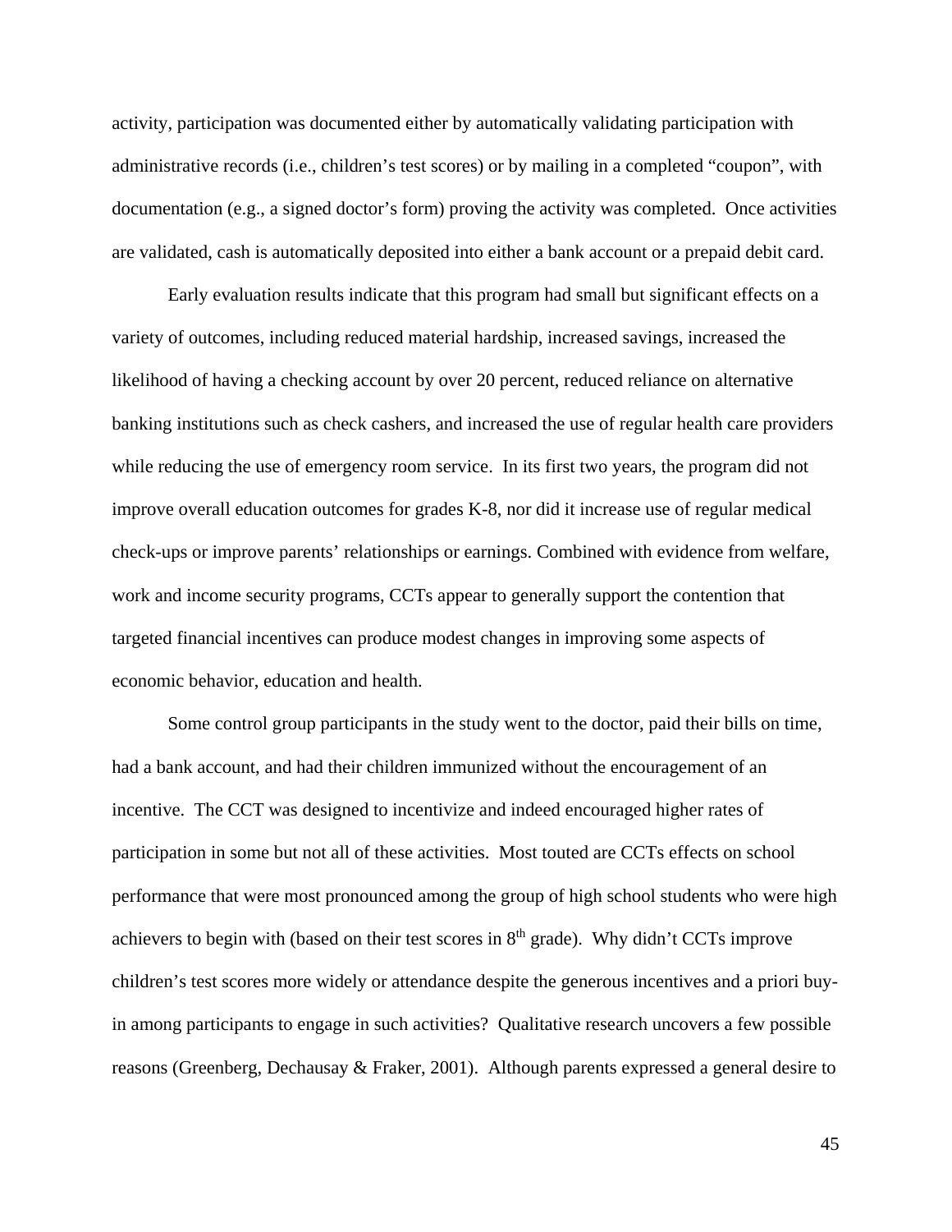activity, participation was documented either by automatically validating participation with administrative records (i.e., children's test scores) or by mailing in a completed "coupon", with documentation (e.g., a signed doctor's form) proving the activity was completed. Once activities are validated, cash is automatically deposited into either a bank account or a prepaid debit card.

Early evaluation results indicate that this program had small but significant effects on a variety of outcomes, including reduced material hardship, increased savings, increased the likelihood of having a checking account by over 20 percent, reduced reliance on alternative banking institutions such as check cashers, and increased the use of regular health care providers while reducing the use of emergency room service. In its first two years, the program did not improve overall education outcomes for grades K-8, nor did it increase use of regular medical check-ups or improve parents' relationships or earnings. Combined with evidence from welfare, work and income security programs, CCTs appear to generally support the contention that targeted financial incentives can produce modest changes in improving some aspects of economic behavior, education and health.

Some control group participants in the study went to the doctor, paid their bills on time, had a bank account, and had their children immunized without the encouragement of an incentive. The CCT was designed to incentivize and indeed encouraged higher rates of participation in some but not all of these activities. Most touted are CCTs effects on school performance that were most pronounced among the group of high school students who were high achievers to begin with (based on their test scores in 8th grade). Why didn't CCTs improve children's test scores more widely or attendance despite the generous incentives and a priori buy-in among participants to engage in such activities? Qualitative research uncovers a few possible reasons (Greenberg, Dechausay & Fraker, 2001). Although parents expressed a general desire to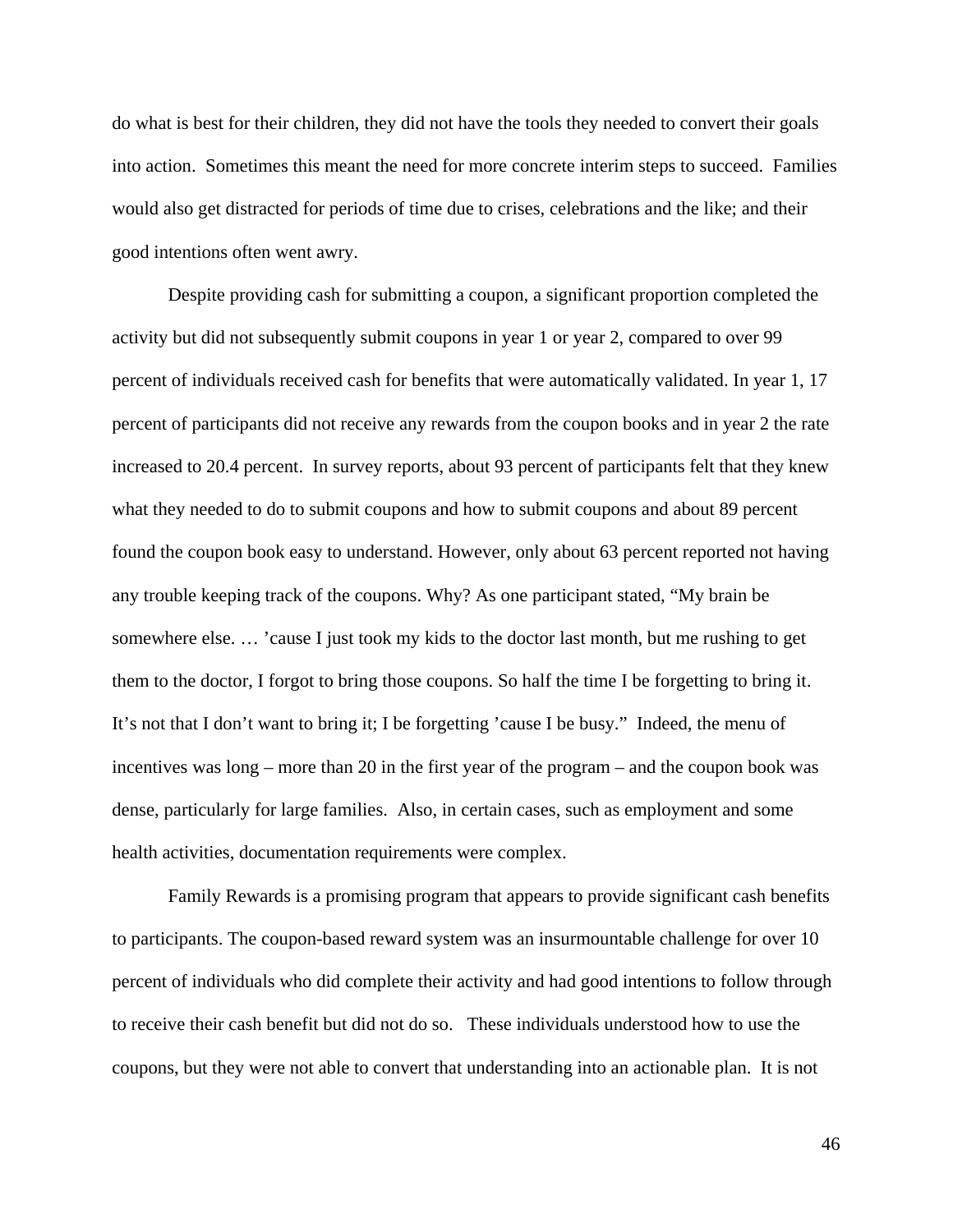do what is best for their children, they did not have the tools they needed to convert their goals into action. Sometimes this meant the need for more concrete interim steps to succeed. Families would also get distracted for periods of time due to crises, celebrations and the like; and their good intentions often went awry.

Despite providing cash for submitting a coupon, a significant proportion completed the activity but did not subsequently submit coupons in year 1 or year 2, compared to over 99 percent of individuals received cash for benefits that were automatically validated. In year 1, 17 percent of participants did not receive any rewards from the coupon books and in year 2 the rate increased to 20.4 percent. In survey reports, about 93 percent of participants felt that they knew what they needed to do to submit coupons and how to submit coupons and about 89 percent found the coupon book easy to understand. However, only about 63 percent reported not having any trouble keeping track of the coupons. Why? As one participant stated, "My brain be somewhere else. … 'cause I just took my kids to the doctor last month, but me rushing to get them to the doctor, I forgot to bring those coupons. So half the time I be forgetting to bring it. It's not that I don't want to bring it; I be forgetting 'cause I be busy." Indeed, the menu of incentives was long – more than 20 in the first year of the program – and the coupon book was dense, particularly for large families. Also, in certain cases, such as employment and some health activities, documentation requirements were complex.

Family Rewards is a promising program that appears to provide significant cash benefits to participants. The coupon-based reward system was an insurmountable challenge for over 10 percent of individuals who did complete their activity and had good intentions to follow through to receive their cash benefit but did not do so. These individuals understood how to use the coupons, but they were not able to convert that understanding into an actionable plan. It is not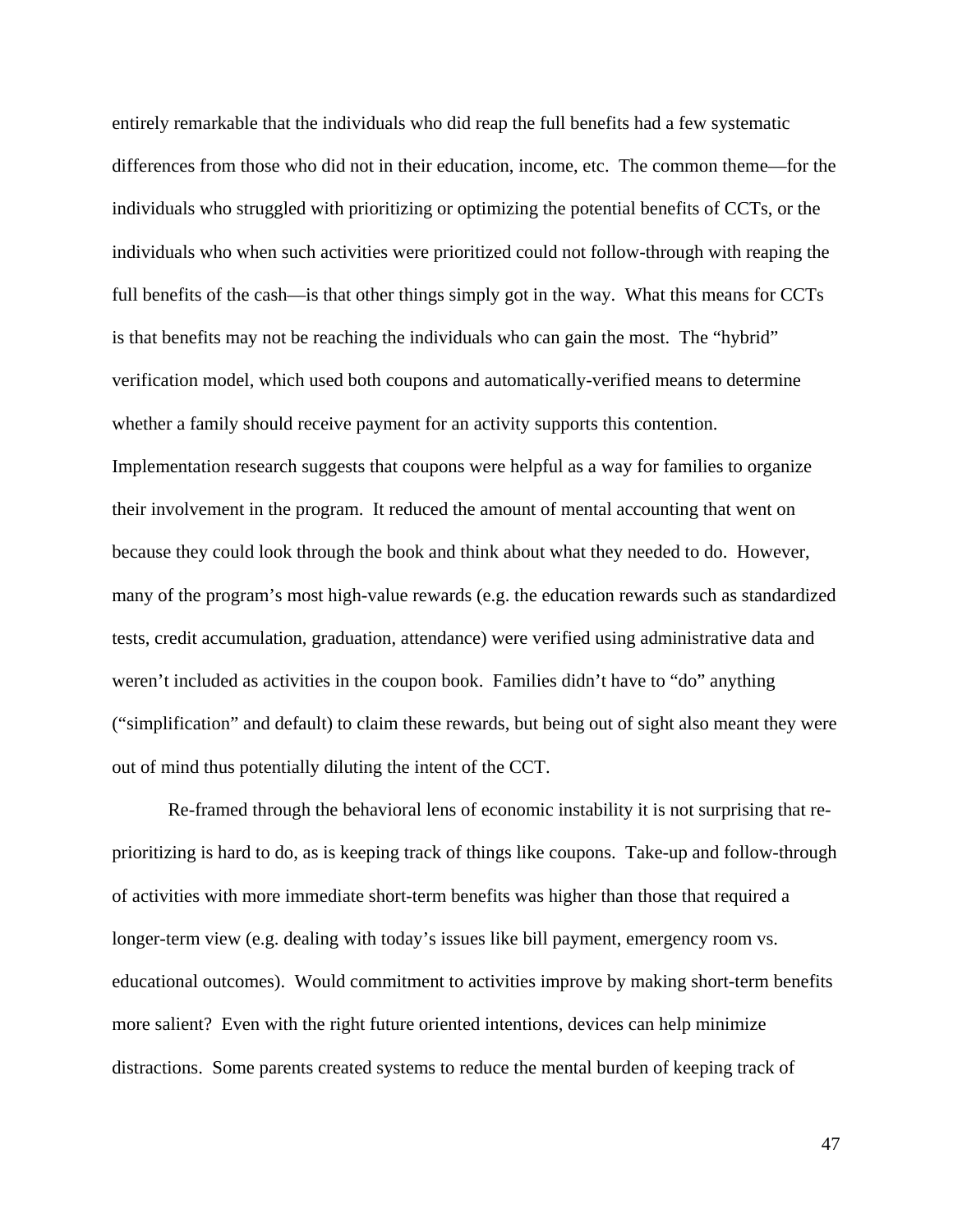entirely remarkable that the individuals who did reap the full benefits had a few systematic differences from those who did not in their education, income, etc. The common theme—for the individuals who struggled with prioritizing or optimizing the potential benefits of CCTs, or the individuals who when such activities were prioritized could not follow-through with reaping the full benefits of the cash—is that other things simply got in the way. What this means for CCTs is that benefits may not be reaching the individuals who can gain the most. The "hybrid" verification model, which used both coupons and automatically-verified means to determine whether a family should receive payment for an activity supports this contention. Implementation research suggests that coupons were helpful as a way for families to organize their involvement in the program. It reduced the amount of mental accounting that went on because they could look through the book and think about what they needed to do. However, many of the program's most high-value rewards (e.g. the education rewards such as standardized tests, credit accumulation, graduation, attendance) were verified using administrative data and weren't included as activities in the coupon book. Families didn't have to "do" anything ("simplification" and default) to claim these rewards, but being out of sight also meant they were out of mind thus potentially diluting the intent of the CCT.

Re-framed through the behavioral lens of economic instability it is not surprising that re-prioritizing is hard to do, as is keeping track of things like coupons. Take-up and follow-through of activities with more immediate short-term benefits was higher than those that required a longer-term view (e.g. dealing with today's issues like bill payment, emergency room vs. educational outcomes). Would commitment to activities improve by making short-term benefits more salient? Even with the right future oriented intentions, devices can help minimize distractions. Some parents created systems to reduce the mental burden of keeping track of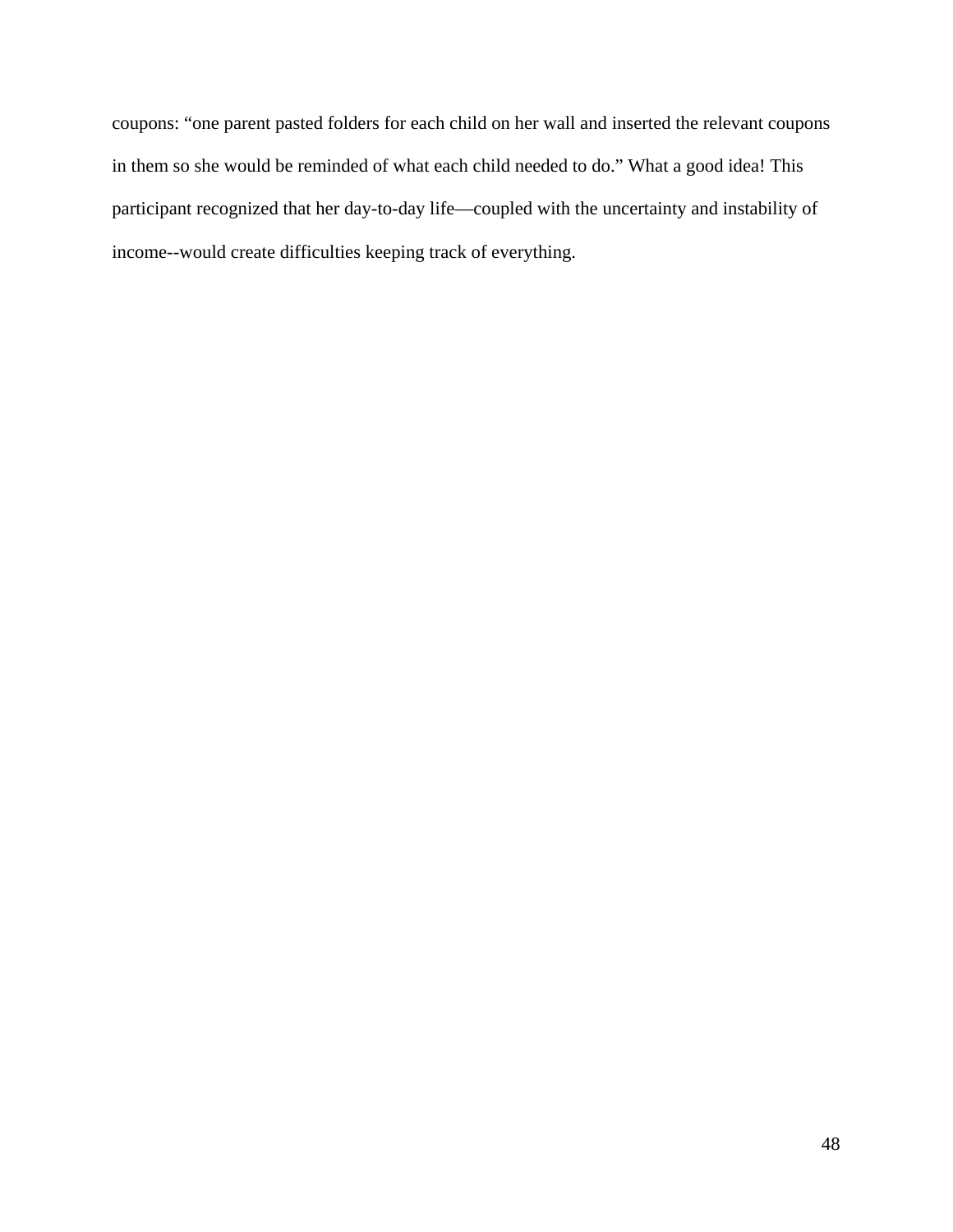coupons: “one parent pasted folders for each child on her wall and inserted the relevant coupons in them so she would be reminded of what each child needed to do.” What a good idea! This participant recognized that her day-to-day life—coupled with the uncertainty and instability of income--would create difficulties keeping track of everything.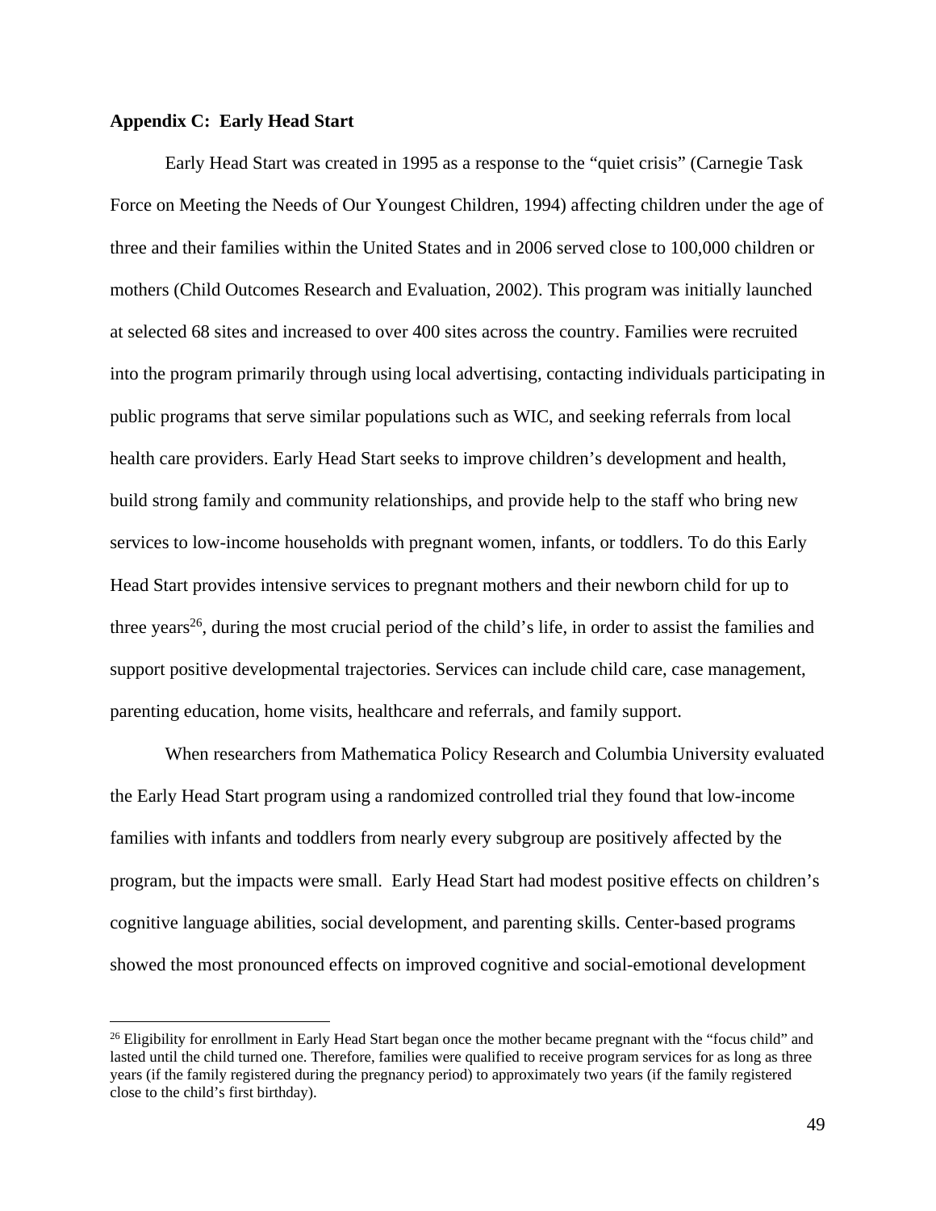**Appendix C: Early Head Start**

Early Head Start was created in 1995 as a response to the "quiet crisis" (Carnegie Task Force on Meeting the Needs of Our Youngest Children, 1994) affecting children under the age of three and their families within the United States and in 2006 served close to 100,000 children or mothers (Child Outcomes Research and Evaluation, 2002). This program was initially launched at selected 68 sites and increased to over 400 sites across the country. Families were recruited into the program primarily through using local advertising, contacting individuals participating in public programs that serve similar populations such as WIC, and seeking referrals from local health care providers. Early Head Start seeks to improve children's development and health, build strong family and community relationships, and provide help to the staff who bring new services to low-income households with pregnant women, infants, or toddlers. To do this Early Head Start provides intensive services to pregnant mothers and their newborn child for up to three years[26], during the most crucial period of the child's life, in order to assist the families and support positive developmental trajectories. Services can include child care, case management, parenting education, home visits, healthcare and referrals, and family support.

When researchers from Mathematica Policy Research and Columbia University evaluated the Early Head Start program using a randomized controlled trial they found that low-income families with infants and toddlers from nearly every subgroup are positively affected by the program, but the impacts were small. Early Head Start had modest positive effects on children's cognitive language abilities, social development, and parenting skills. Center-based programs showed the most pronounced effects on improved cognitive and social-emotional development

---

[26] Eligibility for enrollment in Early Head Start began once the mother became pregnant with the "focus child" and lasted until the child turned one. Therefore, families were qualified to receive program services for as long as three years (if the family registered during the pregnancy period) to approximately two years (if the family registered close to the child's first birthday).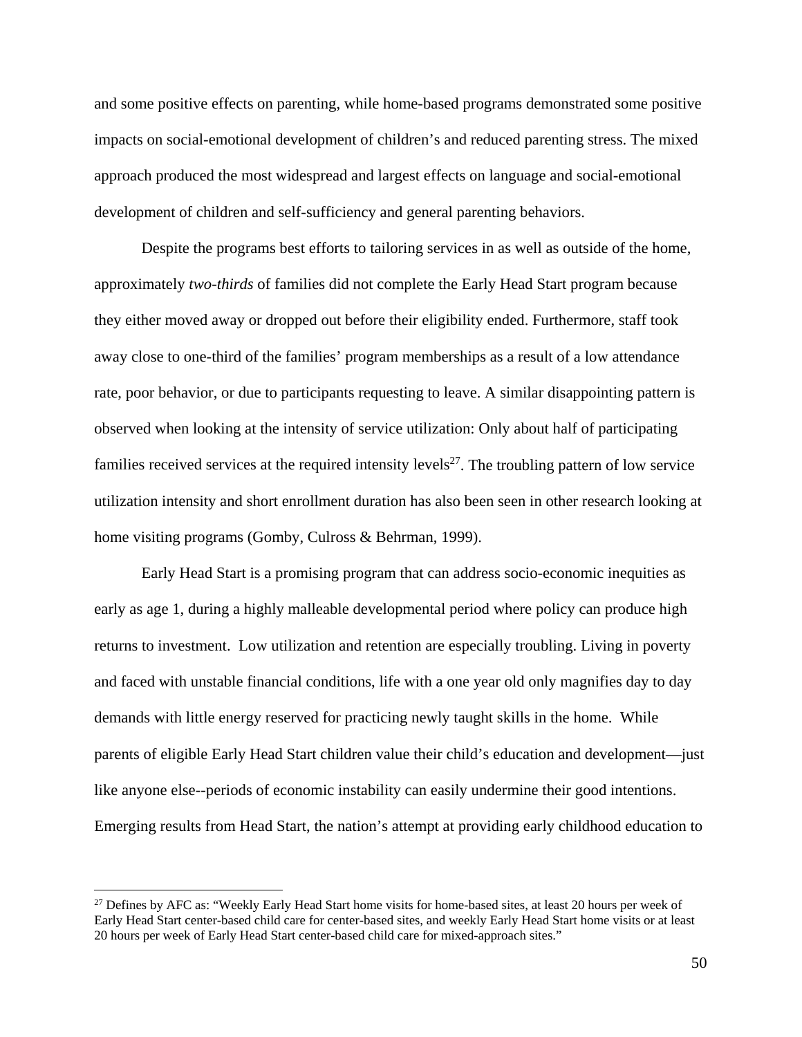and some positive effects on parenting, while home-based programs demonstrated some positive impacts on social-emotional development of children's and reduced parenting stress. The mixed approach produced the most widespread and largest effects on language and social-emotional development of children and self-sufficiency and general parenting behaviors.

Despite the programs best efforts to tailoring services in as well as outside of the home, approximately *two-thirds* of families did not complete the Early Head Start program because they either moved away or dropped out before their eligibility ended. Furthermore, staff took away close to one-third of the families' program memberships as a result of a low attendance rate, poor behavior, or due to participants requesting to leave. A similar disappointing pattern is observed when looking at the intensity of service utilization: Only about half of participating families received services at the required intensity levels[27]. The troubling pattern of low service utilization intensity and short enrollment duration has also been seen in other research looking at home visiting programs (Gomby, Culross & Behrman, 1999).

Early Head Start is a promising program that can address socio-economic inequities as early as age 1, during a highly malleable developmental period where policy can produce high returns to investment. Low utilization and retention are especially troubling. Living in poverty and faced with unstable financial conditions, life with a one year old only magnifies day to day demands with little energy reserved for practicing newly taught skills in the home. While parents of eligible Early Head Start children value their child's education and development—just like anyone else--periods of economic instability can easily undermine their good intentions. Emerging results from Head Start, the nation's attempt at providing early childhood education to

---

[27] Defines by AFC as: "Weekly Early Head Start home visits for home-based sites, at least 20 hours per week of Early Head Start center-based child care for center-based sites, and weekly Early Head Start home visits or at least 20 hours per week of Early Head Start center-based child care for mixed-approach sites."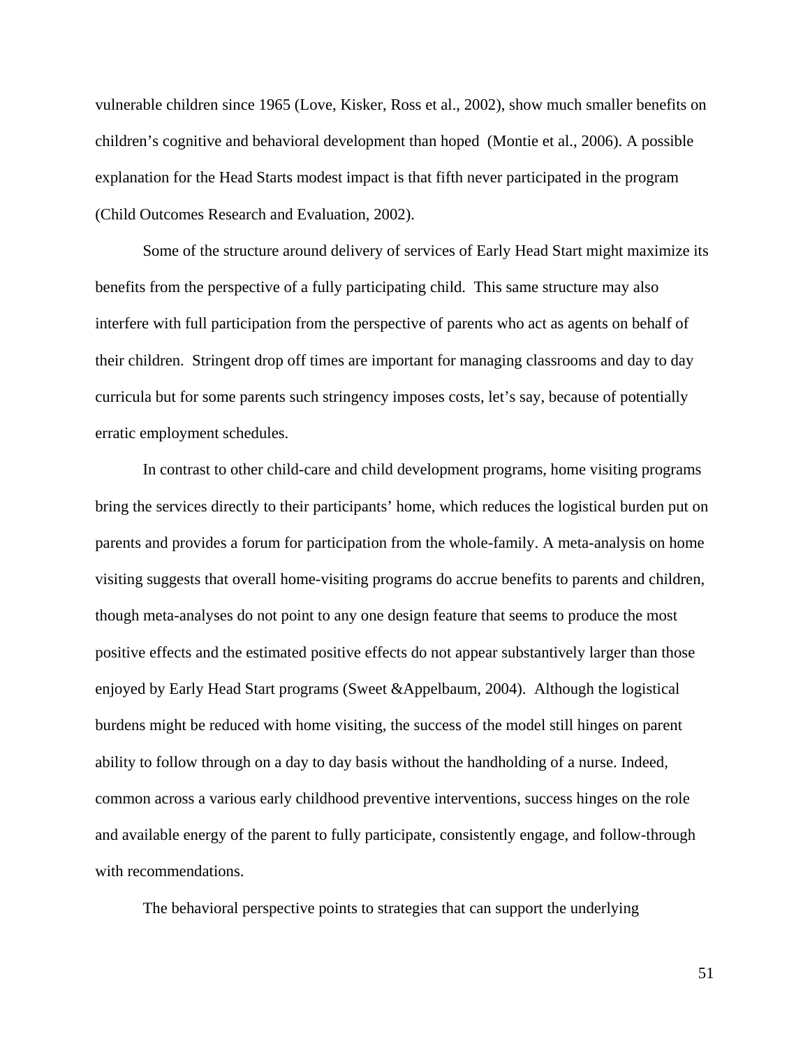vulnerable children since 1965 (Love, Kisker, Ross et al., 2002), show much smaller benefits on children's cognitive and behavioral development than hoped (Montie et al., 2006). A possible explanation for the Head Starts modest impact is that fifth never participated in the program (Child Outcomes Research and Evaluation, 2002).

Some of the structure around delivery of services of Early Head Start might maximize its benefits from the perspective of a fully participating child. This same structure may also interfere with full participation from the perspective of parents who act as agents on behalf of their children. Stringent drop off times are important for managing classrooms and day to day curricula but for some parents such stringency imposes costs, let's say, because of potentially erratic employment schedules.

In contrast to other child-care and child development programs, home visiting programs bring the services directly to their participants' home, which reduces the logistical burden put on parents and provides a forum for participation from the whole-family. A meta-analysis on home visiting suggests that overall home-visiting programs do accrue benefits to parents and children, though meta-analyses do not point to any one design feature that seems to produce the most positive effects and the estimated positive effects do not appear substantively larger than those enjoyed by Early Head Start programs (Sweet &Appelbaum, 2004). Although the logistical burdens might be reduced with home visiting, the success of the model still hinges on parent ability to follow through on a day to day basis without the handholding of a nurse. Indeed, common across a various early childhood preventive interventions, success hinges on the role and available energy of the parent to fully participate, consistently engage, and follow-through with recommendations.

The behavioral perspective points to strategies that can support the underlying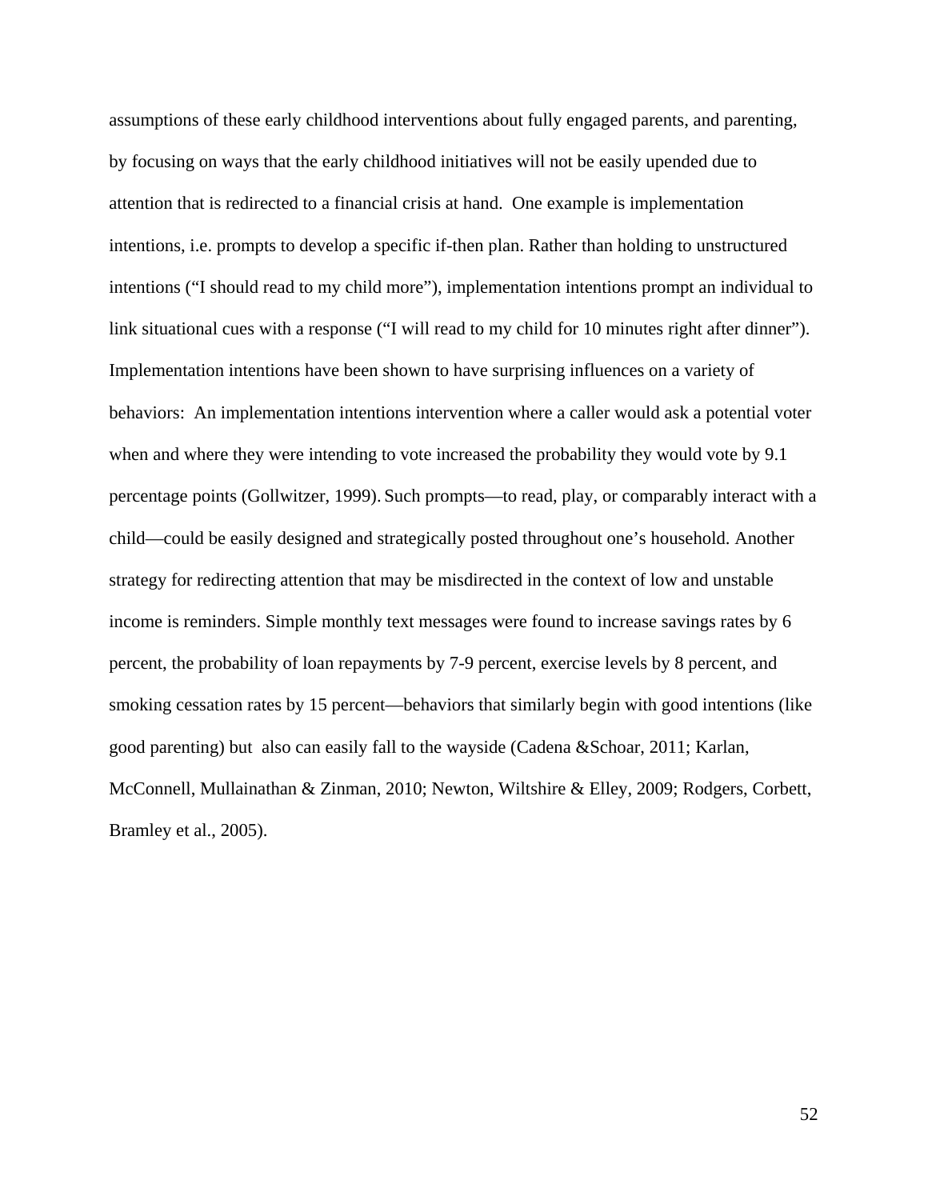assumptions of these early childhood interventions about fully engaged parents, and parenting, by focusing on ways that the early childhood initiatives will not be easily upended due to attention that is redirected to a financial crisis at hand. One example is implementation intentions, i.e. prompts to develop a specific if-then plan. Rather than holding to unstructured intentions ("I should read to my child more"), implementation intentions prompt an individual to link situational cues with a response ("I will read to my child for 10 minutes right after dinner"). Implementation intentions have been shown to have surprising influences on a variety of behaviors: An implementation intentions intervention where a caller would ask a potential voter when and where they were intending to vote increased the probability they would vote by 9.1 percentage points (Gollwitzer, 1999). Such prompts—to read, play, or comparably interact with a child—could be easily designed and strategically posted throughout one's household. Another strategy for redirecting attention that may be misdirected in the context of low and unstable income is reminders. Simple monthly text messages were found to increase savings rates by 6 percent, the probability of loan repayments by 7-9 percent, exercise levels by 8 percent, and smoking cessation rates by 15 percent—behaviors that similarly begin with good intentions (like good parenting) but also can easily fall to the wayside (Cadena &Schoar, 2011; Karlan, McConnell, Mullainathan & Zinman, 2010; Newton, Wiltshire & Elley, 2009; Rodgers, Corbett, Bramley et al., 2005).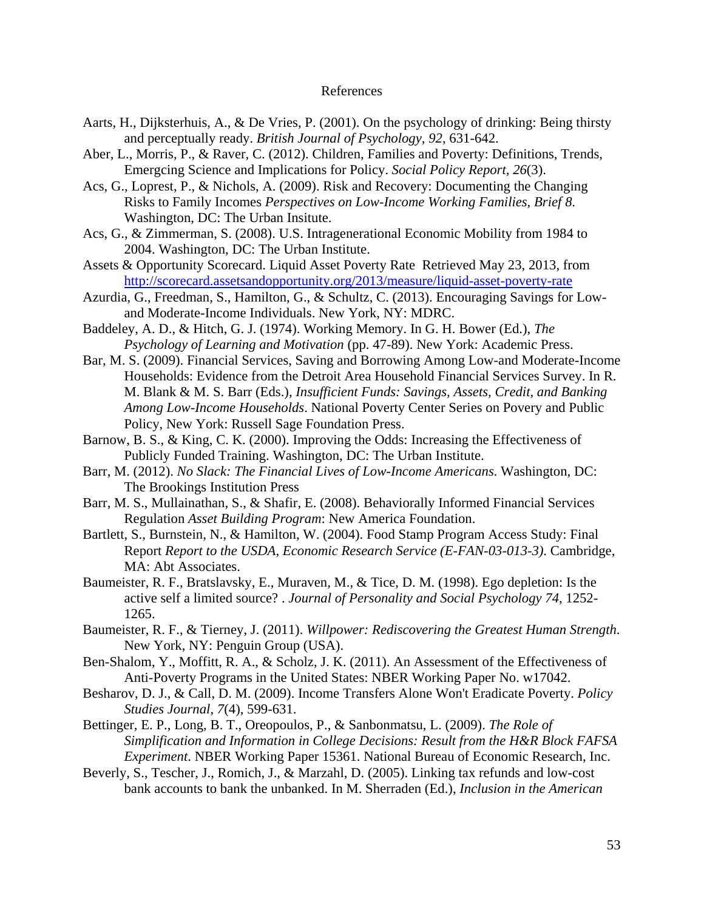# References

Aarts, H., Dijksterhuis, A., & De Vries, P. (2001). On the psychology of drinking: Being thirsty and perceptually ready. *British Journal of Psychology, 92*, 631-642.

Aber, L., Morris, P., & Raver, C. (2012). Children, Families and Poverty: Definitions, Trends, Emergcing Science and Implications for Policy. *Social Policy Report, 26*(3).

Acs, G., Loprest, P., & Nichols, A. (2009). Risk and Recovery: Documenting the Changing Risks to Family Incomes *Perspectives on Low-Income Working Families, Brief 8.* Washington, DC: The Urban Insitute.

Acs, G., & Zimmerman, S. (2008). U.S. Intragenerational Economic Mobility from 1984 to 2004. Washington, DC: The Urban Institute.

Assets & Opportunity Scorecard. Liquid Asset Poverty Rate Retrieved May 23, 2013, from http://scorecard.assetsandopportunity.org/2013/measure/liquid-asset-poverty-rate

Azurdia, G., Freedman, S., Hamilton, G., & Schultz, C. (2013). Encouraging Savings for Low- and Moderate-Income Individuals. New York, NY: MDRC.

Baddeley, A. D., & Hitch, G. J. (1974). Working Memory. In G. H. Bower (Ed.), *The Psychology of Learning and Motivation* (pp. 47-89). New York: Academic Press.

Bar, M. S. (2009). Financial Services, Saving and Borrowing Among Low-and Moderate-Income Households: Evidence from the Detroit Area Household Financial Services Survey. In R. M. Blank & M. S. Barr (Eds.), *Insufficient Funds: Savings, Assets, Credit, and Banking Among Low-Income Households*. National Poverty Center Series on Povery and Public Policy, New York: Russell Sage Foundation Press.

Barnow, B. S., & King, C. K. (2000). Improving the Odds: Increasing the Effectiveness of Publicly Funded Training. Washington, DC: The Urban Institute.

Barr, M. (2012). *No Slack: The Financial Lives of Low-Income Americans.* Washington, DC: The Brookings Institution Press

Barr, M. S., Mullainathan, S., & Shafir, E. (2008). Behaviorally Informed Financial Services Regulation *Asset Building Program*: New America Foundation.

Bartlett, S., Burnstein, N., & Hamilton, W. (2004). Food Stamp Program Access Study: Final Report *Report to the USDA, Economic Research Service (E-FAN-03-013-3)*. Cambridge, MA: Abt Associates.

Baumeister, R. F., Bratslavsky, E., Muraven, M., & Tice, D. M. (1998). Ego depletion: Is the active self a limited source? . *Journal of Personality and Social Psychology 74*, 1252-1265.

Baumeister, R. F., & Tierney, J. (2011). *Willpower: Rediscovering the Greatest Human Strength*. New York, NY: Penguin Group (USA).

Ben-Shalom, Y., Moffitt, R. A., & Scholz, J. K. (2011). An Assessment of the Effectiveness of Anti-Poverty Programs in the United States: NBER Working Paper No. w17042.

Besharov, D. J., & Call, D. M. (2009). Income Transfers Alone Won't Eradicate Poverty. *Policy Studies Journal, 7*(4), 599-631.

Bettinger, E. P., Long, B. T., Oreopoulos, P., & Sanbonmatsu, L. (2009). *The Role of Simplification and Information in College Decisions: Result from the H&R Block FAFSA Experiment*. NBER Working Paper 15361. National Bureau of Economic Research, Inc.

Beverly, S., Tescher, J., Romich, J., & Marzahl, D. (2005). Linking tax refunds and low-cost bank accounts to bank the unbanked. In M. Sherraden (Ed.), *Inclusion in the American*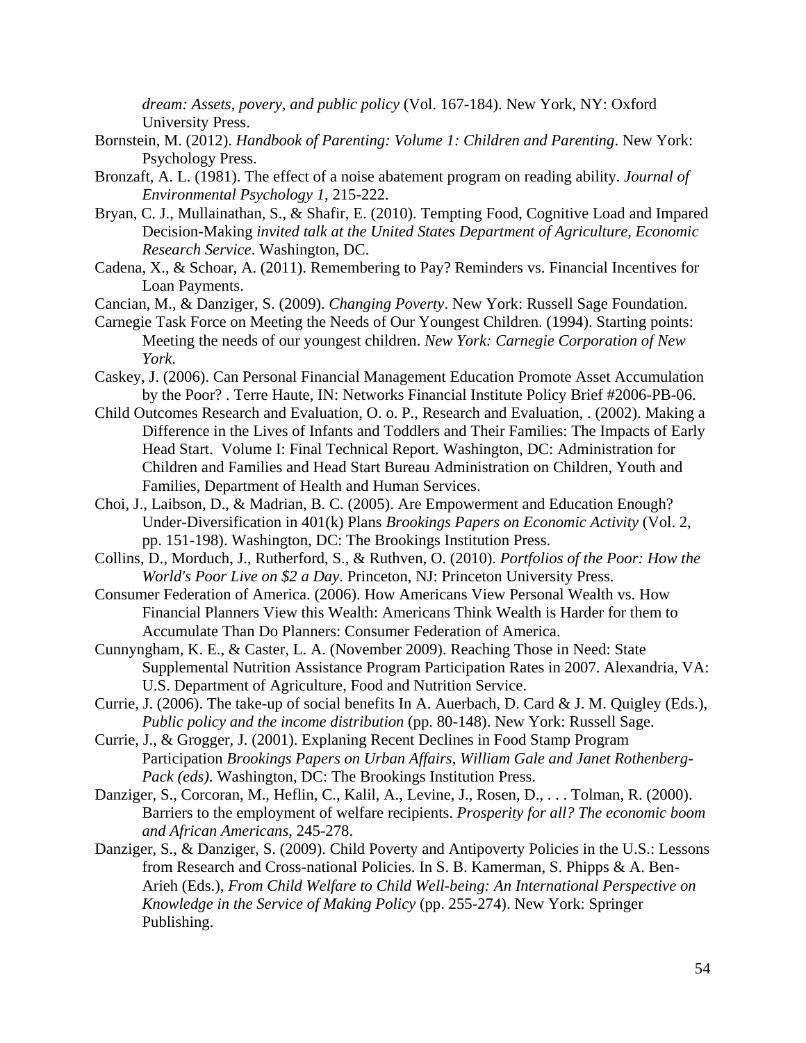*dream: Assets, povery, and public policy* (Vol. 167-184). New York, NY: Oxford University Press.

Bornstein, M. (2012). *Handbook of Parenting: Volume 1: Children and Parenting*. New York: Psychology Press.

Bronzaft, A. L. (1981). The effect of a noise abatement program on reading ability. *Journal of Environmental Psychology 1*, 215-222.

Bryan, C. J., Mullainathan, S., & Shafir, E. (2010). Tempting Food, Cognitive Load and Impared Decision-Making *invited talk at the United States Department of Agriculture, Economic Research Service*. Washington, DC.

Cadena, X., & Schoar, A. (2011). Remembering to Pay? Reminders vs. Financial Incentives for Loan Payments.

Cancian, M., & Danziger, S. (2009). *Changing Poverty*. New York: Russell Sage Foundation.

Carnegie Task Force on Meeting the Needs of Our Youngest Children. (1994). Starting points: Meeting the needs of our youngest children. *New York: Carnegie Corporation of New York*.

Caskey, J. (2006). Can Personal Financial Management Education Promote Asset Accumulation by the Poor? . Terre Haute, IN: Networks Financial Institute Policy Brief #2006-PB-06.

Child Outcomes Research and Evaluation, O. o. P., Research and Evaluation, . (2002). Making a Difference in the Lives of Infants and Toddlers and Their Families: The Impacts of Early Head Start. Volume I: Final Technical Report. Washington, DC: Administration for Children and Families and Head Start Bureau Administration on Children, Youth and Families, Department of Health and Human Services.

Choi, J., Laibson, D., & Madrian, B. C. (2005). Are Empowerment and Education Enough? Under-Diversification in 401(k) Plans *Brookings Papers on Economic Activity* (Vol. 2, pp. 151-198). Washington, DC: The Brookings Institution Press.

Collins, D., Morduch, J., Rutherford, S., & Ruthven, O. (2010). *Portfolios of the Poor: How the World's Poor Live on $2 a Day*. Princeton, NJ: Princeton University Press.

Consumer Federation of America. (2006). How Americans View Personal Wealth vs. How Financial Planners View this Wealth: Americans Think Wealth is Harder for them to Accumulate Than Do Planners: Consumer Federation of America.

Cunnyngham, K. E., & Caster, L. A. (November 2009). Reaching Those in Need: State Supplemental Nutrition Assistance Program Participation Rates in 2007. Alexandria, VA: U.S. Department of Agriculture, Food and Nutrition Service.

Currie, J. (2006). The take-up of social benefits In A. Auerbach, D. Card & J. M. Quigley (Eds.), *Public policy and the income distribution* (pp. 80-148). New York: Russell Sage.

Currie, J., & Grogger, J. (2001). Explaning Recent Declines in Food Stamp Program Participation *Brookings Papers on Urban Affairs, William Gale and Janet Rothenberg-Pack (eds)*. Washington, DC: The Brookings Institution Press.

Danziger, S., Corcoran, M., Heflin, C., Kalil, A., Levine, J., Rosen, D., . . . Tolman, R. (2000). Barriers to the employment of welfare recipients. *Prosperity for all? The economic boom and African Americans*, 245-278.

Danziger, S., & Danziger, S. (2009). Child Poverty and Antipoverty Policies in the U.S.: Lessons from Research and Cross-national Policies. In S. B. Kamerman, S. Phipps & A. Ben-Arieh (Eds.), *From Child Welfare to Child Well-being: An International Perspective on Knowledge in the Service of Making Policy* (pp. 255-274). New York: Springer Publishing.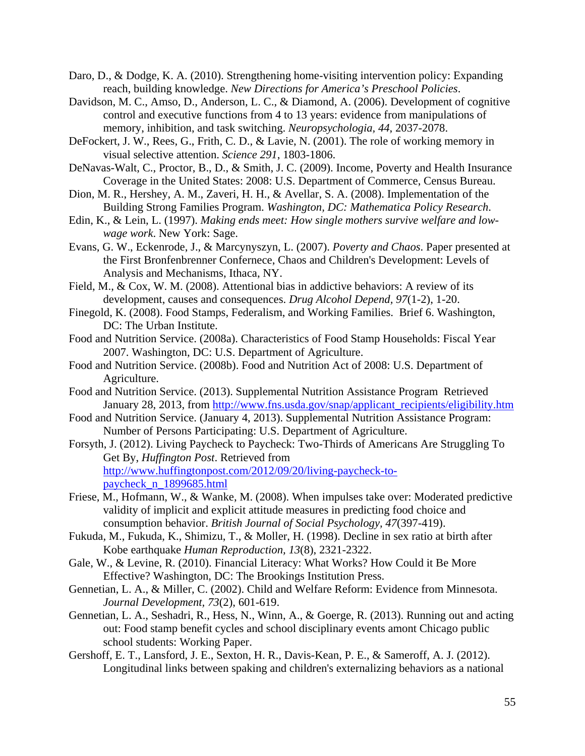Daro, D., & Dodge, K. A. (2010). Strengthening home-visiting intervention policy: Expanding reach, building knowledge. *New Directions for America's Preschool Policies*.

Davidson, M. C., Amso, D., Anderson, L. C., & Diamond, A. (2006). Development of cognitive control and executive functions from 4 to 13 years: evidence from manipulations of memory, inhibition, and task switching. *Neuropsychologia, 44*, 2037-2078.

DeFockert, J. W., Rees, G., Frith, C. D., & Lavie, N. (2001). The role of working memory in visual selective attention. *Science 291*, 1803-1806.

DeNavas-Walt, C., Proctor, B., D., & Smith, J. C. (2009). Income, Poverty and Health Insurance Coverage in the United States: 2008: U.S. Department of Commerce, Census Bureau.

Dion, M. R., Hershey, A. M., Zaveri, H. H., & Avellar, S. A. (2008). Implementation of the Building Strong Families Program. *Washington, DC: Mathematica Policy Research*.

Edin, K., & Lein, L. (1997). *Making ends meet: How single mothers survive welfare and low-wage work*. New York: Sage.

Evans, G. W., Eckenrode, J., & Marcynyszyn, L. (2007). *Poverty and Chaos*. Paper presented at the First Bronfenbrenner Confernece, Chaos and Children's Development: Levels of Analysis and Mechanisms, Ithaca, NY.

Field, M., & Cox, W. M. (2008). Attentional bias in addictive behaviors: A review of its development, causes and consequences. *Drug Alcohol Depend, 97*(1-2), 1-20.

Finegold, K. (2008). Food Stamps, Federalism, and Working Families. Brief 6. Washington, DC: The Urban Institute.

Food and Nutrition Service. (2008a). Characteristics of Food Stamp Households: Fiscal Year 2007. Washington, DC: U.S. Department of Agriculture.

Food and Nutrition Service. (2008b). Food and Nutrition Act of 2008: U.S. Department of Agriculture.

Food and Nutrition Service. (2013). Supplemental Nutrition Assistance Program Retrieved January 28, 2013, from http://www.fns.usda.gov/snap/applicant_recipients/eligibility.htm

Food and Nutrition Service. (January 4, 2013). Supplemental Nutrition Assistance Program: Number of Persons Participating: U.S. Department of Agriculture.

Forsyth, J. (2012). Living Paycheck to Paycheck: Two-Thirds of Americans Are Struggling To Get By, *Huffington Post*. Retrieved from http://www.huffingtonpost.com/2012/09/20/living-paycheck-to-paycheck_n_1899685.html

Friese, M., Hofmann, W., & Wanke, M. (2008). When impulses take over: Moderated predictive validity of implicit and explicit attitude measures in predicting food choice and consumption behavior. *British Journal of Social Psychology, 47*(397-419).

Fukuda, M., Fukuda, K., Shimizu, T., & Moller, H. (1998). Decline in sex ratio at birth after Kobe earthquake *Human Reproduction, 13*(8), 2321-2322.

Gale, W., & Levine, R. (2010). Financial Literacy: What Works? How Could it Be More Effective? Washington, DC: The Brookings Institution Press.

Gennetian, L. A., & Miller, C. (2002). Child and Welfare Reform: Evidence from Minnesota. *Journal Development, 73*(2), 601-619.

Gennetian, L. A., Seshadri, R., Hess, N., Winn, A., & Goerge, R. (2013). Running out and acting out: Food stamp benefit cycles and school disciplinary events amont Chicago public school students: Working Paper.

Gershoff, E. T., Lansford, J. E., Sexton, H. R., Davis-Kean, P. E., & Sameroff, A. J. (2012). Longitudinal links between spaking and children's externalizing behaviors as a national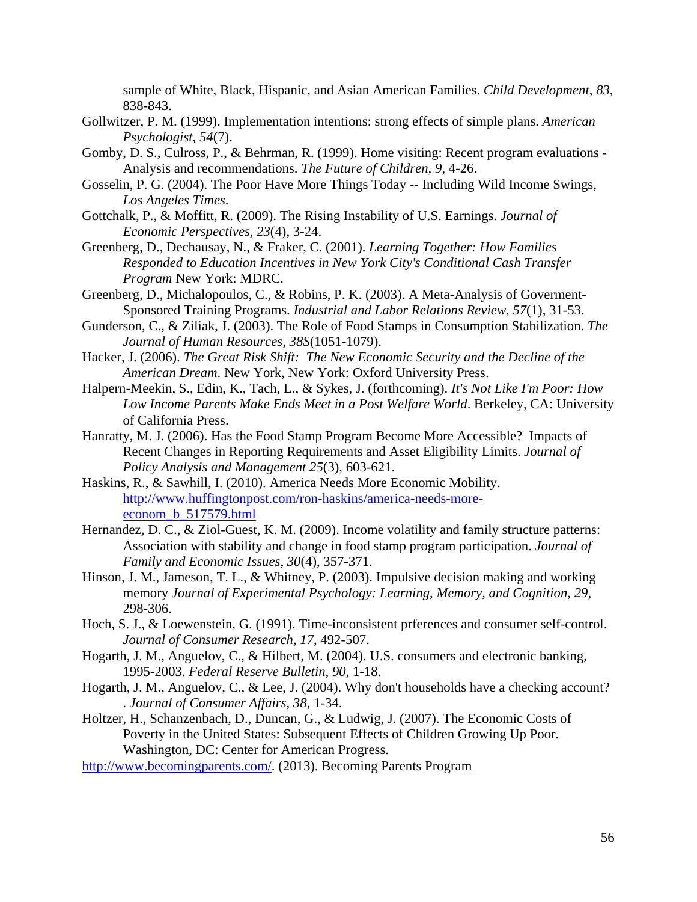sample of White, Black, Hispanic, and Asian American Families. *Child Development, 83*, 838-843.

Gollwitzer, P. M. (1999). Implementation intentions: strong effects of simple plans. *American Psychologist, 54*(7).

Gomby, D. S., Culross, P., & Behrman, R. (1999). Home visiting: Recent program evaluations - Analysis and recommendations. *The Future of Children, 9*, 4-26.

Gosselin, P. G. (2004). The Poor Have More Things Today -- Including Wild Income Swings, *Los Angeles Times*.

Gottchalk, P., & Moffitt, R. (2009). The Rising Instability of U.S. Earnings. *Journal of Economic Perspectives, 23*(4), 3-24.

Greenberg, D., Dechausay, N., & Fraker, C. (2001). *Learning Together: How Families Responded to Education Incentives in New York City's Conditional Cash Transfer Program* New York: MDRC.

Greenberg, D., Michalopoulos, C., & Robins, P. K. (2003). A Meta-Analysis of Goverment-Sponsored Training Programs. *Industrial and Labor Relations Review, 57*(1), 31-53.

Gunderson, C., & Ziliak, J. (2003). The Role of Food Stamps in Consumption Stabilization. *The Journal of Human Resources, 38S*(1051-1079).

Hacker, J. (2006). *The Great Risk Shift: The New Economic Security and the Decline of the American Dream*. New York, New York: Oxford University Press.

Halpern-Meekin, S., Edin, K., Tach, L., & Sykes, J. (forthcoming). *It's Not Like I'm Poor: How Low Income Parents Make Ends Meet in a Post Welfare World*. Berkeley, CA: University of California Press.

Hanratty, M. J. (2006). Has the Food Stamp Program Become More Accessible? Impacts of Recent Changes in Reporting Requirements and Asset Eligibility Limits. *Journal of Policy Analysis and Management 25*(3), 603-621.

Haskins, R., & Sawhill, I. (2010). America Needs More Economic Mobility. http://www.huffingtonpost.com/ron-haskins/america-needs-more-econom_b_517579.html

Hernandez, D. C., & Ziol-Guest, K. M. (2009). Income volatility and family structure patterns: Association with stability and change in food stamp program participation. *Journal of Family and Economic Issues, 30*(4), 357-371.

Hinson, J. M., Jameson, T. L., & Whitney, P. (2003). Impulsive decision making and working memory *Journal of Experimental Psychology: Learning, Memory, and Cognition, 29*, 298-306.

Hoch, S. J., & Loewenstein, G. (1991). Time-inconsistent prferences and consumer self-control. *Journal of Consumer Research, 17*, 492-507.

Hogarth, J. M., Anguelov, C., & Hilbert, M. (2004). U.S. consumers and electronic banking, 1995-2003. *Federal Reserve Bulletin, 90*, 1-18.

Hogarth, J. M., Anguelov, C., & Lee, J. (2004). Why don't households have a checking account? . *Journal of Consumer Affairs, 38*, 1-34.

Holtzer, H., Schanzenbach, D., Duncan, G., & Ludwig, J. (2007). The Economic Costs of Poverty in the United States: Subsequent Effects of Children Growing Up Poor. Washington, DC: Center for American Progress.

http://www.becomingparents.com/. (2013). Becoming Parents Program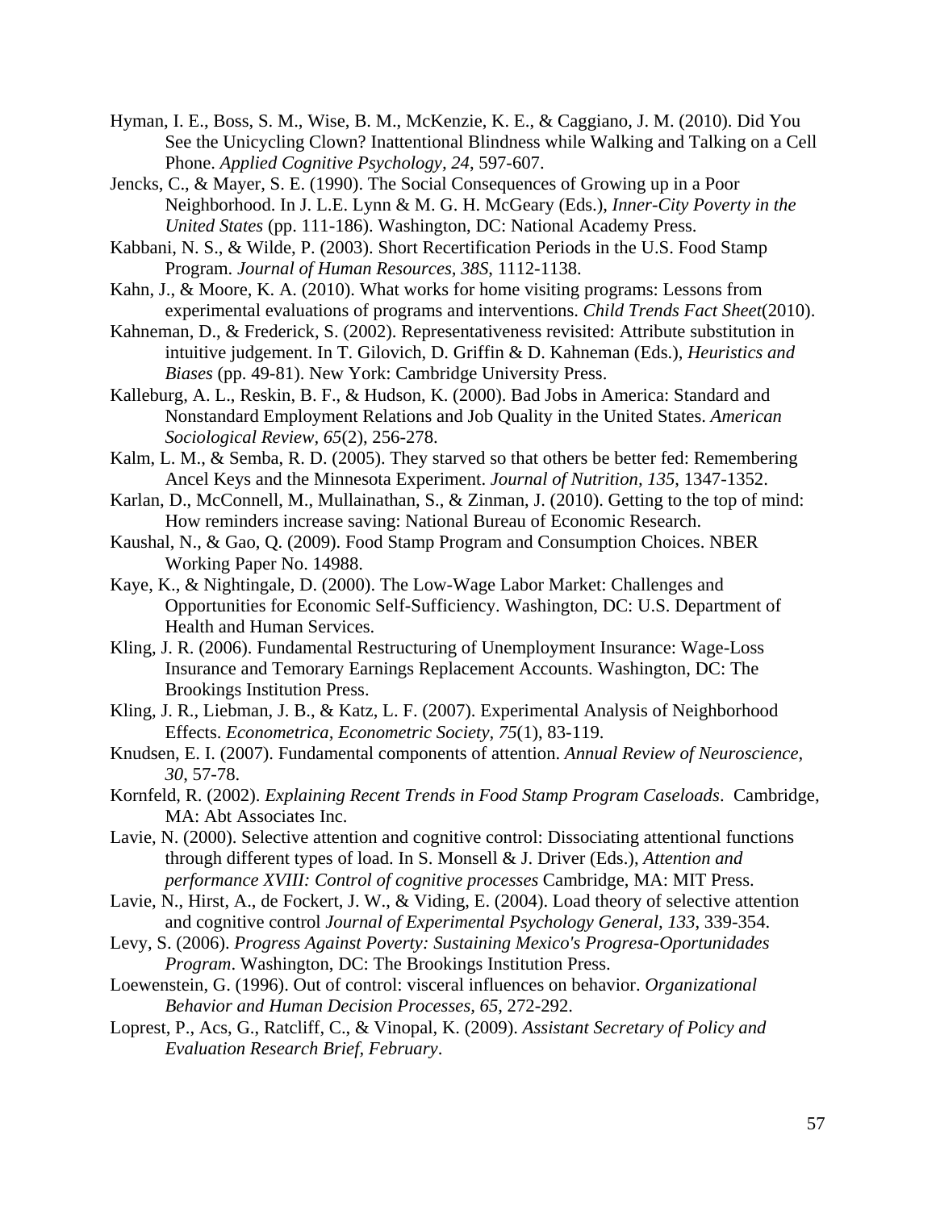Hyman, I. E., Boss, S. M., Wise, B. M., McKenzie, K. E., & Caggiano, J. M. (2010). Did You See the Unicycling Clown? Inattentional Blindness while Walking and Talking on a Cell Phone. *Applied Cognitive Psychology, 24*, 597-607.

Jencks, C., & Mayer, S. E. (1990). The Social Consequences of Growing up in a Poor Neighborhood. In J. L.E. Lynn & M. G. H. McGeary (Eds.), *Inner-City Poverty in the United States* (pp. 111-186). Washington, DC: National Academy Press.

Kabbani, N. S., & Wilde, P. (2003). Short Recertification Periods in the U.S. Food Stamp Program. *Journal of Human Resources, 38S*, 1112-1138.

Kahn, J., & Moore, K. A. (2010). What works for home visiting programs: Lessons from experimental evaluations of programs and interventions. *Child Trends Fact Sheet*(2010).

Kahneman, D., & Frederick, S. (2002). Representativeness revisited: Attribute substitution in intuitive judgement. In T. Gilovich, D. Griffin & D. Kahneman (Eds.), *Heuristics and Biases* (pp. 49-81). New York: Cambridge University Press.

Kalleburg, A. L., Reskin, B. F., & Hudson, K. (2000). Bad Jobs in America: Standard and Nonstandard Employment Relations and Job Quality in the United States. *American Sociological Review, 65*(2), 256-278.

Kalm, L. M., & Semba, R. D. (2005). They starved so that others be better fed: Remembering Ancel Keys and the Minnesota Experiment. *Journal of Nutrition, 135*, 1347-1352.

Karlan, D., McConnell, M., Mullainathan, S., & Zinman, J. (2010). Getting to the top of mind: How reminders increase saving: National Bureau of Economic Research.

Kaushal, N., & Gao, Q. (2009). Food Stamp Program and Consumption Choices. NBER Working Paper No. 14988.

Kaye, K., & Nightingale, D. (2000). The Low-Wage Labor Market: Challenges and Opportunities for Economic Self-Sufficiency. Washington, DC: U.S. Department of Health and Human Services.

Kling, J. R. (2006). Fundamental Restructuring of Unemployment Insurance: Wage-Loss Insurance and Temorary Earnings Replacement Accounts. Washington, DC: The Brookings Institution Press.

Kling, J. R., Liebman, J. B., & Katz, L. F. (2007). Experimental Analysis of Neighborhood Effects. *Econometrica, Econometric Society, 75*(1), 83-119.

Knudsen, E. I. (2007). Fundamental components of attention. *Annual Review of Neuroscience, 30*, 57-78.

Kornfeld, R. (2002). *Explaining Recent Trends in Food Stamp Program Caseloads*. Cambridge, MA: Abt Associates Inc.

Lavie, N. (2000). Selective attention and cognitive control: Dissociating attentional functions through different types of load. In S. Monsell & J. Driver (Eds.), *Attention and performance XVIII: Control of cognitive processes* Cambridge, MA: MIT Press.

Lavie, N., Hirst, A., de Fockert, J. W., & Viding, E. (2004). Load theory of selective attention and cognitive control *Journal of Experimental Psychology General, 133*, 339-354.

Levy, S. (2006). *Progress Against Poverty: Sustaining Mexico's Progresa-Oportunidades Program*. Washington, DC: The Brookings Institution Press.

Loewenstein, G. (1996). Out of control: visceral influences on behavior. *Organizational Behavior and Human Decision Processes, 65*, 272-292.

Loprest, P., Acs, G., Ratcliff, C., & Vinopal, K. (2009). *Assistant Secretary of Policy and Evaluation Research Brief, February*.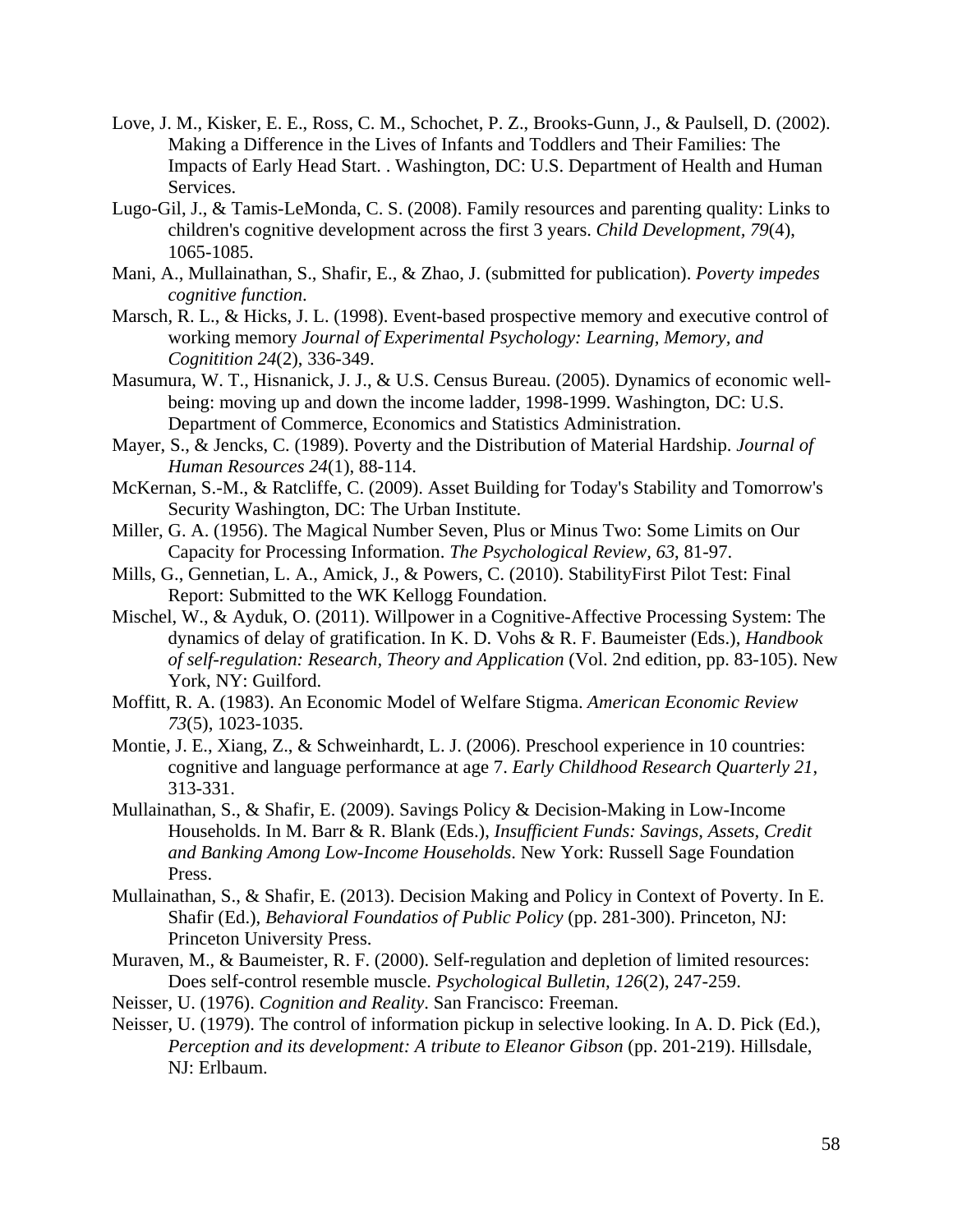Love, J. M., Kisker, E. E., Ross, C. M., Schochet, P. Z., Brooks-Gunn, J., & Paulsell, D. (2002). Making a Difference in the Lives of Infants and Toddlers and Their Families: The Impacts of Early Head Start. . Washington, DC: U.S. Department of Health and Human Services.

Lugo-Gil, J., & Tamis-LeMonda, C. S. (2008). Family resources and parenting quality: Links to children's cognitive development across the first 3 years. *Child Development, 79*(4), 1065-1085.

Mani, A., Mullainathan, S., Shafir, E., & Zhao, J. (submitted for publication). *Poverty impedes cognitive function*.

Marsch, R. L., & Hicks, J. L. (1998). Event-based prospective memory and executive control of working memory *Journal of Experimental Psychology: Learning, Memory, and Cognitition 24*(2), 336-349.

Masumura, W. T., Hisnanick, J. J., & U.S. Census Bureau. (2005). Dynamics of economic well-being: moving up and down the income ladder, 1998-1999. Washington, DC: U.S. Department of Commerce, Economics and Statistics Administration.

Mayer, S., & Jencks, C. (1989). Poverty and the Distribution of Material Hardship. *Journal of Human Resources 24*(1), 88-114.

McKernan, S.-M., & Ratcliffe, C. (2009). Asset Building for Today's Stability and Tomorrow's Security Washington, DC: The Urban Institute.

Miller, G. A. (1956). The Magical Number Seven, Plus or Minus Two: Some Limits on Our Capacity for Processing Information. *The Psychological Review, 63*, 81-97.

Mills, G., Gennetian, L. A., Amick, J., & Powers, C. (2010). StabilityFirst Pilot Test: Final Report: Submitted to the WK Kellogg Foundation.

Mischel, W., & Ayduk, O. (2011). Willpower in a Cognitive-Affective Processing System: The dynamics of delay of gratification. In K. D. Vohs & R. F. Baumeister (Eds.), *Handbook of self-regulation: Research, Theory and Application* (Vol. 2nd edition, pp. 83-105). New York, NY: Guilford.

Moffitt, R. A. (1983). An Economic Model of Welfare Stigma. *American Economic Review 73*(5), 1023-1035.

Montie, J. E., Xiang, Z., & Schweinhardt, L. J. (2006). Preschool experience in 10 countries: cognitive and language performance at age 7. *Early Childhood Research Quarterly 21*, 313-331.

Mullainathan, S., & Shafir, E. (2009). Savings Policy & Decision-Making in Low-Income Households. In M. Barr & R. Blank (Eds.), *Insufficient Funds: Savings, Assets, Credit and Banking Among Low-Income Households*. New York: Russell Sage Foundation Press.

Mullainathan, S., & Shafir, E. (2013). Decision Making and Policy in Context of Poverty. In E. Shafir (Ed.), *Behavioral Foundatios of Public Policy* (pp. 281-300). Princeton, NJ: Princeton University Press.

Muraven, M., & Baumeister, R. F. (2000). Self-regulation and depletion of limited resources: Does self-control resemble muscle. *Psychological Bulletin, 126*(2), 247-259.

Neisser, U. (1976). *Cognition and Reality*. San Francisco: Freeman.

Neisser, U. (1979). The control of information pickup in selective looking. In A. D. Pick (Ed.), *Perception and its development: A tribute to Eleanor Gibson* (pp. 201-219). Hillsdale, NJ: Erlbaum.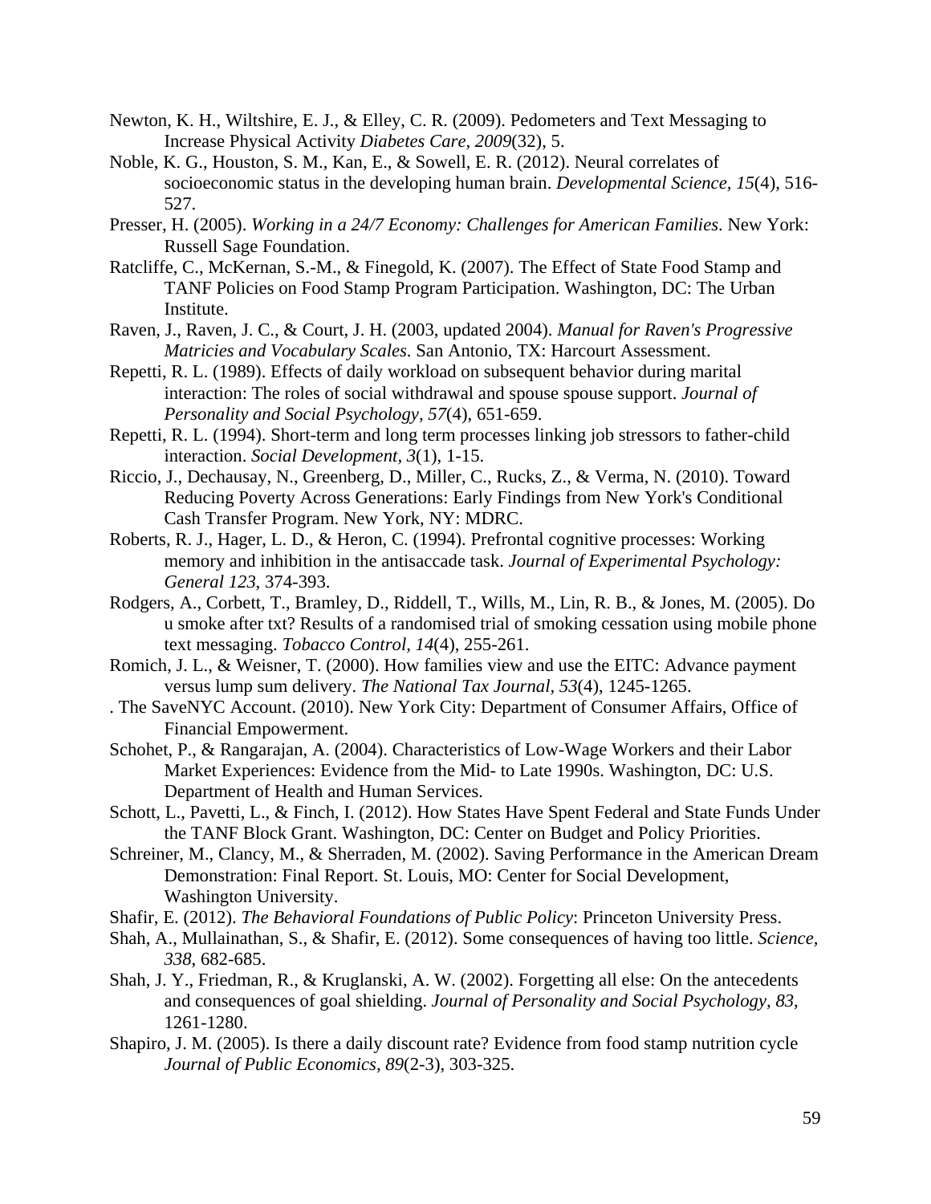Newton, K. H., Wiltshire, E. J., & Elley, C. R. (2009). Pedometers and Text Messaging to Increase Physical Activity *Diabetes Care, 2009*(32), 5.

Noble, K. G., Houston, S. M., Kan, E., & Sowell, E. R. (2012). Neural correlates of socioeconomic status in the developing human brain. *Developmental Science, 15*(4), 516-527.

Presser, H. (2005). *Working in a 24/7 Economy: Challenges for American Families*. New York: Russell Sage Foundation.

Ratcliffe, C., McKernan, S.-M., & Finegold, K. (2007). The Effect of State Food Stamp and TANF Policies on Food Stamp Program Participation. Washington, DC: The Urban Institute.

Raven, J., Raven, J. C., & Court, J. H. (2003, updated 2004). *Manual for Raven's Progressive Matricies and Vocabulary Scales*. San Antonio, TX: Harcourt Assessment.

Repetti, R. L. (1989). Effects of daily workload on subsequent behavior during marital interaction: The roles of social withdrawal and spouse spouse support. *Journal of Personality and Social Psychology, 57*(4), 651-659.

Repetti, R. L. (1994). Short-term and long term processes linking job stressors to father-child interaction. *Social Development, 3*(1), 1-15.

Riccio, J., Dechausay, N., Greenberg, D., Miller, C., Rucks, Z., & Verma, N. (2010). Toward Reducing Poverty Across Generations: Early Findings from New York's Conditional Cash Transfer Program. New York, NY: MDRC.

Roberts, R. J., Hager, L. D., & Heron, C. (1994). Prefrontal cognitive processes: Working memory and inhibition in the antisaccade task. *Journal of Experimental Psychology: General 123*, 374-393.

Rodgers, A., Corbett, T., Bramley, D., Riddell, T., Wills, M., Lin, R. B., & Jones, M. (2005). Do u smoke after txt? Results of a randomised trial of smoking cessation using mobile phone text messaging. *Tobacco Control, 14*(4), 255-261.

Romich, J. L., & Weisner, T. (2000). How families view and use the EITC: Advance payment versus lump sum delivery. *The National Tax Journal, 53*(4), 1245-1265.

. The SaveNYC Account. (2010). New York City: Department of Consumer Affairs, Office of Financial Empowerment.

Schohet, P., & Rangarajan, A. (2004). Characteristics of Low-Wage Workers and their Labor Market Experiences: Evidence from the Mid- to Late 1990s. Washington, DC: U.S. Department of Health and Human Services.

Schott, L., Pavetti, L., & Finch, I. (2012). How States Have Spent Federal and State Funds Under the TANF Block Grant. Washington, DC: Center on Budget and Policy Priorities.

Schreiner, M., Clancy, M., & Sherraden, M. (2002). Saving Performance in the American Dream Demonstration: Final Report. St. Louis, MO: Center for Social Development, Washington University.

Shafir, E. (2012). *The Behavioral Foundations of Public Policy*: Princeton University Press.

Shah, A., Mullainathan, S., & Shafir, E. (2012). Some consequences of having too little. *Science, 338*, 682-685.

Shah, J. Y., Friedman, R., & Kruglanski, A. W. (2002). Forgetting all else: On the antecedents and consequences of goal shielding. *Journal of Personality and Social Psychology, 83*, 1261-1280.

Shapiro, J. M. (2005). Is there a daily discount rate? Evidence from food stamp nutrition cycle *Journal of Public Economics, 89*(2-3), 303-325.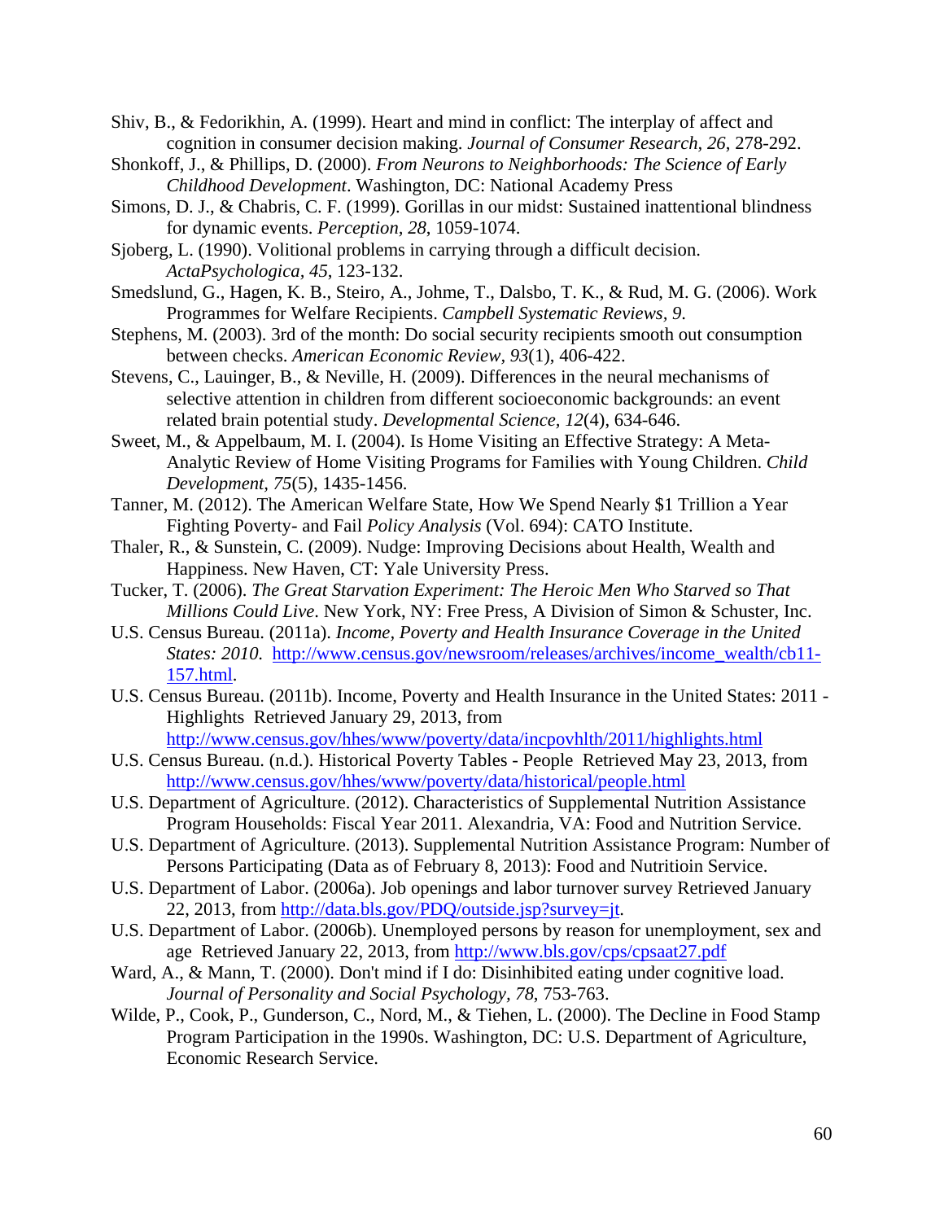Shiv, B., & Fedorikhin, A. (1999). Heart and mind in conflict: The interplay of affect and cognition in consumer decision making. *Journal of Consumer Research, 26*, 278-292.

Shonkoff, J., & Phillips, D. (2000). *From Neurons to Neighborhoods: The Science of Early Childhood Development*. Washington, DC: National Academy Press

Simons, D. J., & Chabris, C. F. (1999). Gorillas in our midst: Sustained inattentional blindness for dynamic events. *Perception, 28*, 1059-1074.

Sjoberg, L. (1990). Volitional problems in carrying through a difficult decision. *ActaPsychologica, 45*, 123-132.

Smedslund, G., Hagen, K. B., Steiro, A., Johme, T., Dalsbo, T. K., & Rud, M. G. (2006). Work Programmes for Welfare Recipients. *Campbell Systematic Reviews, 9*.

Stephens, M. (2003). 3rd of the month: Do social security recipients smooth out consumption between checks. *American Economic Review, 93*(1), 406-422.

Stevens, C., Lauinger, B., & Neville, H. (2009). Differences in the neural mechanisms of selective attention in children from different socioeconomic backgrounds: an event related brain potential study. *Developmental Science, 12*(4), 634-646.

Sweet, M., & Appelbaum, M. I. (2004). Is Home Visiting an Effective Strategy: A Meta-Analytic Review of Home Visiting Programs for Families with Young Children. *Child Development, 75*(5), 1435-1456.

Tanner, M. (2012). The American Welfare State, How We Spend Nearly $1 Trillion a Year Fighting Poverty- and Fail *Policy Analysis* (Vol. 694): CATO Institute.

Thaler, R., & Sunstein, C. (2009). Nudge: Improving Decisions about Health, Wealth and Happiness. New Haven, CT: Yale University Press.

Tucker, T. (2006). *The Great Starvation Experiment: The Heroic Men Who Starved so That Millions Could Live*. New York, NY: Free Press, A Division of Simon & Schuster, Inc.

U.S. Census Bureau. (2011a). *Income, Poverty and Health Insurance Coverage in the United States: 2010*. http://www.census.gov/newsroom/releases/archives/income_wealth/cb11-157.html.

U.S. Census Bureau. (2011b). Income, Poverty and Health Insurance in the United States: 2011 - Highlights Retrieved January 29, 2013, from http://www.census.gov/hhes/www/poverty/data/incpovhlth/2011/highlights.html

U.S. Census Bureau. (n.d.). Historical Poverty Tables - People Retrieved May 23, 2013, from http://www.census.gov/hhes/www/poverty/data/historical/people.html

U.S. Department of Agriculture. (2012). Characteristics of Supplemental Nutrition Assistance Program Households: Fiscal Year 2011. Alexandria, VA: Food and Nutrition Service.

U.S. Department of Agriculture. (2013). Supplemental Nutrition Assistance Program: Number of Persons Participating (Data as of February 8, 2013): Food and Nutritioin Service.

U.S. Department of Labor. (2006a). Job openings and labor turnover survey Retrieved January 22, 2013, from http://data.bls.gov/PDQ/outside.jsp?survey=jt.

U.S. Department of Labor. (2006b). Unemployed persons by reason for unemployment, sex and age Retrieved January 22, 2013, from http://www.bls.gov/cps/cpsaat27.pdf

Ward, A., & Mann, T. (2000). Don't mind if I do: Disinhibited eating under cognitive load. *Journal of Personality and Social Psychology, 78*, 753-763.

Wilde, P., Cook, P., Gunderson, C., Nord, M., & Tiehen, L. (2000). The Decline in Food Stamp Program Participation in the 1990s. Washington, DC: U.S. Department of Agriculture, Economic Research Service.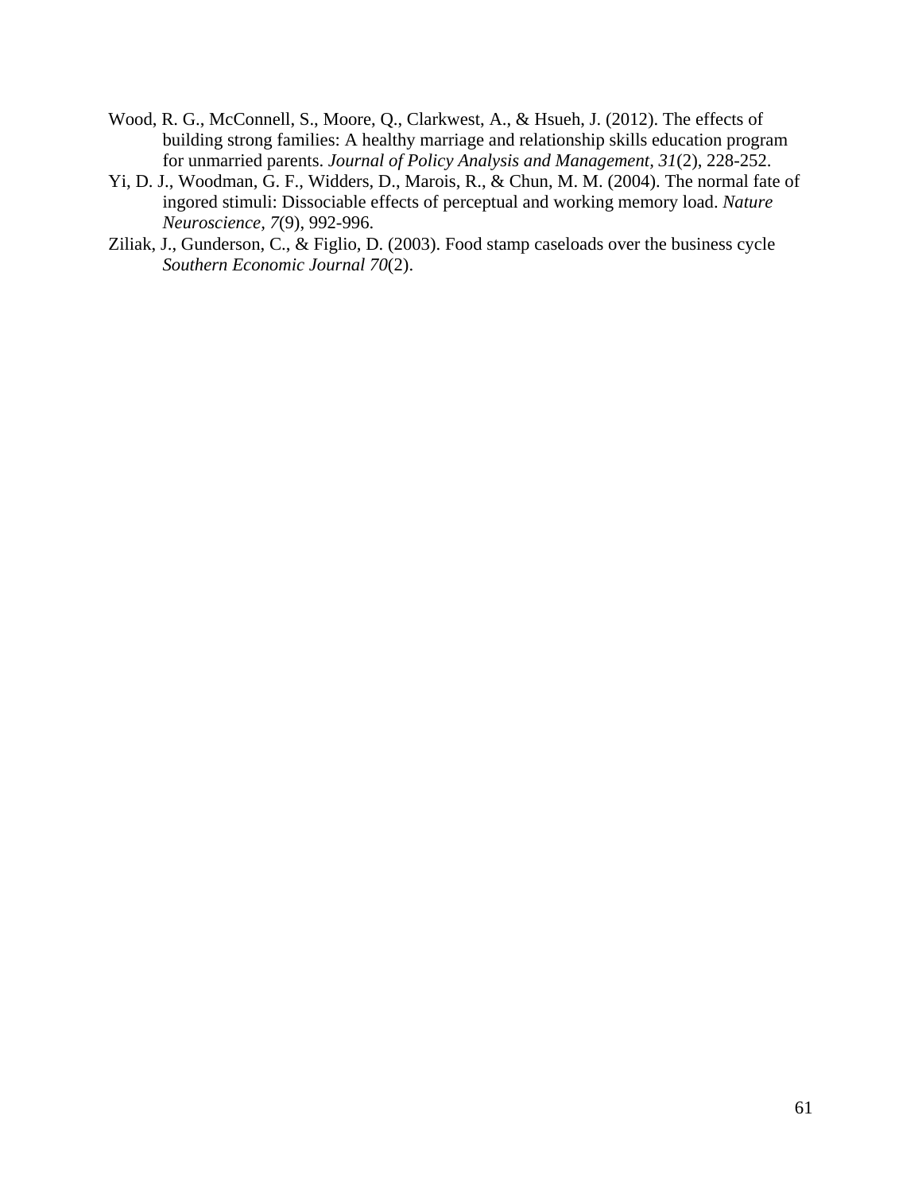Wood, R. G., McConnell, S., Moore, Q., Clarkwest, A., & Hsueh, J. (2012). The effects of building strong families: A healthy marriage and relationship skills education program for unmarried parents. *Journal of Policy Analysis and Management, 31*(2), 228-252.

Yi, D. J., Woodman, G. F., Widders, D., Marois, R., & Chun, M. M. (2004). The normal fate of ingored stimuli: Dissociable effects of perceptual and working memory load. *Nature Neuroscience, 7*(9), 992-996.

Ziliak, J., Gunderson, C., & Figlio, D. (2003). Food stamp caseloads over the business cycle *Southern Economic Journal 70*(2).